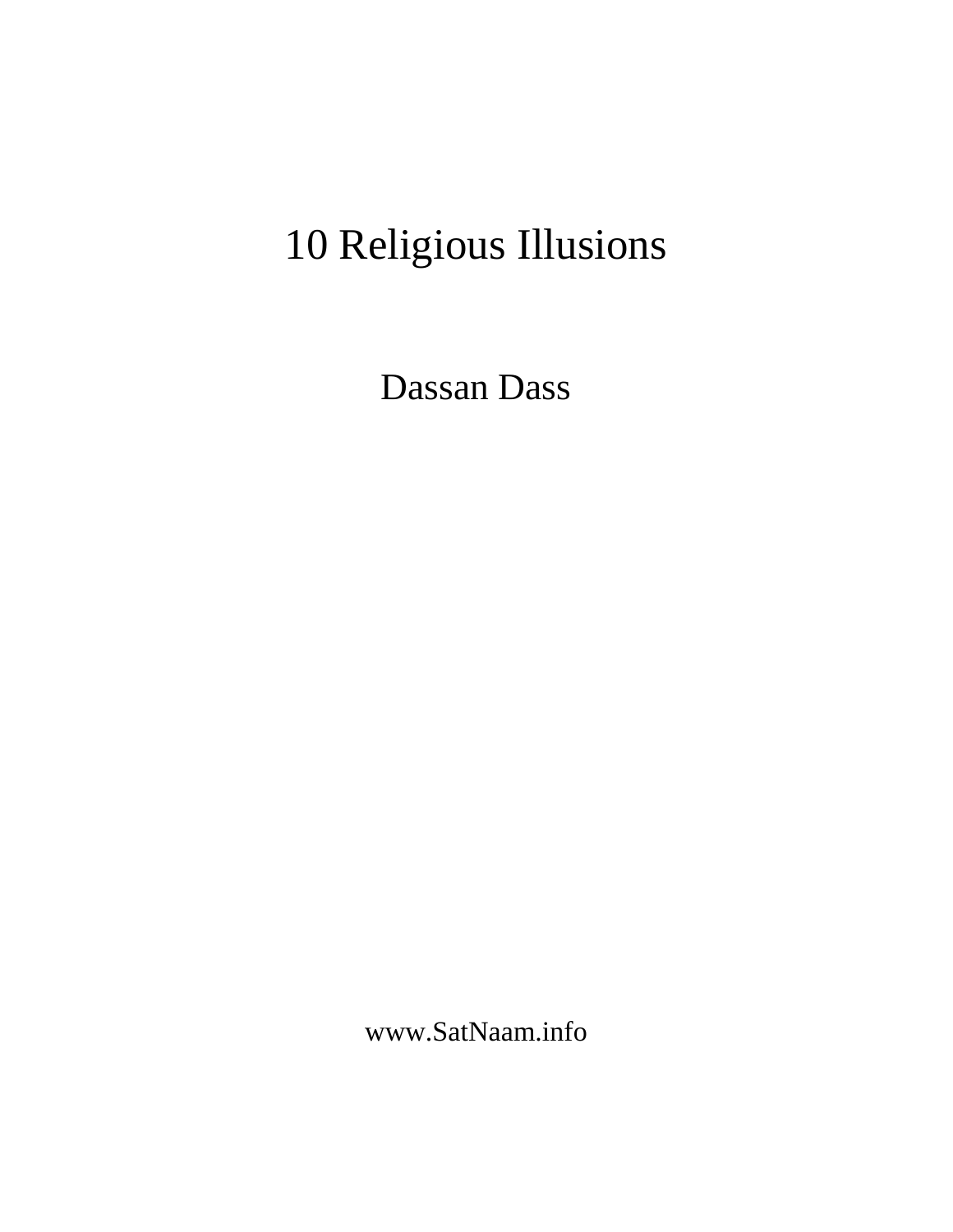# 10 Religious Illusions

Dassan Dass

www.SatNaam.info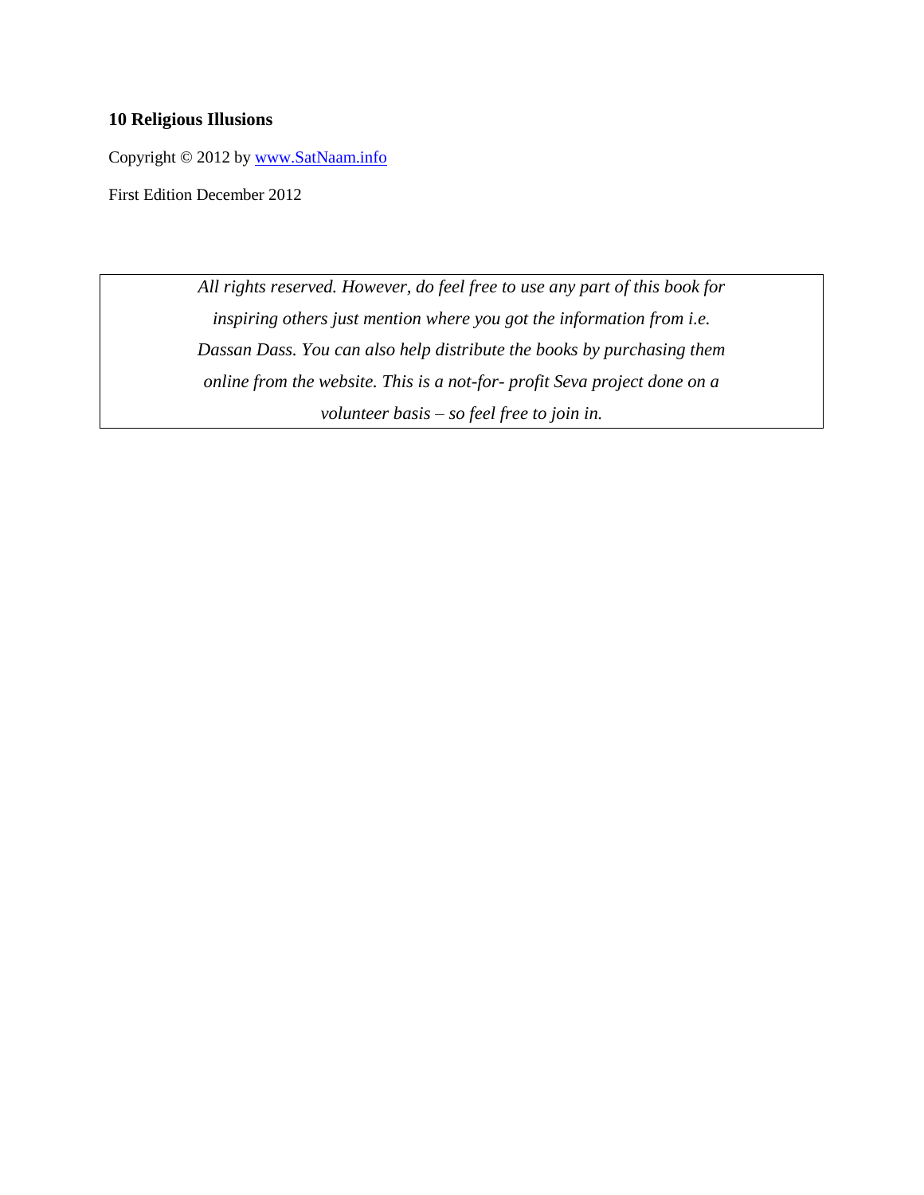**10 Religious Illusions**

Copyright © 2012 by [www.SatNaam.info](http://www.SatNaam.info)

First Edition December 2012

*All rights reserved. However, do feel free to use any part of this book for inspiring others just mention where you got the information from i.e. Dassan Dass. You can also help distribute the books by purchasing them online from the website. This is a not-for- profit Seva project done on a volunteer basis – so feel free to join in.*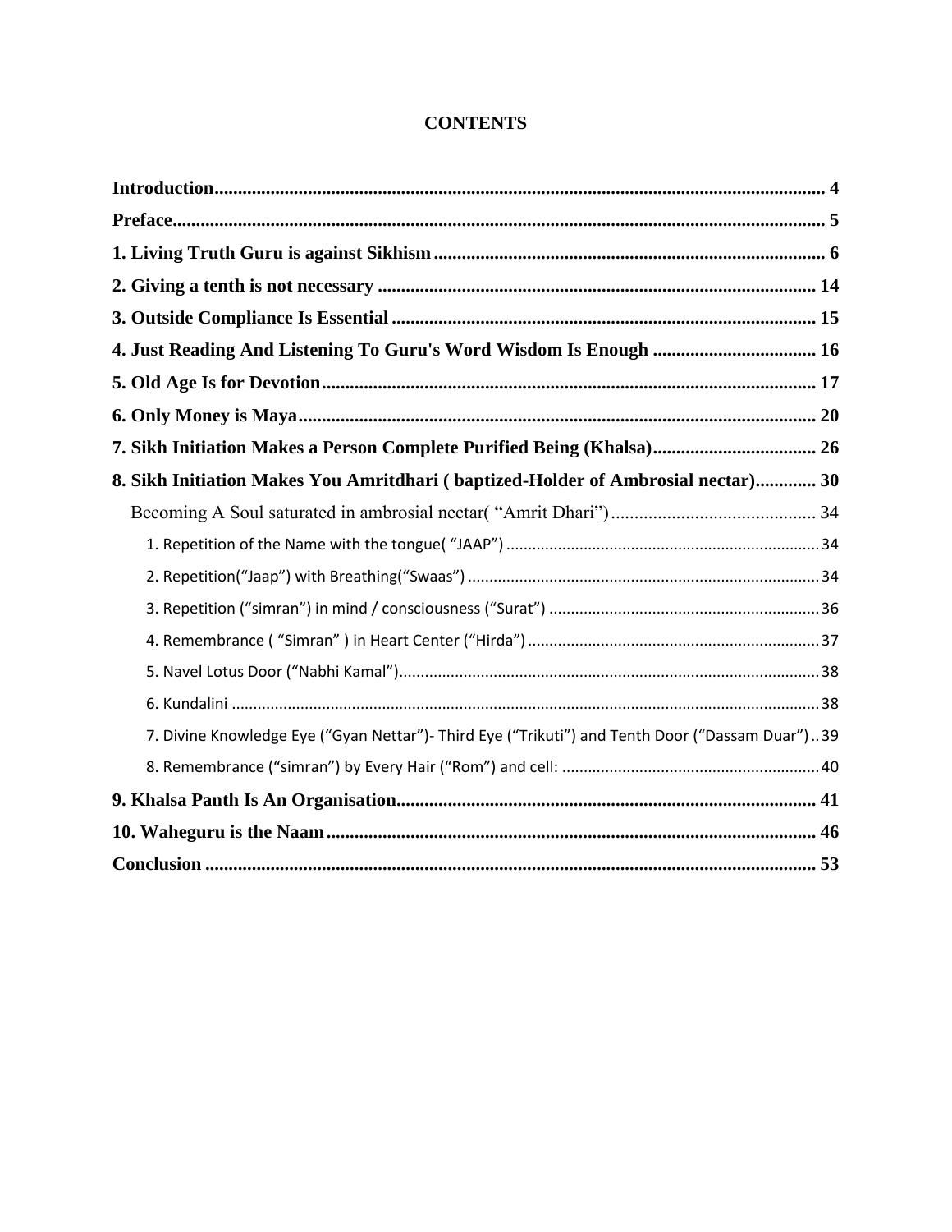# CONTENTS

**Introduction** .................................................................................................................. 4

**Preface** .......................................................................................................................... 5

**1. Living Truth Guru is against Sikhism** ................................................................... 6

**2. Giving a tenth is not necessary** ............................................................................ 14

**3. Outside Compliance Is Essential** ......................................................................... 15

**4. Just Reading And Listening To Guru's Word Wisdom Is Enough** .................................. 16

**5. Old Age Is for Devotion** ........................................................................................ 17

**6. Only Money is Maya** ............................................................................................ 20

**7. Sikh Initiation Makes a Person Complete Purified Being (Khalsa)** .................................. 26

**8. Sikh Initiation Makes You Amritdhari ( baptized-Holder of Ambrosial nectar)** ............. 30

- Becoming A Soul saturated in ambrosial nectar( "Amrit Dhari") ............................................ 34
  - 1. Repetition of the Name with the tongue( "JAAP") ........................................................................ 34
  - 2. Repetition("Jaap") with Breathing("Swaas") ................................................................................ 34
  - 3. Repetition ("simran") in mind / consciousness ("Surat") .............................................................. 36
  - 4. Remembrance ( "Simran" ) in Heart Center ("Hirda") ................................................................... 37
  - 5. Navel Lotus Door ("Nabhi Kamal") ................................................................................................ 38
  - 6. Kundalini ...................................................................................................................................... 38
  - 7. Divine Knowledge Eye ("Gyan Nettar")- Third Eye ("Trikuti") and Tenth Door ("Dassam Duar") .. 39
  - 8. Remembrance ("simran") by Every Hair ("Rom") and cell: ........................................................... 40

**9. Khalsa Panth Is An Organisation** .......................................................................... 41

**10. Waheguru is the Naam** ......................................................................................... 46

**Conclusion** .................................................................................................................. 53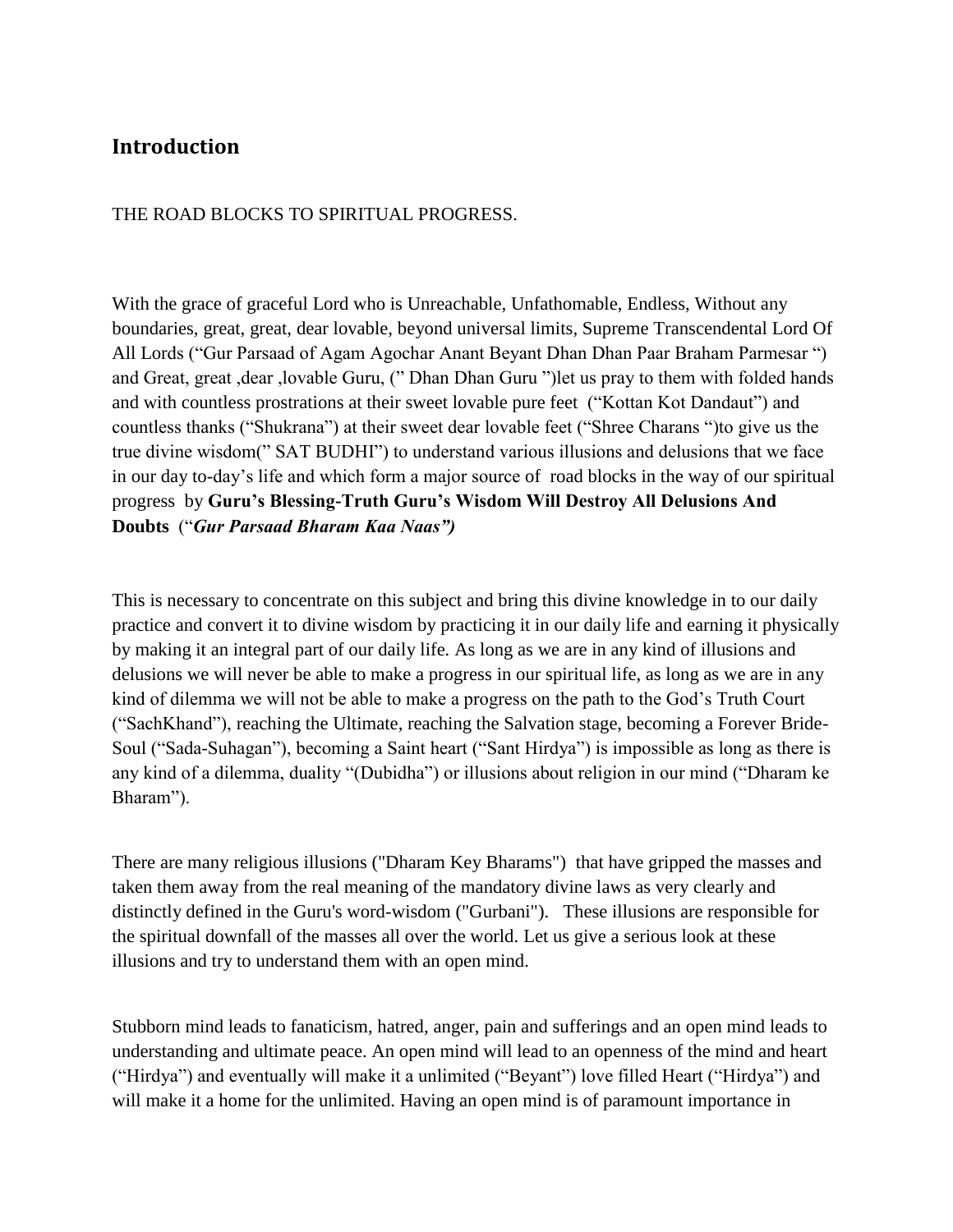## Introduction

THE ROAD BLOCKS TO SPIRITUAL PROGRESS.

With the grace of graceful Lord who is Unreachable, Unfathomable, Endless, Without any boundaries, great, great, dear lovable, beyond universal limits, Supreme Transcendental Lord Of All Lords ("Gur Parsaad of Agam Agochar Anant Beyant Dhan Dhan Paar Braham Parmesar ") and Great, great ,dear ,lovable Guru, (" Dhan Dhan Guru ")let us pray to them with folded hands and with countless prostrations at their sweet lovable pure feet ("Kottan Kot Dandaut") and countless thanks ("Shukrana") at their sweet dear lovable feet ("Shree Charans ")to give us the true divine wisdom(" SAT BUDHI") to understand various illusions and delusions that we face in our day to-day's life and which form a major source of road blocks in the way of our spiritual progress by **Guru's Blessing-Truth Guru's Wisdom Will Destroy All Delusions And Doubts** ("***Gur Parsaad Bharam Kaa Naas")***

This is necessary to concentrate on this subject and bring this divine knowledge in to our daily practice and convert it to divine wisdom by practicing it in our daily life and earning it physically by making it an integral part of our daily life. As long as we are in any kind of illusions and delusions we will never be able to make a progress in our spiritual life, as long as we are in any kind of dilemma we will not be able to make a progress on the path to the God's Truth Court ("SachKhand"), reaching the Ultimate, reaching the Salvation stage, becoming a Forever Bride-Soul ("Sada-Suhagan"), becoming a Saint heart ("Sant Hirdya") is impossible as long as there is any kind of a dilemma, duality "(Dubidha") or illusions about religion in our mind ("Dharam ke Bharam").

There are many religious illusions ("Dharam Key Bharams") that have gripped the masses and taken them away from the real meaning of the mandatory divine laws as very clearly and distinctly defined in the Guru's word-wisdom ("Gurbani"). These illusions are responsible for the spiritual downfall of the masses all over the world. Let us give a serious look at these illusions and try to understand them with an open mind.

Stubborn mind leads to fanaticism, hatred, anger, pain and sufferings and an open mind leads to understanding and ultimate peace. An open mind will lead to an openness of the mind and heart ("Hirdya") and eventually will make it a unlimited ("Beyant") love filled Heart ("Hirdya") and will make it a home for the unlimited. Having an open mind is of paramount importance in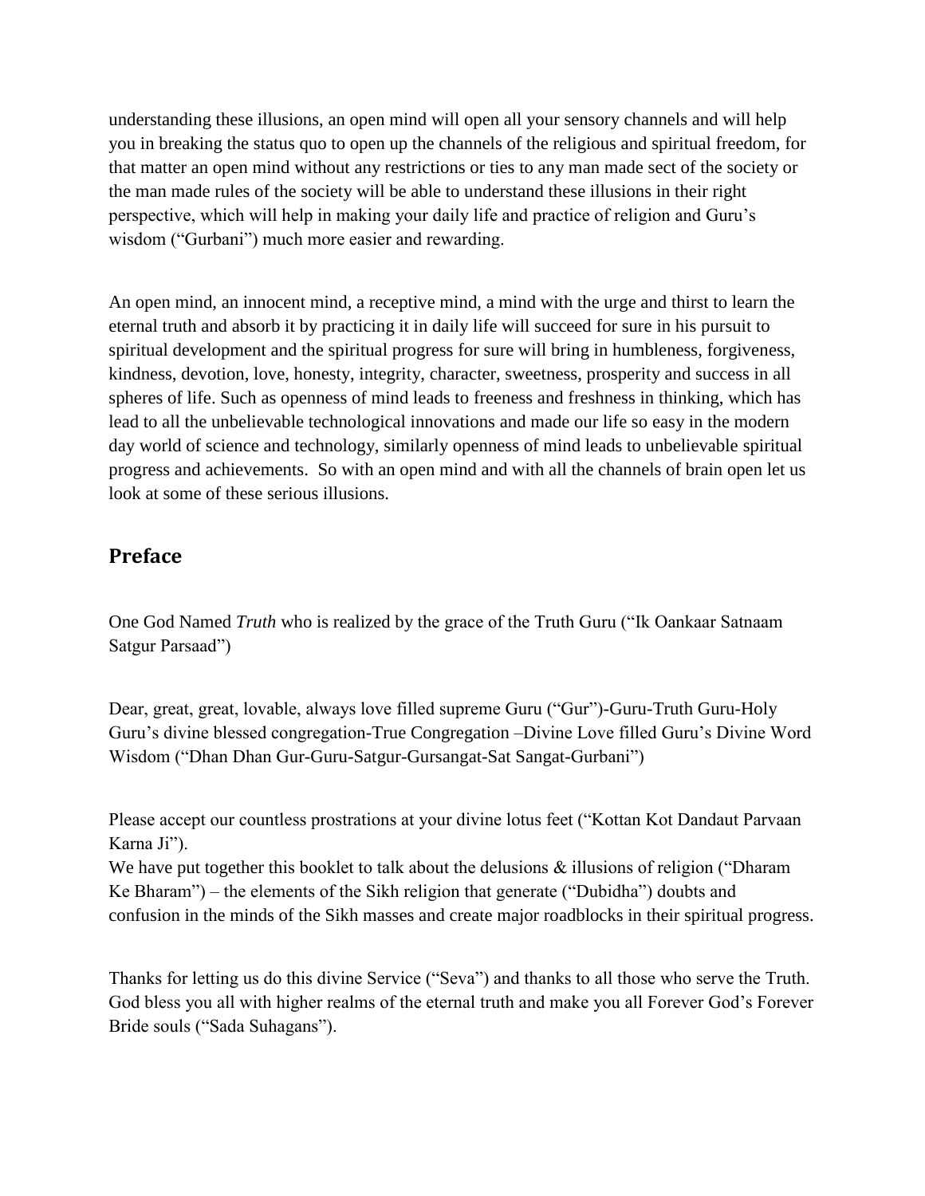understanding these illusions, an open mind will open all your sensory channels and will help you in breaking the status quo to open up the channels of the religious and spiritual freedom, for that matter an open mind without any restrictions or ties to any man made sect of the society or the man made rules of the society will be able to understand these illusions in their right perspective, which will help in making your daily life and practice of religion and Guru's wisdom ("Gurbani") much more easier and rewarding.

An open mind, an innocent mind, a receptive mind, a mind with the urge and thirst to learn the eternal truth and absorb it by practicing it in daily life will succeed for sure in his pursuit to spiritual development and the spiritual progress for sure will bring in humbleness, forgiveness, kindness, devotion, love, honesty, integrity, character, sweetness, prosperity and success in all spheres of life. Such as openness of mind leads to freeness and freshness in thinking, which has lead to all the unbelievable technological innovations and made our life so easy in the modern day world of science and technology, similarly openness of mind leads to unbelievable spiritual progress and achievements. So with an open mind and with all the channels of brain open let us look at some of these serious illusions.

## Preface

One God Named *Truth* who is realized by the grace of the Truth Guru ("Ik Oankaar Satnaam Satgur Parsaad")

Dear, great, great, lovable, always love filled supreme Guru ("Gur")-Guru-Truth Guru-Holy Guru's divine blessed congregation-True Congregation –Divine Love filled Guru's Divine Word Wisdom ("Dhan Dhan Gur-Guru-Satgur-Gursangat-Sat Sangat-Gurbani")

Please accept our countless prostrations at your divine lotus feet ("Kottan Kot Dandaut Parvaan Karna Ji").
We have put together this booklet to talk about the delusions & illusions of religion ("Dharam Ke Bharam") – the elements of the Sikh religion that generate ("Dubidha") doubts and confusion in the minds of the Sikh masses and create major roadblocks in their spiritual progress.

Thanks for letting us do this divine Service ("Seva") and thanks to all those who serve the Truth. God bless you all with higher realms of the eternal truth and make you all Forever God's Forever Bride souls ("Sada Suhagans").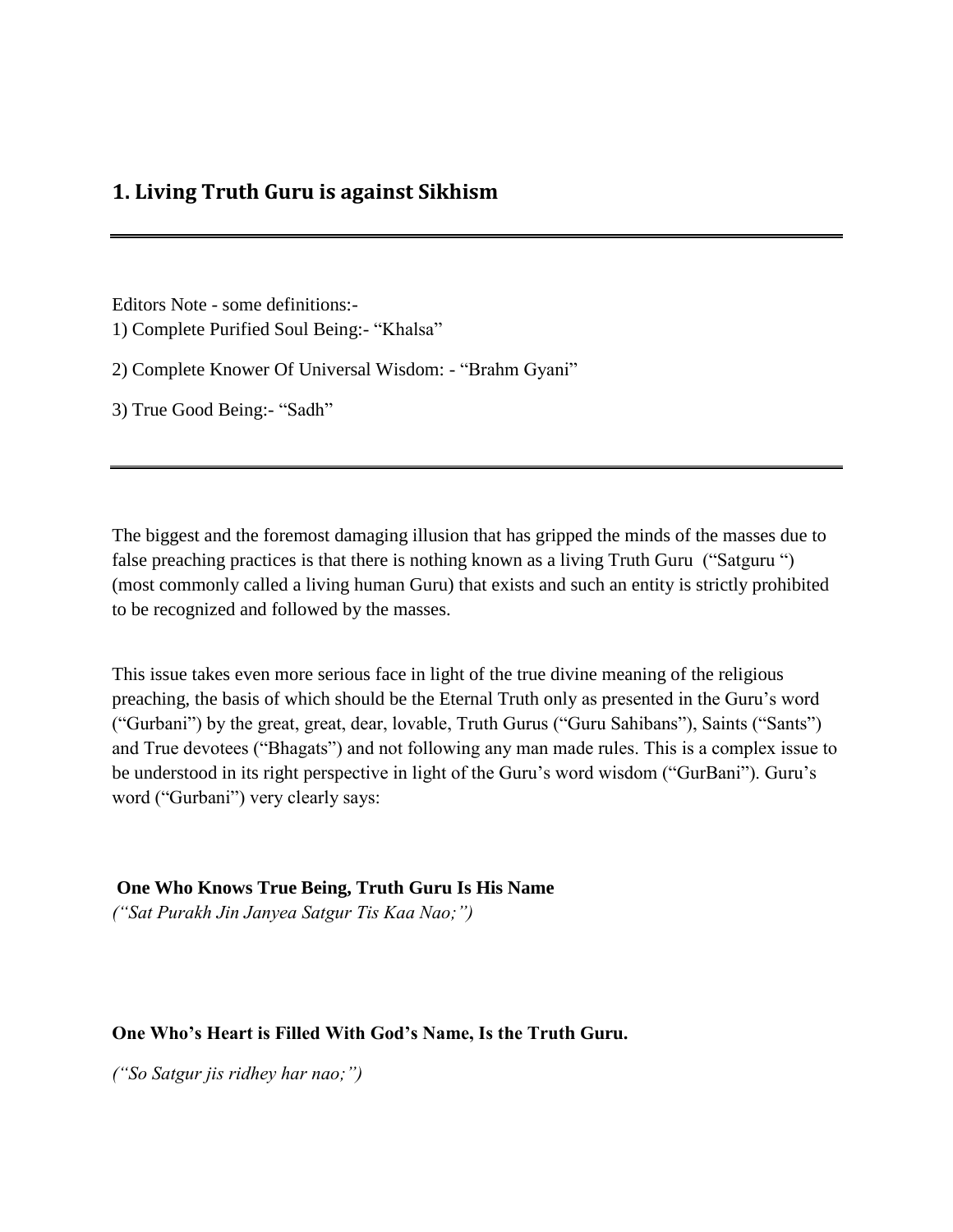## 1. Living Truth Guru is against Sikhism

---

Editors Note - some definitions:-
1) Complete Purified Soul Being:- “Khalsa”

2) Complete Knower Of Universal Wisdom: - “Brahm Gyani”

3) True Good Being:- “Sadh”

---

The biggest and the foremost damaging illusion that has gripped the minds of the masses due to false preaching practices is that there is nothing known as a living Truth Guru (“Satguru “) (most commonly called a living human Guru) that exists and such an entity is strictly prohibited to be recognized and followed by the masses.

This issue takes even more serious face in light of the true divine meaning of the religious preaching, the basis of which should be the Eternal Truth only as presented in the Guru’s word (“Gurbani”) by the great, great, dear, lovable, Truth Gurus (“Guru Sahibans”), Saints (“Sants”) and True devotees (“Bhagats”) and not following any man made rules. This is a complex issue to be understood in its right perspective in light of the Guru’s word wisdom (“GurBani”). Guru’s word (“Gurbani”) very clearly says:

**One Who Knows True Being, Truth Guru Is His Name**
*(“Sat Purakh Jin Janyea Satgur Tis Kaa Nao;”)*

**One Who’s Heart is Filled With God’s Name, Is the Truth Guru.**

*(“So Satgur jis ridhey har nao;”)*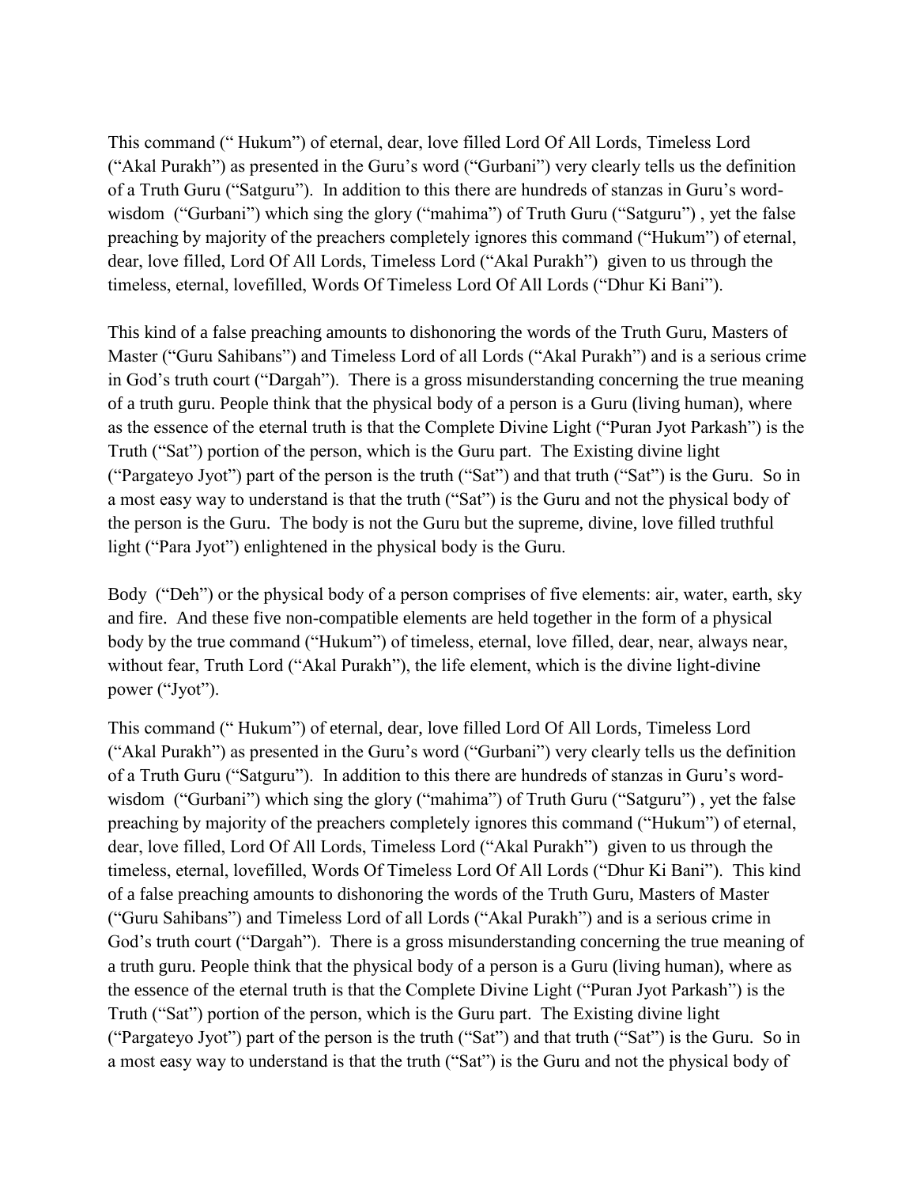This command (" Hukum") of eternal, dear, love filled Lord Of All Lords, Timeless Lord ("Akal Purakh") as presented in the Guru's word ("Gurbani") very clearly tells us the definition of a Truth Guru ("Satguru"). In addition to this there are hundreds of stanzas in Guru's word-wisdom ("Gurbani") which sing the glory ("mahima") of Truth Guru ("Satguru") , yet the false preaching by majority of the preachers completely ignores this command ("Hukum") of eternal, dear, love filled, Lord Of All Lords, Timeless Lord ("Akal Purakh") given to us through the timeless, eternal, lovefilled, Words Of Timeless Lord Of All Lords ("Dhur Ki Bani").

This kind of a false preaching amounts to dishonoring the words of the Truth Guru, Masters of Master ("Guru Sahibans") and Timeless Lord of all Lords ("Akal Purakh") and is a serious crime in God's truth court ("Dargah"). There is a gross misunderstanding concerning the true meaning of a truth guru. People think that the physical body of a person is a Guru (living human), where as the essence of the eternal truth is that the Complete Divine Light ("Puran Jyot Parkash") is the Truth ("Sat") portion of the person, which is the Guru part. The Existing divine light ("Pargateyo Jyot") part of the person is the truth ("Sat") and that truth ("Sat") is the Guru. So in a most easy way to understand is that the truth ("Sat") is the Guru and not the physical body of the person is the Guru. The body is not the Guru but the supreme, divine, love filled truthful light ("Para Jyot") enlightened in the physical body is the Guru.

Body ("Deh") or the physical body of a person comprises of five elements: air, water, earth, sky and fire. And these five non-compatible elements are held together in the form of a physical body by the true command ("Hukum") of timeless, eternal, love filled, dear, near, always near, without fear, Truth Lord ("Akal Purakh"), the life element, which is the divine light-divine power ("Jyot").

This command (" Hukum") of eternal, dear, love filled Lord Of All Lords, Timeless Lord ("Akal Purakh") as presented in the Guru's word ("Gurbani") very clearly tells us the definition of a Truth Guru ("Satguru"). In addition to this there are hundreds of stanzas in Guru's word-wisdom ("Gurbani") which sing the glory ("mahima") of Truth Guru ("Satguru") , yet the false preaching by majority of the preachers completely ignores this command ("Hukum") of eternal, dear, love filled, Lord Of All Lords, Timeless Lord ("Akal Purakh") given to us through the timeless, eternal, lovefilled, Words Of Timeless Lord Of All Lords ("Dhur Ki Bani"). This kind of a false preaching amounts to dishonoring the words of the Truth Guru, Masters of Master ("Guru Sahibans") and Timeless Lord of all Lords ("Akal Purakh") and is a serious crime in God's truth court ("Dargah"). There is a gross misunderstanding concerning the true meaning of a truth guru. People think that the physical body of a person is a Guru (living human), where as the essence of the eternal truth is that the Complete Divine Light ("Puran Jyot Parkash") is the Truth ("Sat") portion of the person, which is the Guru part. The Existing divine light ("Pargateyo Jyot") part of the person is the truth ("Sat") and that truth ("Sat") is the Guru. So in a most easy way to understand is that the truth ("Sat") is the Guru and not the physical body of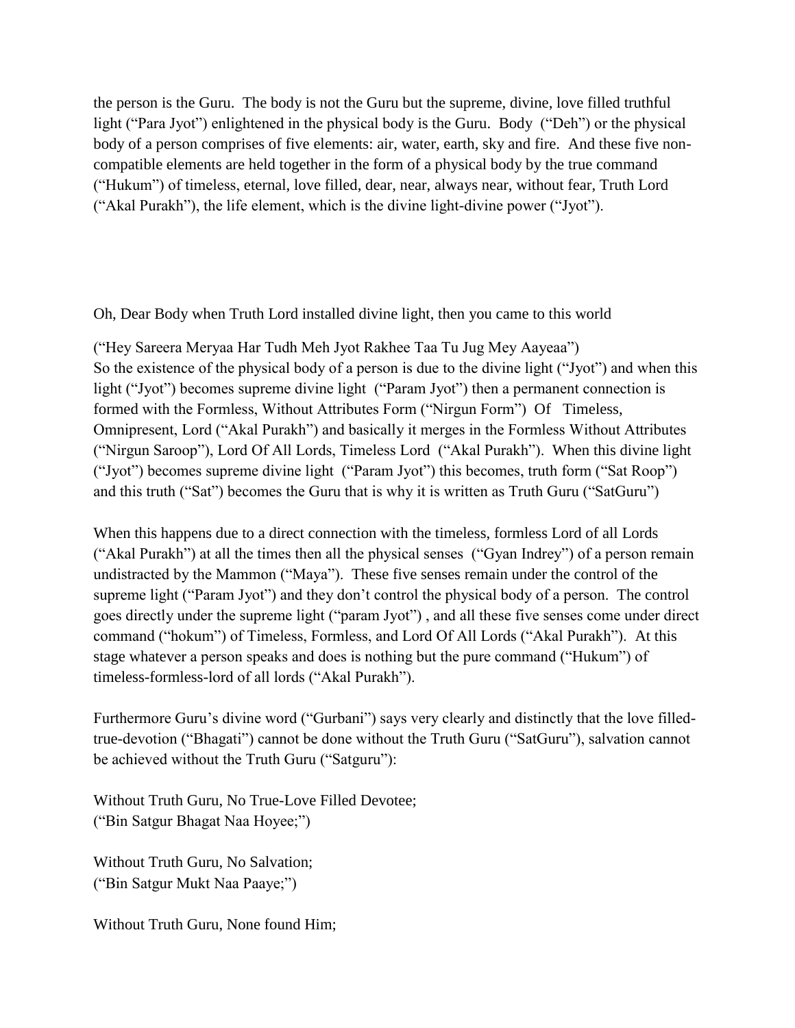the person is the Guru. The body is not the Guru but the supreme, divine, love filled truthful light ("Para Jyot") enlightened in the physical body is the Guru. Body ("Deh") or the physical body of a person comprises of five elements: air, water, earth, sky and fire. And these five non-compatible elements are held together in the form of a physical body by the true command ("Hukum") of timeless, eternal, love filled, dear, near, always near, without fear, Truth Lord ("Akal Purakh"), the life element, which is the divine light-divine power ("Jyot").

Oh, Dear Body when Truth Lord installed divine light, then you came to this world

("Hey Sareera Meryaa Har Tudh Meh Jyot Rakhee Taa Tu Jug Mey Aayeaa")
So the existence of the physical body of a person is due to the divine light ("Jyot") and when this light ("Jyot") becomes supreme divine light ("Param Jyot") then a permanent connection is formed with the Formless, Without Attributes Form ("Nirgun Form") Of Timeless, Omnipresent, Lord ("Akal Purakh") and basically it merges in the Formless Without Attributes ("Nirgun Saroop"), Lord Of All Lords, Timeless Lord ("Akal Purakh"). When this divine light ("Jyot") becomes supreme divine light ("Param Jyot") this becomes, truth form ("Sat Roop") and this truth ("Sat") becomes the Guru that is why it is written as Truth Guru ("SatGuru")

When this happens due to a direct connection with the timeless, formless Lord of all Lords ("Akal Purakh") at all the times then all the physical senses ("Gyan Indrey") of a person remain undistracted by the Mammon ("Maya"). These five senses remain under the control of the supreme light ("Param Jyot") and they don't control the physical body of a person. The control goes directly under the supreme light ("param Jyot") , and all these five senses come under direct command ("hokum") of Timeless, Formless, and Lord Of All Lords ("Akal Purakh"). At this stage whatever a person speaks and does is nothing but the pure command ("Hukum") of timeless-formless-lord of all lords ("Akal Purakh").

Furthermore Guru's divine word ("Gurbani") says very clearly and distinctly that the love filled-true-devotion ("Bhagati") cannot be done without the Truth Guru ("SatGuru"), salvation cannot be achieved without the Truth Guru ("Satguru"):

Without Truth Guru, No True-Love Filled Devotee;
("Bin Satgur Bhagat Naa Hoyee;")

Without Truth Guru, No Salvation;
("Bin Satgur Mukt Naa Paaye;")

Without Truth Guru, None found Him;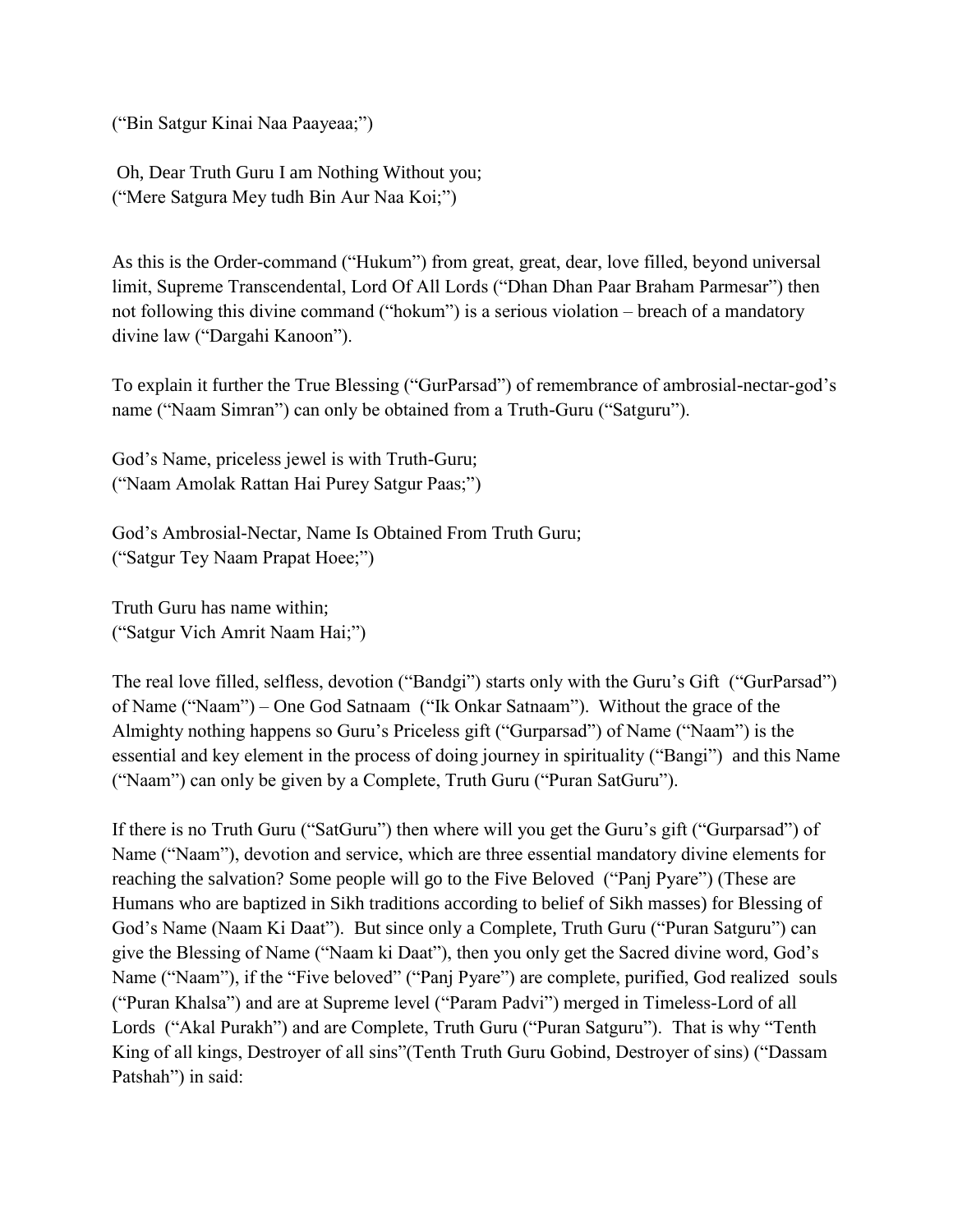(“Bin Satgur Kinai Naa Paayeaa;”)

Oh, Dear Truth Guru I am Nothing Without you;
(“Mere Satgura Mey tudh Bin Aur Naa Koi;”)

As this is the Order-command (“Hukum”) from great, great, dear, love filled, beyond universal limit, Supreme Transcendental, Lord Of All Lords (“Dhan Dhan Paar Braham Parmesar”) then not following this divine command (“hokum”) is a serious violation – breach of a mandatory divine law (“Dargahi Kanoon”).

To explain it further the True Blessing (“GurParsad”) of remembrance of ambrosial-nectar-god’s name (“Naam Simran”) can only be obtained from a Truth-Guru (“Satguru”).

God’s Name, priceless jewel is with Truth-Guru;
(“Naam Amolak Rattan Hai Purey Satgur Paas;”)

God’s Ambrosial-Nectar, Name Is Obtained From Truth Guru;
(“Satgur Tey Naam Prapat Hoee;”)

Truth Guru has name within;
(“Satgur Vich Amrit Naam Hai;”)

The real love filled, selfless, devotion (“Bandgi”) starts only with the Guru’s Gift (“GurParsad”) of Name (“Naam”) – One God Satnaam (“Ik Onkar Satnaam”). Without the grace of the Almighty nothing happens so Guru’s Priceless gift (“Gurparsad”) of Name (“Naam”) is the essential and key element in the process of doing journey in spirituality (“Bangi”) and this Name (“Naam”) can only be given by a Complete, Truth Guru (“Puran SatGuru”).

If there is no Truth Guru (“SatGuru”) then where will you get the Guru’s gift (“Gurparsad”) of Name (“Naam”), devotion and service, which are three essential mandatory divine elements for reaching the salvation? Some people will go to the Five Beloved (“Panj Pyare”) (These are Humans who are baptized in Sikh traditions according to belief of Sikh masses) for Blessing of God’s Name (Naam Ki Daat”). But since only a Complete, Truth Guru (“Puran Satguru”) can give the Blessing of Name (“Naam ki Daat”), then you only get the Sacred divine word, God’s Name (“Naam”), if the “Five beloved” (“Panj Pyare”) are complete, purified, God realized souls (“Puran Khalsa”) and are at Supreme level (“Param Padvi”) merged in Timeless-Lord of all Lords (“Akal Purakh”) and are Complete, Truth Guru (“Puran Satguru”). That is why “Tenth King of all kings, Destroyer of all sins”(Tenth Truth Guru Gobind, Destroyer of sins) (“Dassam Patshah”) in said: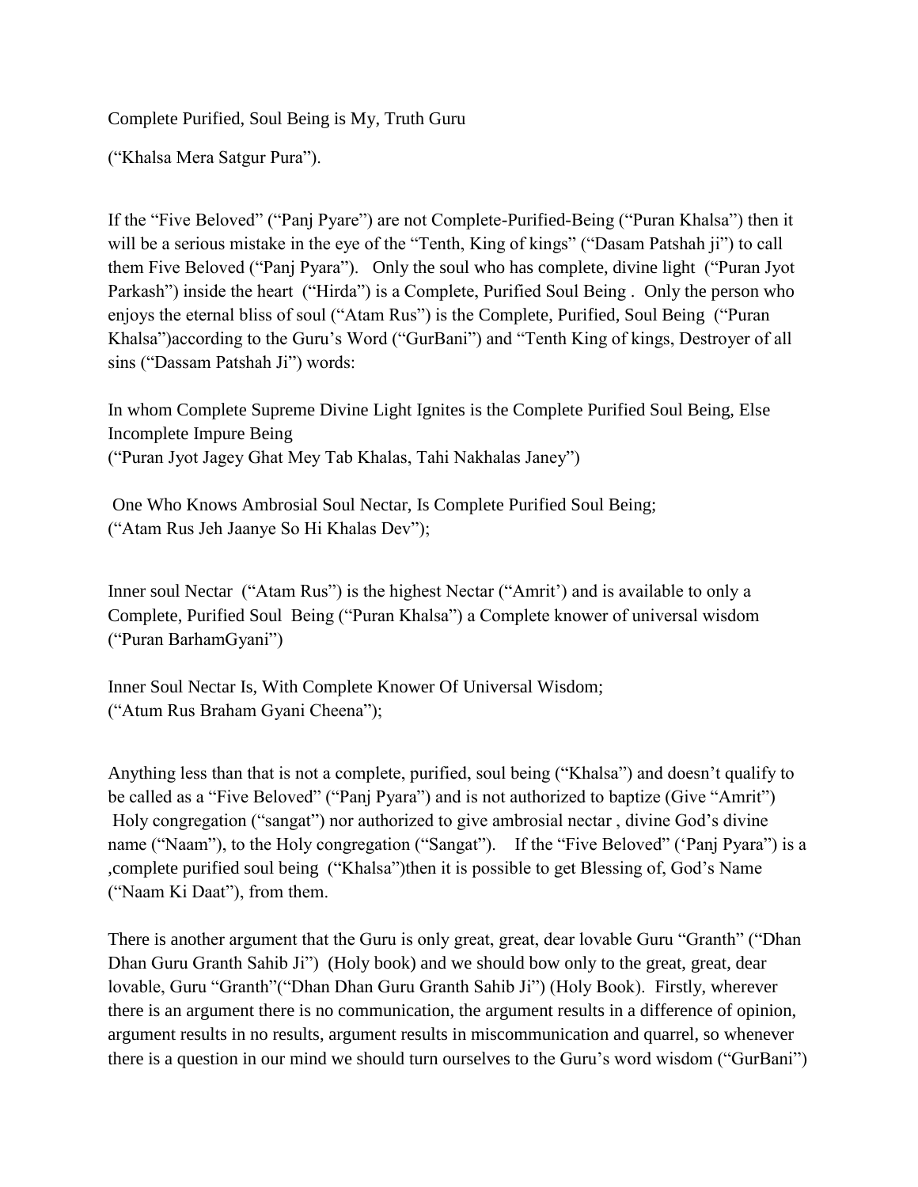Complete Purified, Soul Being is My, Truth Guru

("Khalsa Mera Satgur Pura").

If the "Five Beloved" ("Panj Pyare") are not Complete-Purified-Being ("Puran Khalsa") then it will be a serious mistake in the eye of the "Tenth, King of kings" ("Dasam Patshah ji") to call them Five Beloved ("Panj Pyara"). Only the soul who has complete, divine light ("Puran Jyot Parkash") inside the heart ("Hirda") is a Complete, Purified Soul Being . Only the person who enjoys the eternal bliss of soul ("Atam Rus") is the Complete, Purified, Soul Being ("Puran Khalsa")according to the Guru's Word ("GurBani") and "Tenth King of kings, Destroyer of all sins ("Dassam Patshah Ji") words:

In whom Complete Supreme Divine Light Ignites is the Complete Purified Soul Being, Else Incomplete Impure Being
("Puran Jyot Jagey Ghat Mey Tab Khalas, Tahi Nakhalas Janey")

One Who Knows Ambrosial Soul Nectar, Is Complete Purified Soul Being;
("Atam Rus Jeh Jaanye So Hi Khalas Dev");

Inner soul Nectar ("Atam Rus") is the highest Nectar ("Amrit') and is available to only a Complete, Purified Soul Being ("Puran Khalsa") a Complete knower of universal wisdom ("Puran BarhamGyani")

Inner Soul Nectar Is, With Complete Knower Of Universal Wisdom;
("Atum Rus Braham Gyani Cheena");

Anything less than that is not a complete, purified, soul being ("Khalsa") and doesn't qualify to be called as a "Five Beloved" ("Panj Pyara") and is not authorized to baptize (Give "Amrit") Holy congregation ("sangat") nor authorized to give ambrosial nectar , divine God's divine name ("Naam"), to the Holy congregation ("Sangat"). If the "Five Beloved" ('Panj Pyara") is a ,complete purified soul being ("Khalsa")then it is possible to get Blessing of, God's Name ("Naam Ki Daat"), from them.

There is another argument that the Guru is only great, great, dear lovable Guru "Granth" ("Dhan Dhan Guru Granth Sahib Ji") (Holy book) and we should bow only to the great, great, dear lovable, Guru "Granth"("Dhan Dhan Guru Granth Sahib Ji") (Holy Book). Firstly, wherever there is an argument there is no communication, the argument results in a difference of opinion, argument results in no results, argument results in miscommunication and quarrel, so whenever there is a question in our mind we should turn ourselves to the Guru's word wisdom ("GurBani")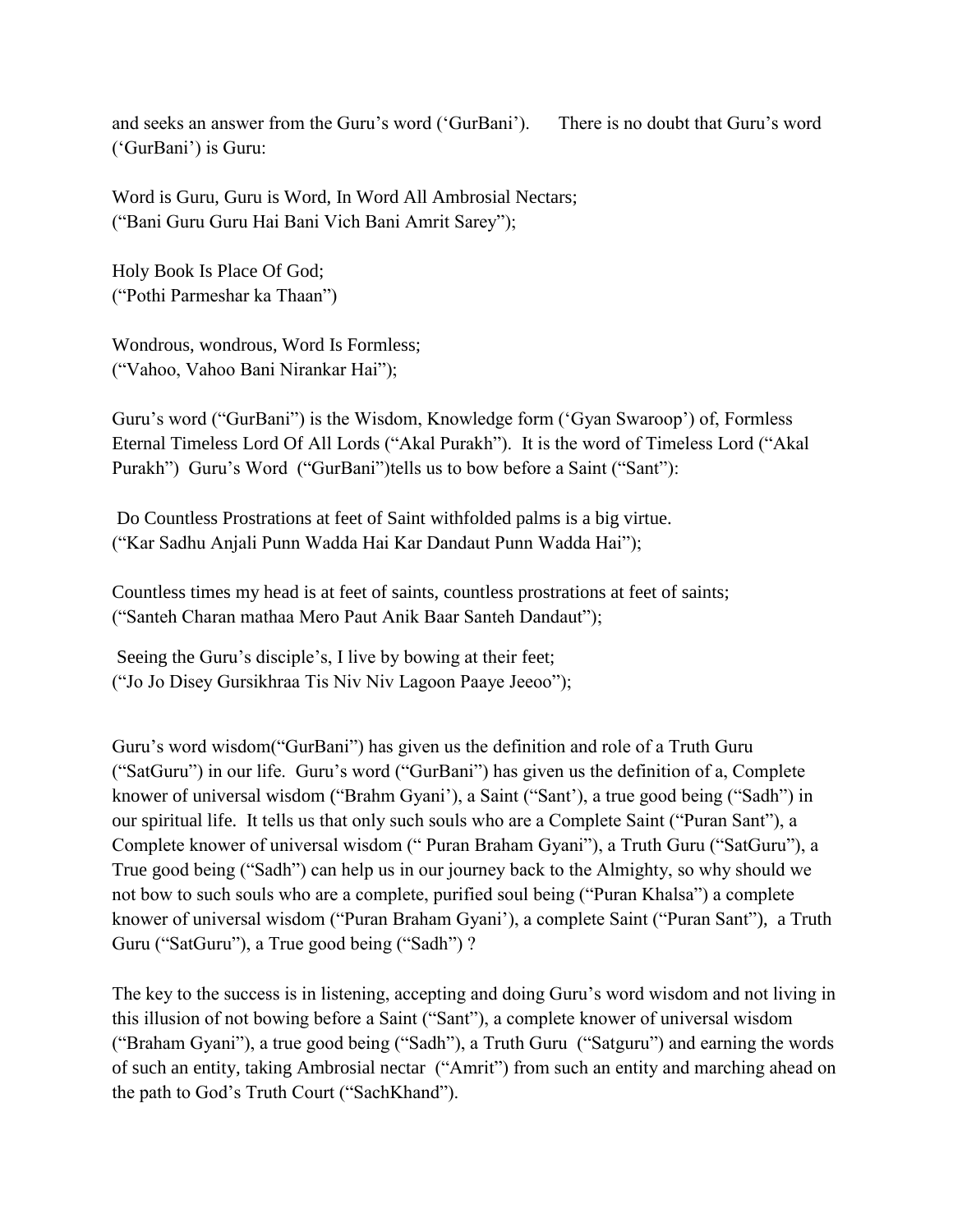and seeks an answer from the Guru's word ('GurBani'). There is no doubt that Guru's word ('GurBani') is Guru:

Word is Guru, Guru is Word, In Word All Ambrosial Nectars;
("Bani Guru Guru Hai Bani Vich Bani Amrit Sarey");

Holy Book Is Place Of God;
("Pothi Parmeshar ka Thaan")

Wondrous, wondrous, Word Is Formless;
("Vahoo, Vahoo Bani Nirankar Hai");

Guru's word ("GurBani") is the Wisdom, Knowledge form ('Gyan Swaroop') of, Formless Eternal Timeless Lord Of All Lords ("Akal Purakh"). It is the word of Timeless Lord ("Akal Purakh") Guru's Word ("GurBani")tells us to bow before a Saint ("Sant"):

Do Countless Prostrations at feet of Saint withfolded palms is a big virtue.
("Kar Sadhu Anjali Punn Wadda Hai Kar Dandaut Punn Wadda Hai");

Countless times my head is at feet of saints, countless prostrations at feet of saints;
("Santeh Charan mathaa Mero Paut Anik Baar Santeh Dandaut");

Seeing the Guru's disciple's, I live by bowing at their feet;
("Jo Jo Disey Gursikhraa Tis Niv Niv Lagoon Paaye Jeeoo");

Guru's word wisdom("GurBani") has given us the definition and role of a Truth Guru ("SatGuru") in our life. Guru's word ("GurBani") has given us the definition of a, Complete knower of universal wisdom ("Brahm Gyani'), a Saint ("Sant'), a true good being ("Sadh") in our spiritual life. It tells us that only such souls who are a Complete Saint ("Puran Sant"), a Complete knower of universal wisdom (" Puran Braham Gyani"), a Truth Guru ("SatGuru"), a True good being ("Sadh") can help us in our journey back to the Almighty, so why should we not bow to such souls who are a complete, purified soul being ("Puran Khalsa") a complete knower of universal wisdom ("Puran Braham Gyani'), a complete Saint ("Puran Sant"), a Truth Guru ("SatGuru"), a True good being ("Sadh") ?

The key to the success is in listening, accepting and doing Guru's word wisdom and not living in this illusion of not bowing before a Saint ("Sant"), a complete knower of universal wisdom ("Braham Gyani"), a true good being ("Sadh"), a Truth Guru ("Satguru") and earning the words of such an entity, taking Ambrosial nectar ("Amrit") from such an entity and marching ahead on the path to God's Truth Court ("SachKhand").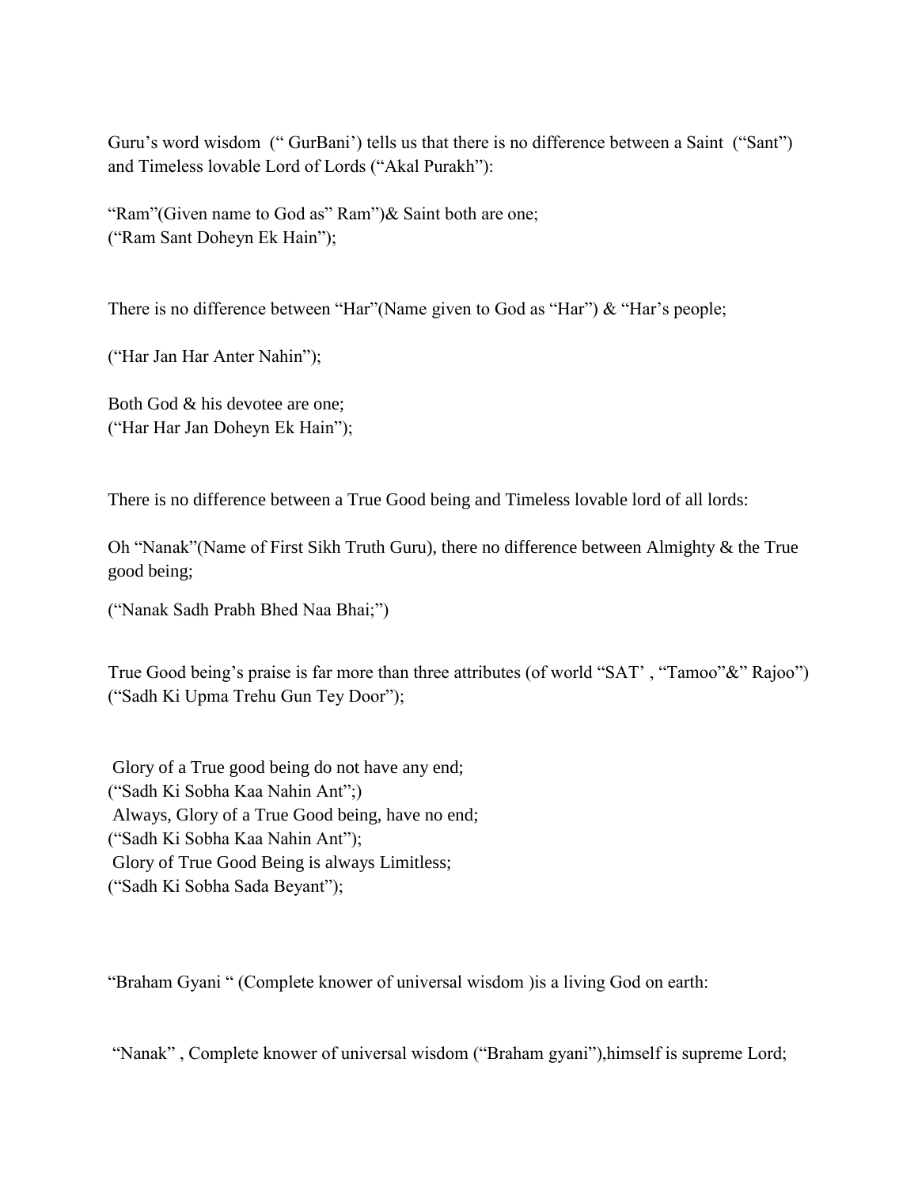Guru's word wisdom (" GurBani') tells us that there is no difference between a Saint ("Sant") and Timeless lovable Lord of Lords ("Akal Purakh"):

"Ram"(Given name to God as" Ram")& Saint both are one;  
("Ram Sant Doheyn Ek Hain");

There is no difference between "Har"(Name given to God as "Har") & "Har's people;

("Har Jan Har Anter Nahin");

Both God & his devotee are one;  
("Har Har Jan Doheyn Ek Hain");

There is no difference between a True Good being and Timeless lovable lord of all lords:

Oh "Nanak"(Name of First Sikh Truth Guru), there no difference between Almighty & the True good being;

("Nanak Sadh Prabh Bhed Naa Bhai;")

True Good being's praise is far more than three attributes (of world "SAT' , "Tamoo"&" Rajoo")  
("Sadh Ki Upma Trehu Gun Tey Door");

Glory of a True good being do not have any end;  
("Sadh Ki Sobha Kaa Nahin Ant";)  
Always, Glory of a True Good being, have no end;  
("Sadh Ki Sobha Kaa Nahin Ant");  
Glory of True Good Being is always Limitless;  
("Sadh Ki Sobha Sada Beyant");

"Braham Gyani " (Complete knower of universal wisdom )is a living God on earth:

"Nanak" , Complete knower of universal wisdom ("Braham gyani"),himself is supreme Lord;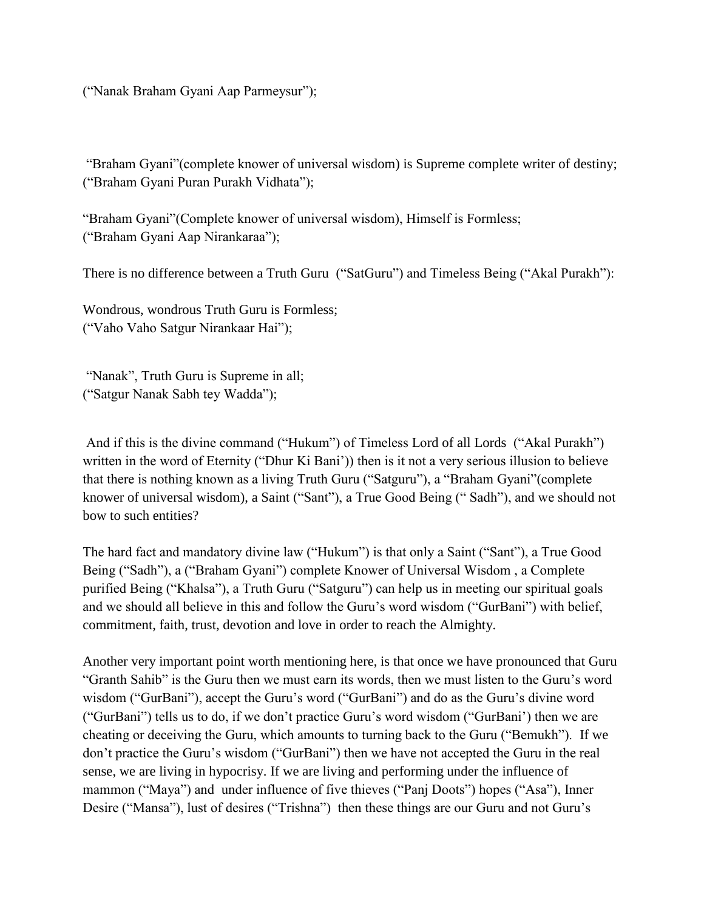("Nanak Braham Gyani Aap Parmeysur");

"Braham Gyani"(complete knower of universal wisdom) is Supreme complete writer of destiny;
("Braham Gyani Puran Purakh Vidhata");

"Braham Gyani"(Complete knower of universal wisdom), Himself is Formless;
("Braham Gyani Aap Nirankaraa");

There is no difference between a Truth Guru ("SatGuru") and Timeless Being ("Akal Purakh"):

Wondrous, wondrous Truth Guru is Formless;
("Vaho Vaho Satgur Nirankaar Hai");

"Nanak", Truth Guru is Supreme in all;
("Satgur Nanak Sabh tey Wadda");

And if this is the divine command ("Hukum") of Timeless Lord of all Lords ("Akal Purakh") written in the word of Eternity ("Dhur Ki Bani')) then is it not a very serious illusion to believe that there is nothing known as a living Truth Guru ("Satguru"), a "Braham Gyani"(complete knower of universal wisdom), a Saint ("Sant"), a True Good Being (" Sadh"), and we should not bow to such entities?

The hard fact and mandatory divine law ("Hukum") is that only a Saint ("Sant"), a True Good Being ("Sadh"), a ("Braham Gyani") complete Knower of Universal Wisdom , a Complete purified Being ("Khalsa"), a Truth Guru ("Satguru") can help us in meeting our spiritual goals and we should all believe in this and follow the Guru's word wisdom ("GurBani") with belief, commitment, faith, trust, devotion and love in order to reach the Almighty.

Another very important point worth mentioning here, is that once we have pronounced that Guru "Granth Sahib" is the Guru then we must earn its words, then we must listen to the Guru's word wisdom ("GurBani"), accept the Guru's word ("GurBani") and do as the Guru's divine word ("GurBani") tells us to do, if we don't practice Guru's word wisdom ("GurBani') then we are cheating or deceiving the Guru, which amounts to turning back to the Guru ("Bemukh"). If we don't practice the Guru's wisdom ("GurBani") then we have not accepted the Guru in the real sense, we are living in hypocrisy. If we are living and performing under the influence of mammon ("Maya") and under influence of five thieves ("Panj Doots") hopes ("Asa"), Inner Desire ("Mansa"), lust of desires ("Trishna") then these things are our Guru and not Guru's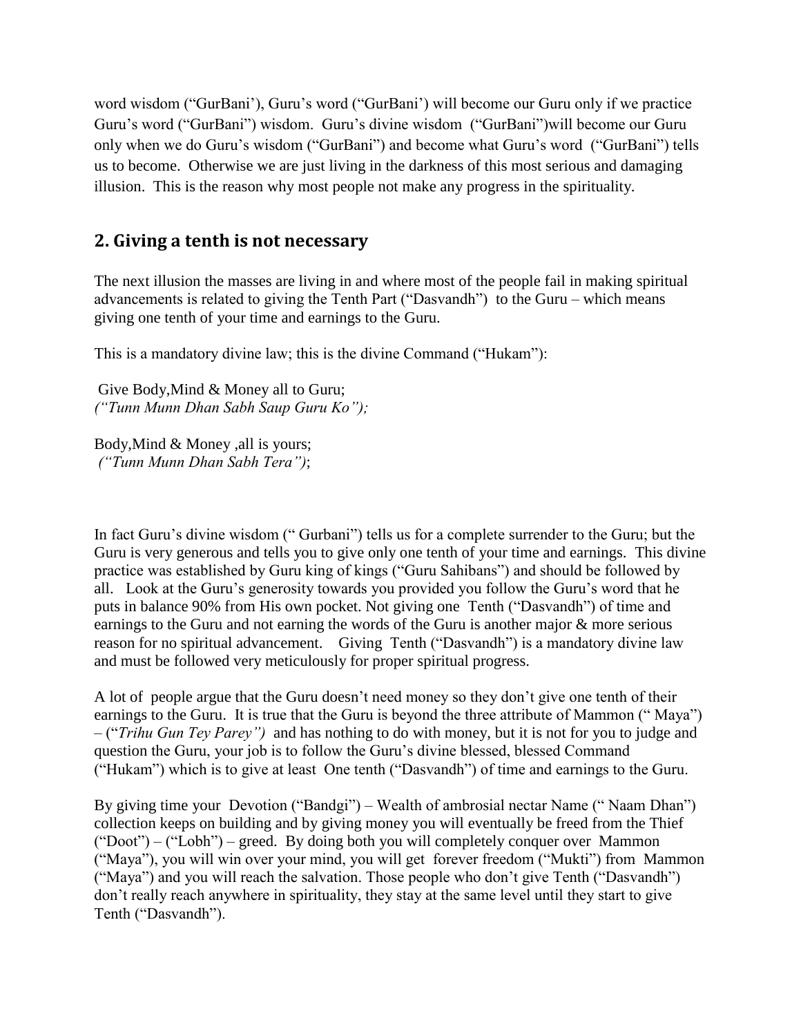word wisdom ("GurBani'), Guru's word ("GurBani') will become our Guru only if we practice Guru's word ("GurBani") wisdom. Guru's divine wisdom ("GurBani")will become our Guru only when we do Guru's wisdom ("GurBani") and become what Guru's word ("GurBani") tells us to become. Otherwise we are just living in the darkness of this most serious and damaging illusion. This is the reason why most people not make any progress in the spirituality.

## 2. Giving a tenth is not necessary

The next illusion the masses are living in and where most of the people fail in making spiritual advancements is related to giving the Tenth Part ("Dasvandh") to the Guru – which means giving one tenth of your time and earnings to the Guru.

This is a mandatory divine law; this is the divine Command ("Hukam"):

Give Body,Mind & Money all to Guru;
*("Tunn Munn Dhan Sabh Saup Guru Ko");*

Body,Mind & Money ,all is yours;
*("Tunn Munn Dhan Sabh Tera")*;

In fact Guru's divine wisdom (" Gurbani") tells us for a complete surrender to the Guru; but the Guru is very generous and tells you to give only one tenth of your time and earnings. This divine practice was established by Guru king of kings ("Guru Sahibans") and should be followed by all. Look at the Guru's generosity towards you provided you follow the Guru's word that he puts in balance 90% from His own pocket. Not giving one Tenth ("Dasvandh") of time and earnings to the Guru and not earning the words of the Guru is another major & more serious reason for no spiritual advancement. Giving Tenth ("Dasvandh") is a mandatory divine law and must be followed very meticulously for proper spiritual progress.

A lot of people argue that the Guru doesn't need money so they don't give one tenth of their earnings to the Guru. It is true that the Guru is beyond the three attribute of Mammon (" Maya") – ("*Trihu Gun Tey Parey")* and has nothing to do with money, but it is not for you to judge and question the Guru, your job is to follow the Guru's divine blessed, blessed Command ("Hukam") which is to give at least One tenth ("Dasvandh") of time and earnings to the Guru.

By giving time your Devotion ("Bandgi") – Wealth of ambrosial nectar Name (" Naam Dhan") collection keeps on building and by giving money you will eventually be freed from the Thief ("Doot") – ("Lobh") – greed. By doing both you will completely conquer over Mammon ("Maya"), you will win over your mind, you will get forever freedom ("Mukti") from Mammon ("Maya") and you will reach the salvation. Those people who don't give Tenth ("Dasvandh") don't really reach anywhere in spirituality, they stay at the same level until they start to give Tenth ("Dasvandh").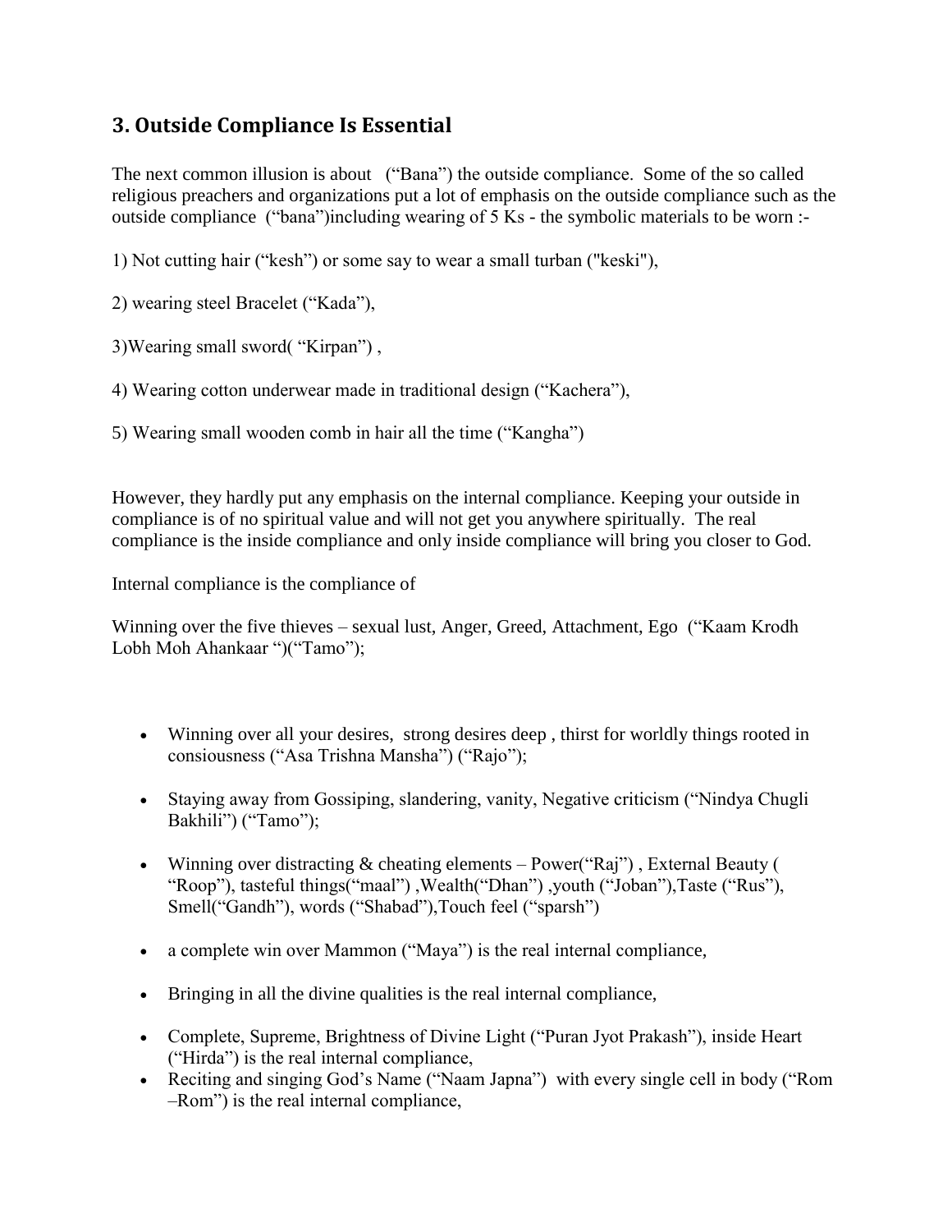## 3. Outside Compliance Is Essential

The next common illusion is about ("Bana") the outside compliance. Some of the so called religious preachers and organizations put a lot of emphasis on the outside compliance such as the outside compliance ("bana")including wearing of 5 Ks - the symbolic materials to be worn :-

1) Not cutting hair ("kesh") or some say to wear a small turban ("keski"),

2) wearing steel Bracelet ("Kada"),

3)Wearing small sword( "Kirpan") ,

4) Wearing cotton underwear made in traditional design ("Kachera"),

5) Wearing small wooden comb in hair all the time ("Kangha")

However, they hardly put any emphasis on the internal compliance. Keeping your outside in compliance is of no spiritual value and will not get you anywhere spiritually. The real compliance is the inside compliance and only inside compliance will bring you closer to God.

Internal compliance is the compliance of

Winning over the five thieves – sexual lust, Anger, Greed, Attachment, Ego ("Kaam Krodh Lobh Moh Ahankaar ")("Tamo");

- Winning over all your desires, strong desires deep , thirst for worldly things rooted in consiousness ("Asa Trishna Mansha") ("Rajo");
- Staying away from Gossiping, slandering, vanity, Negative criticism ("Nindya Chugli Bakhili") ("Tamo");
- Winning over distracting & cheating elements – Power("Raj") , External Beauty ( "Roop"), tasteful things("maal") ,Wealth("Dhan") ,youth ("Joban"),Taste ("Rus"), Smell("Gandh"), words ("Shabad"),Touch feel ("sparsh")
- a complete win over Mammon ("Maya") is the real internal compliance,
- Bringing in all the divine qualities is the real internal compliance,
- Complete, Supreme, Brightness of Divine Light ("Puran Jyot Prakash"), inside Heart ("Hirda") is the real internal compliance,
- Reciting and singing God's Name ("Naam Japna") with every single cell in body ("Rom –Rom") is the real internal compliance,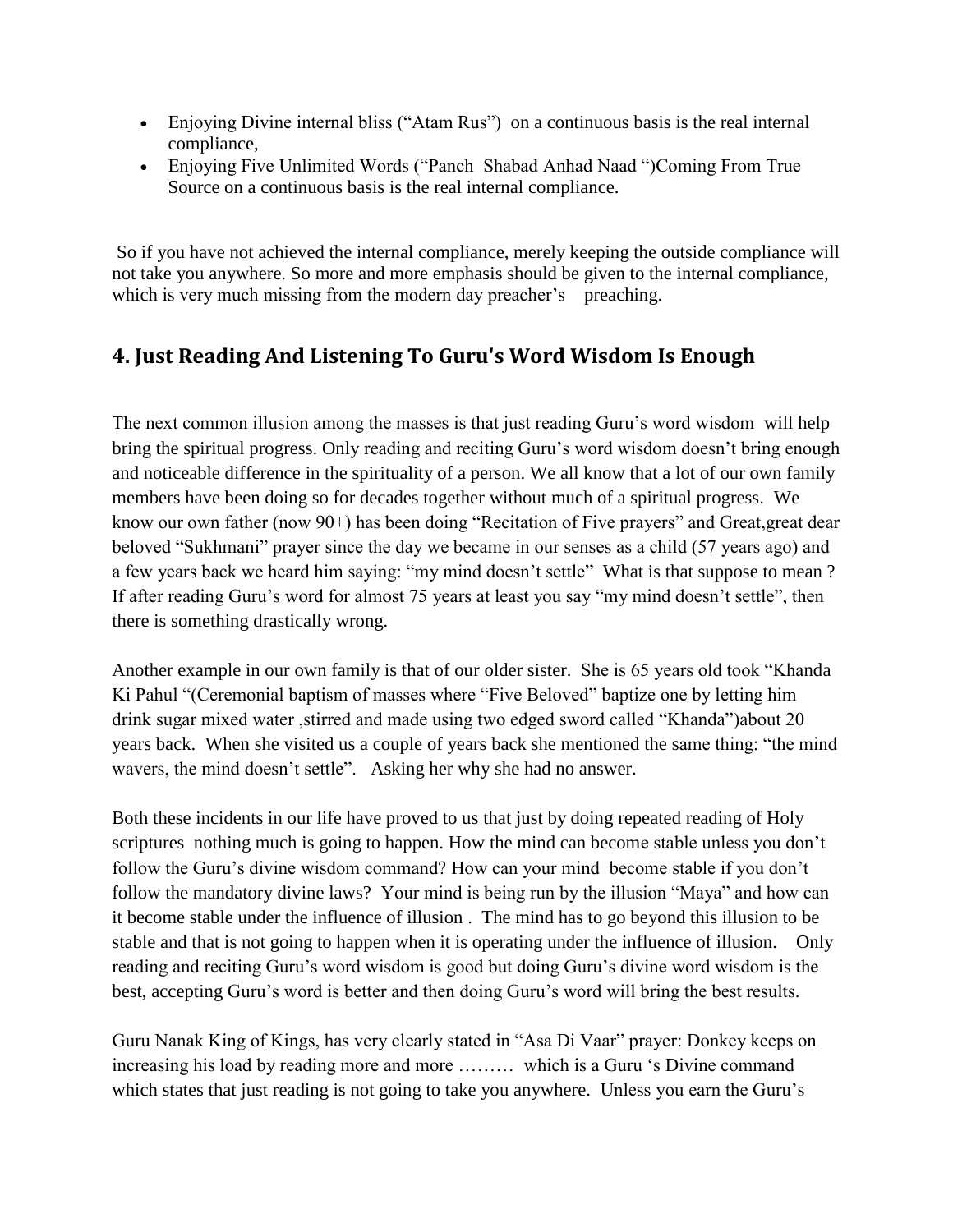- Enjoying Divine internal bliss ("Atam Rus") on a continuous basis is the real internal compliance,
- Enjoying Five Unlimited Words ("Panch Shabad Anhad Naad ")Coming From True Source on a continuous basis is the real internal compliance.

So if you have not achieved the internal compliance, merely keeping the outside compliance will not take you anywhere. So more and more emphasis should be given to the internal compliance, which is very much missing from the modern day preacher's preaching.

## 4. Just Reading And Listening To Guru's Word Wisdom Is Enough

The next common illusion among the masses is that just reading Guru's word wisdom will help bring the spiritual progress. Only reading and reciting Guru's word wisdom doesn't bring enough and noticeable difference in the spirituality of a person. We all know that a lot of our own family members have been doing so for decades together without much of a spiritual progress. We know our own father (now 90+) has been doing "Recitation of Five prayers" and Great,great dear beloved "Sukhmani" prayer since the day we became in our senses as a child (57 years ago) and a few years back we heard him saying: "my mind doesn't settle" What is that suppose to mean ? If after reading Guru's word for almost 75 years at least you say "my mind doesn't settle", then there is something drastically wrong.

Another example in our own family is that of our older sister. She is 65 years old took "Khanda Ki Pahul "(Ceremonial baptism of masses where "Five Beloved" baptize one by letting him drink sugar mixed water ,stirred and made using two edged sword called "Khanda")about 20 years back. When she visited us a couple of years back she mentioned the same thing: "the mind wavers, the mind doesn't settle". Asking her why she had no answer.

Both these incidents in our life have proved to us that just by doing repeated reading of Holy scriptures nothing much is going to happen. How the mind can become stable unless you don't follow the Guru's divine wisdom command? How can your mind become stable if you don't follow the mandatory divine laws? Your mind is being run by the illusion "Maya" and how can it become stable under the influence of illusion . The mind has to go beyond this illusion to be stable and that is not going to happen when it is operating under the influence of illusion. Only reading and reciting Guru's word wisdom is good but doing Guru's divine word wisdom is the best, accepting Guru's word is better and then doing Guru's word will bring the best results.

Guru Nanak King of Kings, has very clearly stated in "Asa Di Vaar" prayer: Donkey keeps on increasing his load by reading more and more ……… which is a Guru 's Divine command which states that just reading is not going to take you anywhere. Unless you earn the Guru's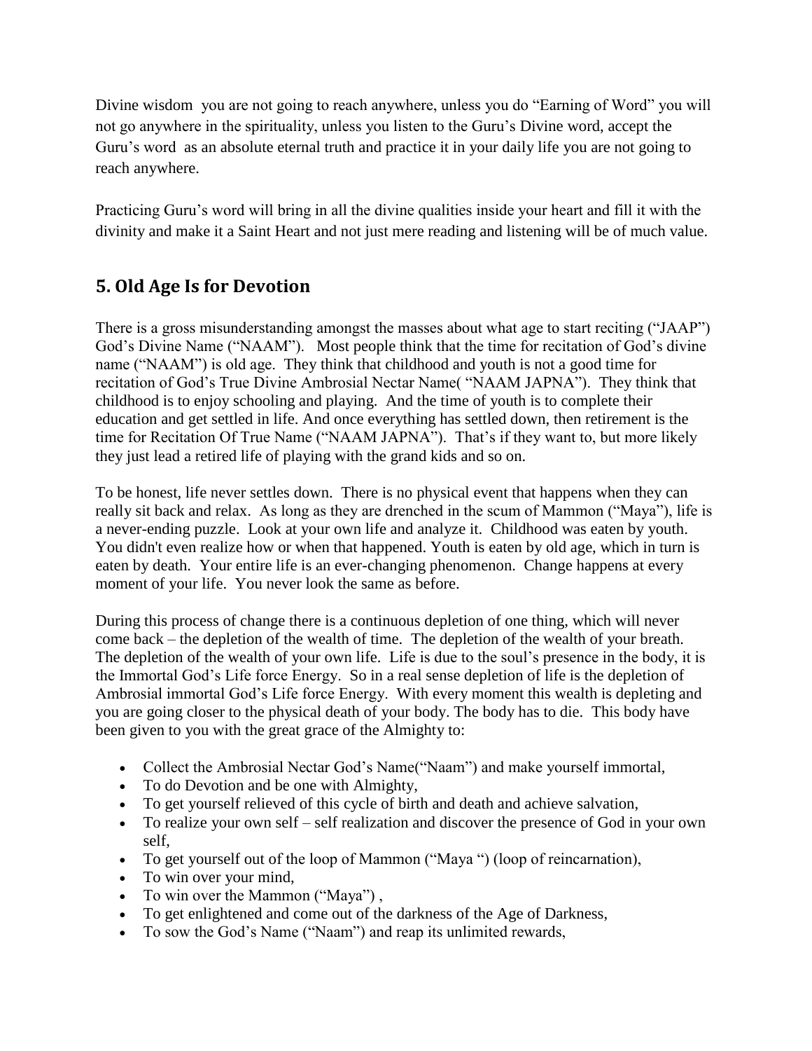Divine wisdom you are not going to reach anywhere, unless you do "Earning of Word" you will not go anywhere in the spirituality, unless you listen to the Guru's Divine word, accept the Guru's word as an absolute eternal truth and practice it in your daily life you are not going to reach anywhere.

Practicing Guru's word will bring in all the divine qualities inside your heart and fill it with the divinity and make it a Saint Heart and not just mere reading and listening will be of much value.

## 5. Old Age Is for Devotion

There is a gross misunderstanding amongst the masses about what age to start reciting ("JAAP") God's Divine Name ("NAAM"). Most people think that the time for recitation of God's divine name ("NAAM") is old age. They think that childhood and youth is not a good time for recitation of God's True Divine Ambrosial Nectar Name( "NAAM JAPNA"). They think that childhood is to enjoy schooling and playing. And the time of youth is to complete their education and get settled in life. And once everything has settled down, then retirement is the time for Recitation Of True Name ("NAAM JAPNA"). That's if they want to, but more likely they just lead a retired life of playing with the grand kids and so on.

To be honest, life never settles down. There is no physical event that happens when they can really sit back and relax. As long as they are drenched in the scum of Mammon ("Maya"), life is a never-ending puzzle. Look at your own life and analyze it. Childhood was eaten by youth. You didn't even realize how or when that happened. Youth is eaten by old age, which in turn is eaten by death. Your entire life is an ever-changing phenomenon. Change happens at every moment of your life. You never look the same as before.

During this process of change there is a continuous depletion of one thing, which will never come back – the depletion of the wealth of time. The depletion of the wealth of your breath. The depletion of the wealth of your own life. Life is due to the soul's presence in the body, it is the Immortal God's Life force Energy. So in a real sense depletion of life is the depletion of Ambrosial immortal God's Life force Energy. With every moment this wealth is depleting and you are going closer to the physical death of your body. The body has to die. This body have been given to you with the great grace of the Almighty to:

- Collect the Ambrosial Nectar God's Name("Naam") and make yourself immortal,
- To do Devotion and be one with Almighty,
- To get yourself relieved of this cycle of birth and death and achieve salvation,
- To realize your own self – self realization and discover the presence of God in your own self,
- To get yourself out of the loop of Mammon ("Maya ") (loop of reincarnation),
- To win over your mind,
- To win over the Mammon ("Maya") ,
- To get enlightened and come out of the darkness of the Age of Darkness,
- To sow the God's Name ("Naam") and reap its unlimited rewards,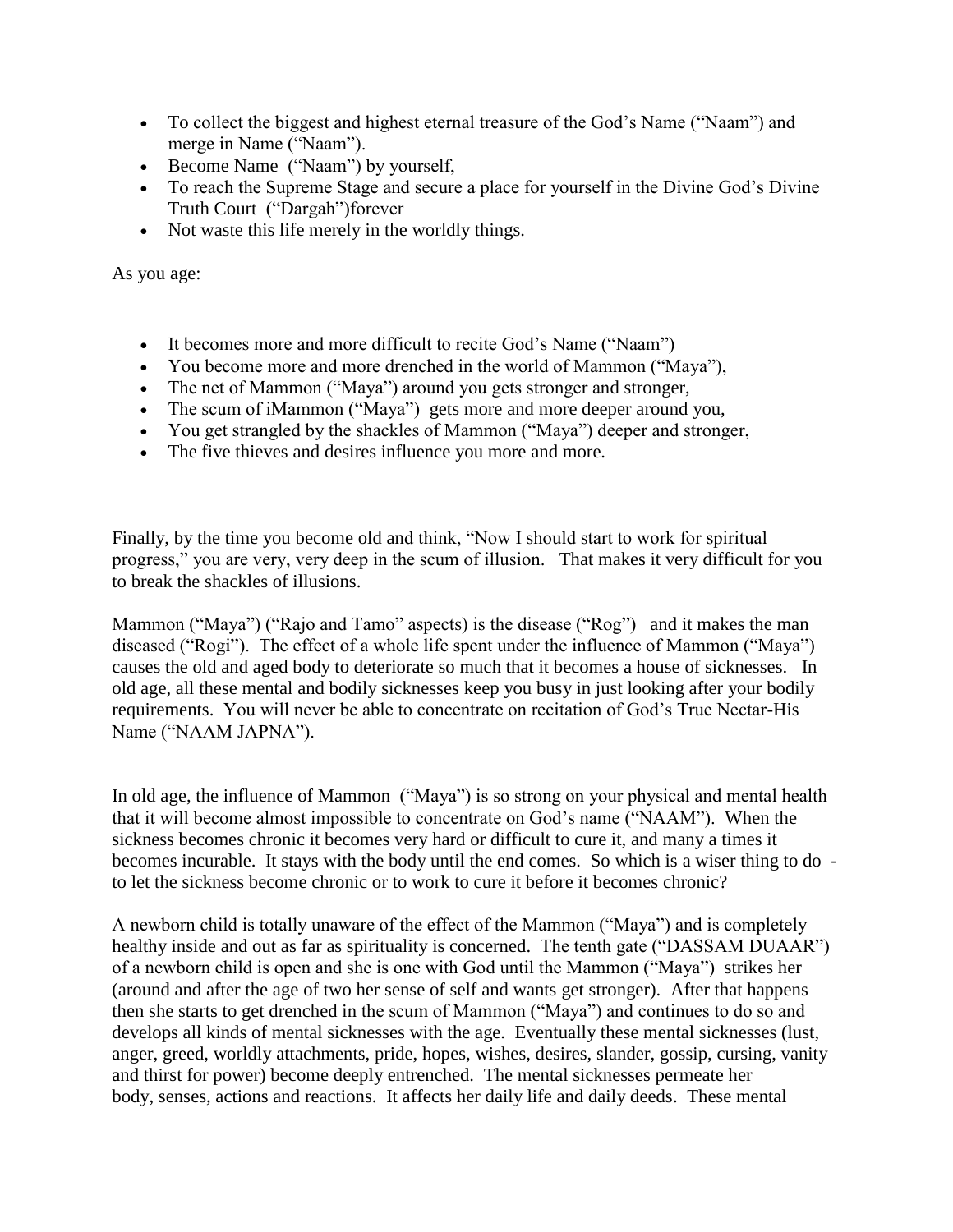- To collect the biggest and highest eternal treasure of the God's Name ("Naam") and merge in Name ("Naam").
- Become Name ("Naam") by yourself,
- To reach the Supreme Stage and secure a place for yourself in the Divine God's Divine Truth Court ("Dargah")forever
- Not waste this life merely in the worldly things.

As you age:

- It becomes more and more difficult to recite God's Name ("Naam")
- You become more and more drenched in the world of Mammon ("Maya"),
- The net of Mammon ("Maya") around you gets stronger and stronger,
- The scum of iMammon ("Maya") gets more and more deeper around you,
- You get strangled by the shackles of Mammon ("Maya") deeper and stronger,
- The five thieves and desires influence you more and more.

Finally, by the time you become old and think, "Now I should start to work for spiritual progress," you are very, very deep in the scum of illusion. That makes it very difficult for you to break the shackles of illusions.

Mammon ("Maya") ("Rajo and Tamo" aspects) is the disease ("Rog") and it makes the man diseased ("Rogi"). The effect of a whole life spent under the influence of Mammon ("Maya") causes the old and aged body to deteriorate so much that it becomes a house of sicknesses. In old age, all these mental and bodily sicknesses keep you busy in just looking after your bodily requirements. You will never be able to concentrate on recitation of God's True Nectar-His Name ("NAAM JAPNA").

In old age, the influence of Mammon ("Maya") is so strong on your physical and mental health that it will become almost impossible to concentrate on God's name ("NAAM"). When the sickness becomes chronic it becomes very hard or difficult to cure it, and many a times it becomes incurable. It stays with the body until the end comes. So which is a wiser thing to do - to let the sickness become chronic or to work to cure it before it becomes chronic?

A newborn child is totally unaware of the effect of the Mammon ("Maya") and is completely healthy inside and out as far as spirituality is concerned. The tenth gate ("DASSAM DUAAR") of a newborn child is open and she is one with God until the Mammon ("Maya") strikes her (around and after the age of two her sense of self and wants get stronger). After that happens then she starts to get drenched in the scum of Mammon ("Maya") and continues to do so and develops all kinds of mental sicknesses with the age. Eventually these mental sicknesses (lust, anger, greed, worldly attachments, pride, hopes, wishes, desires, slander, gossip, cursing, vanity and thirst for power) become deeply entrenched. The mental sicknesses permeate her body, senses, actions and reactions. It affects her daily life and daily deeds. These mental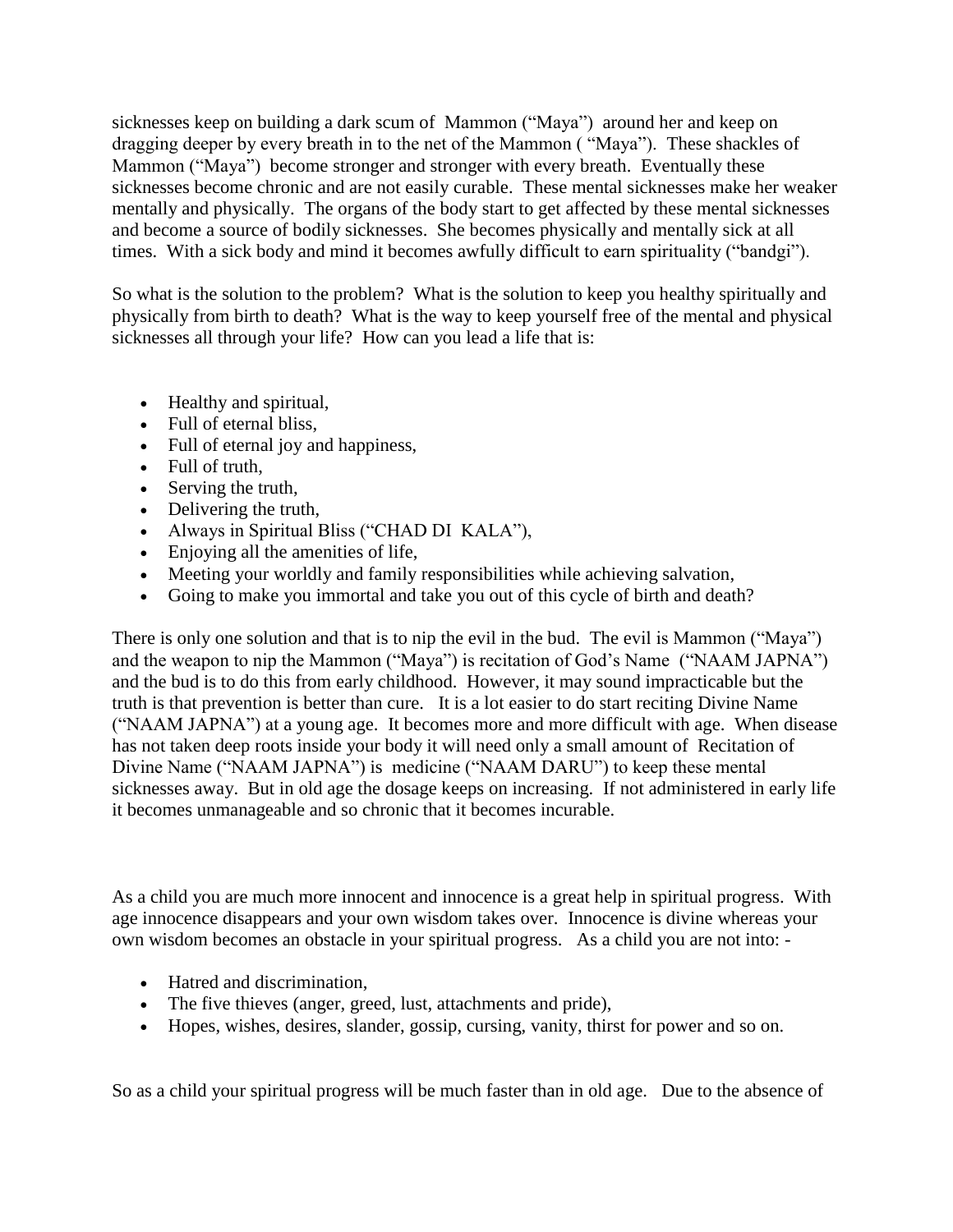sicknesses keep on building a dark scum of Mammon ("Maya") around her and keep on dragging deeper by every breath in to the net of the Mammon ( "Maya"). These shackles of Mammon ("Maya") become stronger and stronger with every breath. Eventually these sicknesses become chronic and are not easily curable. These mental sicknesses make her weaker mentally and physically. The organs of the body start to get affected by these mental sicknesses and become a source of bodily sicknesses. She becomes physically and mentally sick at all times. With a sick body and mind it becomes awfully difficult to earn spirituality ("bandgi").

So what is the solution to the problem? What is the solution to keep you healthy spiritually and physically from birth to death? What is the way to keep yourself free of the mental and physical sicknesses all through your life? How can you lead a life that is:

- Healthy and spiritual,
- Full of eternal bliss,
- Full of eternal joy and happiness,
- Full of truth,
- Serving the truth,
- Delivering the truth,
- Always in Spiritual Bliss ("CHAD DI KALA"),
- Enjoying all the amenities of life,
- Meeting your worldly and family responsibilities while achieving salvation,
- Going to make you immortal and take you out of this cycle of birth and death?

There is only one solution and that is to nip the evil in the bud. The evil is Mammon ("Maya") and the weapon to nip the Mammon ("Maya") is recitation of God's Name ("NAAM JAPNA") and the bud is to do this from early childhood. However, it may sound impracticable but the truth is that prevention is better than cure. It is a lot easier to do start reciting Divine Name ("NAAM JAPNA") at a young age. It becomes more and more difficult with age. When disease has not taken deep roots inside your body it will need only a small amount of Recitation of Divine Name ("NAAM JAPNA") is medicine ("NAAM DARU") to keep these mental sicknesses away. But in old age the dosage keeps on increasing. If not administered in early life it becomes unmanageable and so chronic that it becomes incurable.

As a child you are much more innocent and innocence is a great help in spiritual progress. With age innocence disappears and your own wisdom takes over. Innocence is divine whereas your own wisdom becomes an obstacle in your spiritual progress. As a child you are not into: -

- Hatred and discrimination,
- The five thieves (anger, greed, lust, attachments and pride),
- Hopes, wishes, desires, slander, gossip, cursing, vanity, thirst for power and so on.

So as a child your spiritual progress will be much faster than in old age. Due to the absence of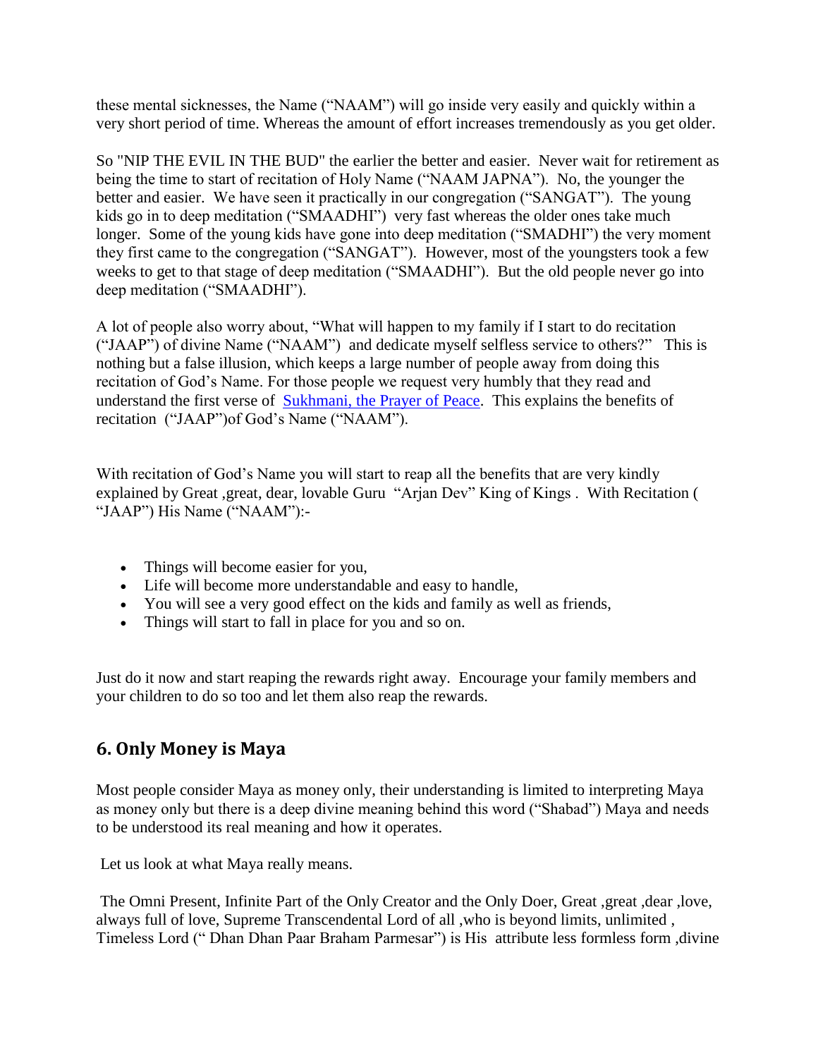these mental sicknesses, the Name ("NAAM") will go inside very easily and quickly within a very short period of time. Whereas the amount of effort increases tremendously as you get older.

So "NIP THE EVIL IN THE BUD" the earlier the better and easier. Never wait for retirement as being the time to start of recitation of Holy Name ("NAAM JAPNA"). No, the younger the better and easier. We have seen it practically in our congregation ("SANGAT"). The young kids go in to deep meditation ("SMAADHI") very fast whereas the older ones take much longer. Some of the young kids have gone into deep meditation ("SMADHI") the very moment they first came to the congregation ("SANGAT"). However, most of the youngsters took a few weeks to get to that stage of deep meditation ("SMAADHI"). But the old people never go into deep meditation ("SMAADHI").

A lot of people also worry about, "What will happen to my family if I start to do recitation ("JAAP") of divine Name ("NAAM") and dedicate myself selfless service to others?" This is nothing but a false illusion, which keeps a large number of people away from doing this recitation of God's Name. For those people we request very humbly that they read and understand the first verse of Sukhmani, the Prayer of Peace. This explains the benefits of recitation ("JAAP")of God's Name ("NAAM").

With recitation of God's Name you will start to reap all the benefits that are very kindly explained by Great ,great, dear, lovable Guru "Arjan Dev" King of Kings . With Recitation ( "JAAP") His Name ("NAAM"):-

- Things will become easier for you,
- Life will become more understandable and easy to handle,
- You will see a very good effect on the kids and family as well as friends,
- Things will start to fall in place for you and so on.

Just do it now and start reaping the rewards right away. Encourage your family members and your children to do so too and let them also reap the rewards.

## 6. Only Money is Maya

Most people consider Maya as money only, their understanding is limited to interpreting Maya as money only but there is a deep divine meaning behind this word ("Shabad") Maya and needs to be understood its real meaning and how it operates.

Let us look at what Maya really means.

The Omni Present, Infinite Part of the Only Creator and the Only Doer, Great ,great ,dear ,love, always full of love, Supreme Transcendental Lord of all ,who is beyond limits, unlimited , Timeless Lord (" Dhan Dhan Paar Braham Parmesar") is His attribute less formless form ,divine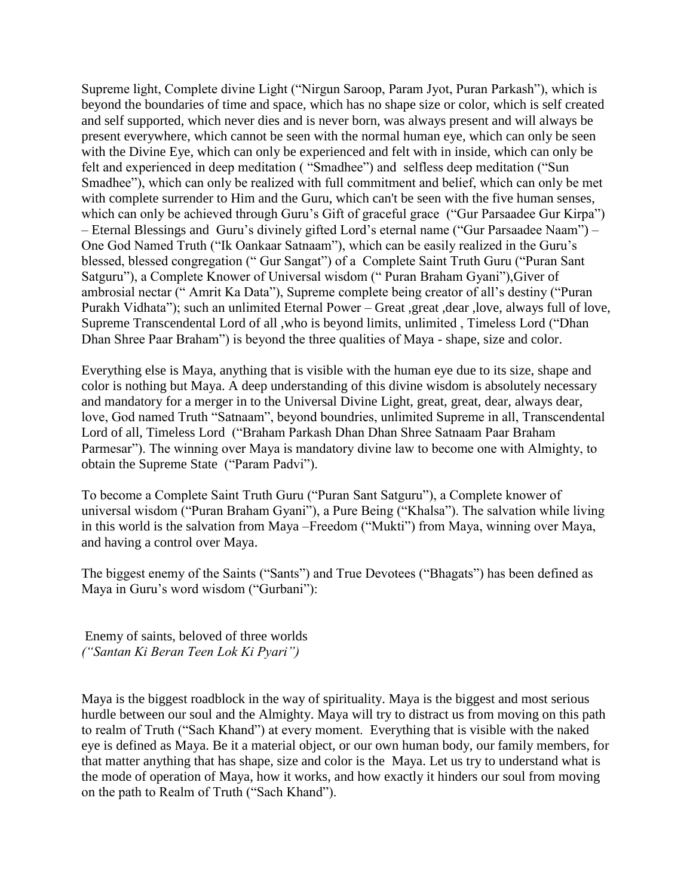Supreme light, Complete divine Light ("Nirgun Saroop, Param Jyot, Puran Parkash"), which is beyond the boundaries of time and space, which has no shape size or color, which is self created and self supported, which never dies and is never born, was always present and will always be present everywhere, which cannot be seen with the normal human eye, which can only be seen with the Divine Eye, which can only be experienced and felt with in inside, which can only be felt and experienced in deep meditation ( "Smadhee") and selfless deep meditation ("Sun Smadhee"), which can only be realized with full commitment and belief, which can only be met with complete surrender to Him and the Guru, which can't be seen with the five human senses, which can only be achieved through Guru's Gift of graceful grace ("Gur Parsaadee Gur Kirpa") – Eternal Blessings and Guru's divinely gifted Lord's eternal name ("Gur Parsaadee Naam") – One God Named Truth ("Ik Oankaar Satnaam"), which can be easily realized in the Guru's blessed, blessed congregation (" Gur Sangat") of a Complete Saint Truth Guru ("Puran Sant Satguru"), a Complete Knower of Universal wisdom (" Puran Braham Gyani"),Giver of ambrosial nectar (" Amrit Ka Data"), Supreme complete being creator of all's destiny ("Puran Purakh Vidhata"); such an unlimited Eternal Power – Great ,great ,dear ,love, always full of love, Supreme Transcendental Lord of all ,who is beyond limits, unlimited , Timeless Lord ("Dhan Dhan Shree Paar Braham") is beyond the three qualities of Maya - shape, size and color.

Everything else is Maya, anything that is visible with the human eye due to its size, shape and color is nothing but Maya. A deep understanding of this divine wisdom is absolutely necessary and mandatory for a merger in to the Universal Divine Light, great, great, dear, always dear, love, God named Truth "Satnaam", beyond boundries, unlimited Supreme in all, Transcendental Lord of all, Timeless Lord ("Braham Parkash Dhan Dhan Shree Satnaam Paar Braham Parmesar"). The winning over Maya is mandatory divine law to become one with Almighty, to obtain the Supreme State ("Param Padvi").

To become a Complete Saint Truth Guru ("Puran Sant Satguru"), a Complete knower of universal wisdom ("Puran Braham Gyani"), a Pure Being ("Khalsa"). The salvation while living in this world is the salvation from Maya –Freedom ("Mukti") from Maya, winning over Maya, and having a control over Maya.

The biggest enemy of the Saints ("Sants") and True Devotees ("Bhagats") has been defined as Maya in Guru's word wisdom ("Gurbani"):

Enemy of saints, beloved of three worlds
*("Santan Ki Beran Teen Lok Ki Pyari")*

Maya is the biggest roadblock in the way of spirituality. Maya is the biggest and most serious hurdle between our soul and the Almighty. Maya will try to distract us from moving on this path to realm of Truth ("Sach Khand") at every moment. Everything that is visible with the naked eye is defined as Maya. Be it a material object, or our own human body, our family members, for that matter anything that has shape, size and color is the Maya. Let us try to understand what is the mode of operation of Maya, how it works, and how exactly it hinders our soul from moving on the path to Realm of Truth ("Sach Khand").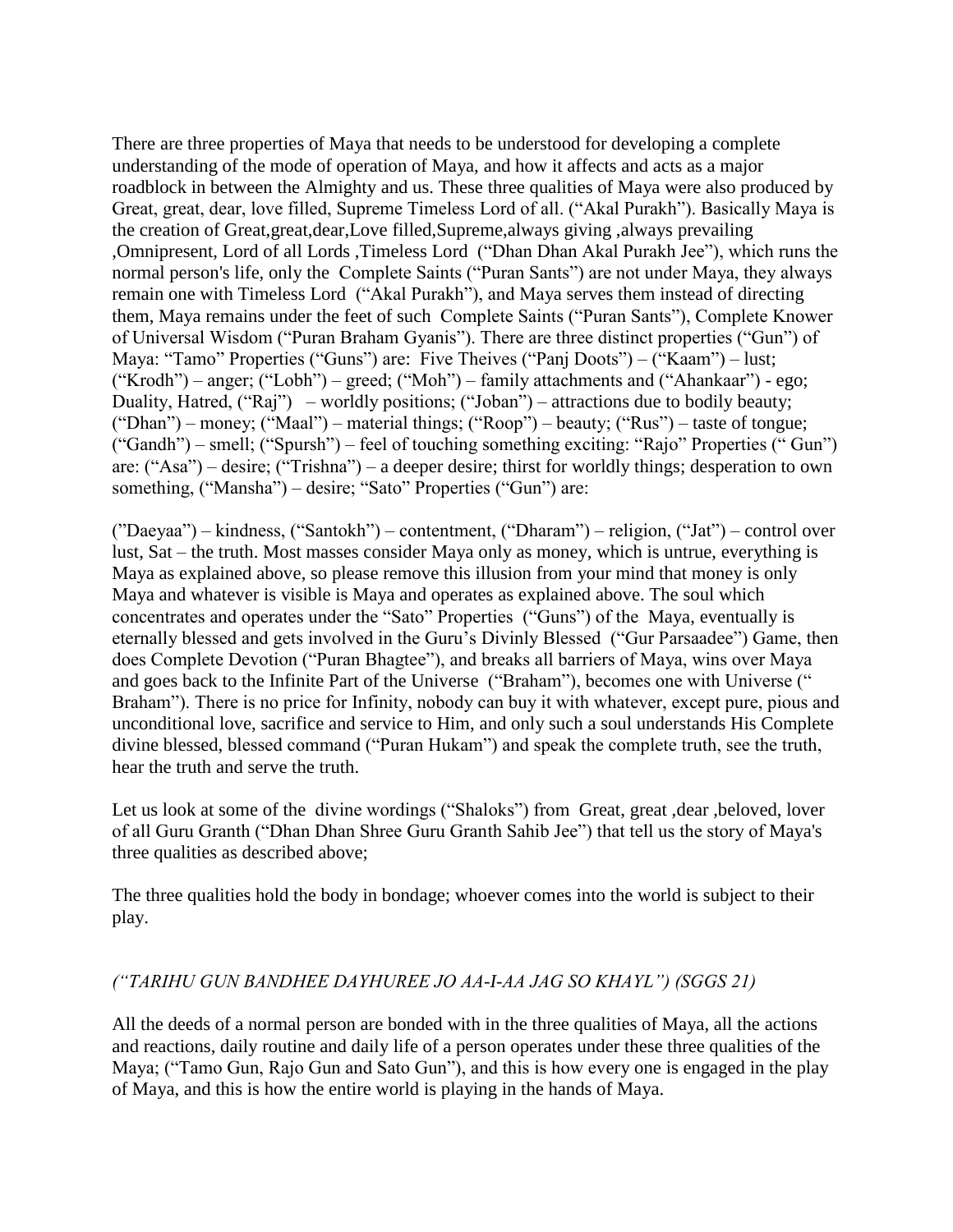There are three properties of Maya that needs to be understood for developing a complete understanding of the mode of operation of Maya, and how it affects and acts as a major roadblock in between the Almighty and us. These three qualities of Maya were also produced by Great, great, dear, love filled, Supreme Timeless Lord of all. ("Akal Purakh"). Basically Maya is the creation of Great,great,dear,Love filled,Supreme,always giving ,always prevailing ,Omnipresent, Lord of all Lords ,Timeless Lord ("Dhan Dhan Akal Purakh Jee"), which runs the normal person's life, only the Complete Saints ("Puran Sants") are not under Maya, they always remain one with Timeless Lord ("Akal Purakh"), and Maya serves them instead of directing them, Maya remains under the feet of such Complete Saints ("Puran Sants"), Complete Knower of Universal Wisdom ("Puran Braham Gyanis"). There are three distinct properties ("Gun") of Maya: "Tamo" Properties ("Guns") are: Five Theives ("Panj Doots") – ("Kaam") – lust; ("Krodh") – anger; ("Lobh") – greed; ("Moh") – family attachments and ("Ahankaar") - ego; Duality, Hatred, ("Raj") – worldly positions; ("Joban") – attractions due to bodily beauty; ("Dhan") – money; ("Maal") – material things; ("Roop") – beauty; ("Rus") – taste of tongue; ("Gandh") – smell; ("Spursh") – feel of touching something exciting: "Rajo" Properties (" Gun") are: ("Asa") – desire; ("Trishna") – a deeper desire; thirst for worldly things; desperation to own something, ("Mansha") – desire; "Sato" Properties ("Gun") are:

("Daeyaa") – kindness, ("Santokh") – contentment, ("Dharam") – religion, ("Jat") – control over lust, Sat – the truth. Most masses consider Maya only as money, which is untrue, everything is Maya as explained above, so please remove this illusion from your mind that money is only Maya and whatever is visible is Maya and operates as explained above. The soul which concentrates and operates under the "Sato" Properties ("Guns") of the Maya, eventually is eternally blessed and gets involved in the Guru's Divinly Blessed ("Gur Parsaadee") Game, then does Complete Devotion ("Puran Bhagtee"), and breaks all barriers of Maya, wins over Maya and goes back to the Infinite Part of the Universe ("Braham"), becomes one with Universe (" Braham"). There is no price for Infinity, nobody can buy it with whatever, except pure, pious and unconditional love, sacrifice and service to Him, and only such a soul understands His Complete divine blessed, blessed command ("Puran Hukam") and speak the complete truth, see the truth, hear the truth and serve the truth.

Let us look at some of the divine wordings ("Shaloks") from Great, great ,dear ,beloved, lover of all Guru Granth ("Dhan Dhan Shree Guru Granth Sahib Jee") that tell us the story of Maya's three qualities as described above;

The three qualities hold the body in bondage; whoever comes into the world is subject to their play.

*("TARIHU GUN BANDHEE DAYHUREE JO AA-I-AA JAG SO KHAYL") (SGGS 21)*

All the deeds of a normal person are bonded with in the three qualities of Maya, all the actions and reactions, daily routine and daily life of a person operates under these three qualities of the Maya; ("Tamo Gun, Rajo Gun and Sato Gun"), and this is how every one is engaged in the play of Maya, and this is how the entire world is playing in the hands of Maya.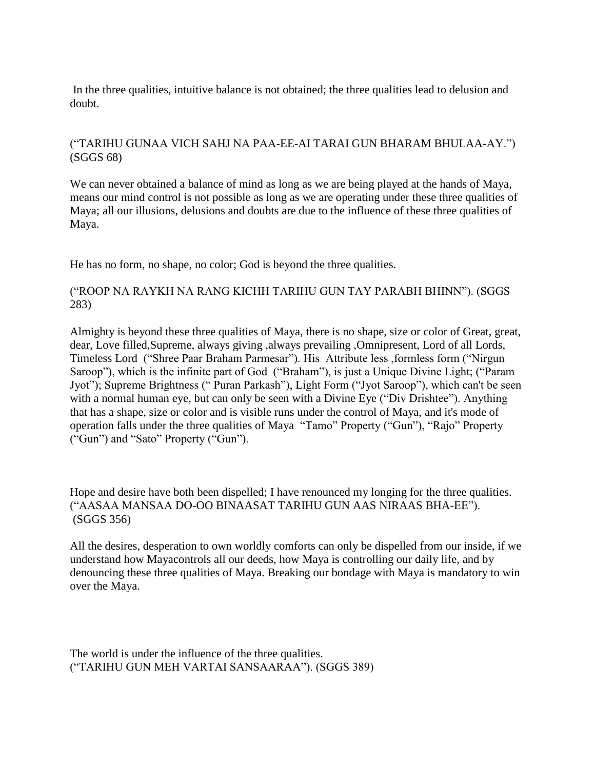In the three qualities, intuitive balance is not obtained; the three qualities lead to delusion and doubt.

("TARIHU GUNAA VICH SAHJ NA PAA-EE-AI TARAI GUN BHARAM BHULAA-AY.") (SGGS 68)

We can never obtained a balance of mind as long as we are being played at the hands of Maya, means our mind control is not possible as long as we are operating under these three qualities of Maya; all our illusions, delusions and doubts are due to the influence of these three qualities of Maya.

He has no form, no shape, no color; God is beyond the three qualities.

("ROOP NA RAYKH NA RANG KICHH TARIHU GUN TAY PARABH BHINN"). (SGGS 283)

Almighty is beyond these three qualities of Maya, there is no shape, size or color of Great, great, dear, Love filled,Supreme, always giving ,always prevailing ,Omnipresent, Lord of all Lords, Timeless Lord ("Shree Paar Braham Parmesar"). His Attribute less ,formless form ("Nirgun Saroop"), which is the infinite part of God ("Braham"), is just a Unique Divine Light; ("Param Jyot"); Supreme Brightness (" Puran Parkash"), Light Form ("Jyot Saroop"), which can't be seen with a normal human eye, but can only be seen with a Divine Eye ("Div Drishtee"). Anything that has a shape, size or color and is visible runs under the control of Maya, and it's mode of operation falls under the three qualities of Maya "Tamo" Property ("Gun"), "Rajo" Property ("Gun") and "Sato" Property ("Gun").

Hope and desire have both been dispelled; I have renounced my longing for the three qualities.
("AASAA MANSAA DO-OO BINAASAT TARIHU GUN AAS NIRAAS BHA-EE"). (SGGS 356)

All the desires, desperation to own worldly comforts can only be dispelled from our inside, if we understand how Mayacontrols all our deeds, how Maya is controlling our daily life, and by denouncing these three qualities of Maya. Breaking our bondage with Maya is mandatory to win over the Maya.

The world is under the influence of the three qualities.
("TARIHU GUN MEH VARTAI SANSAARAA"). (SGGS 389)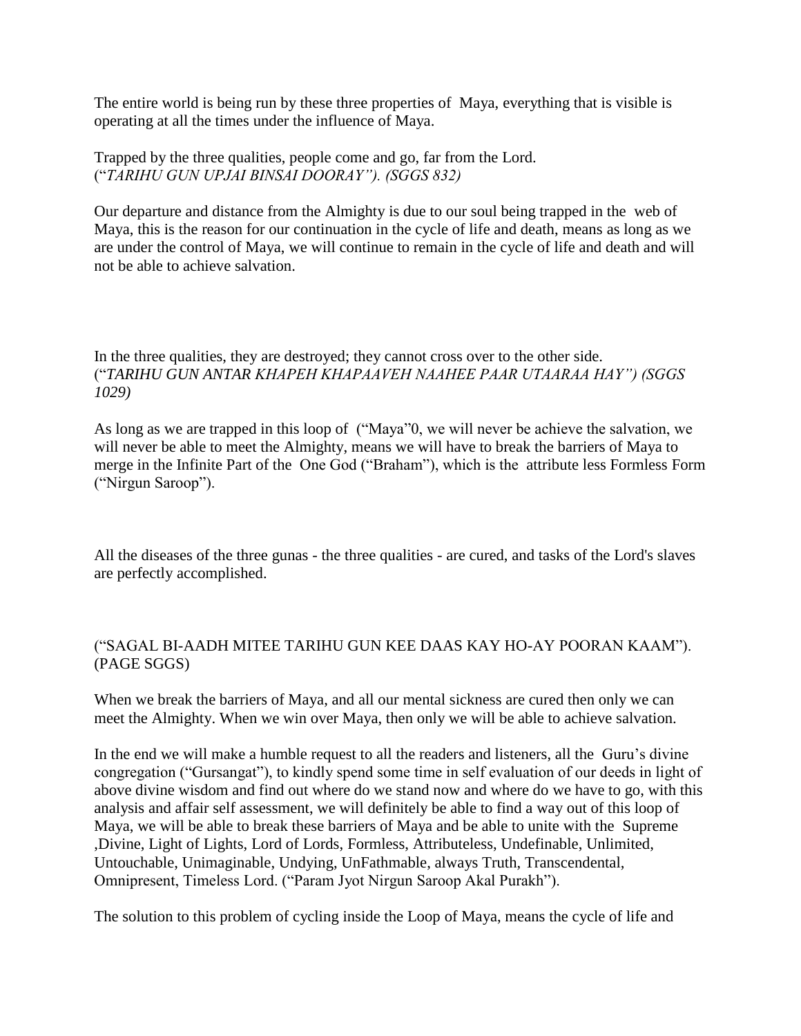The entire world is being run by these three properties of Maya, everything that is visible is operating at all the times under the influence of Maya.

Trapped by the three qualities, people come and go, far from the Lord.
("*TARIHU GUN UPJAI BINSAI DOORAY"). (SGGS 832)*

Our departure and distance from the Almighty is due to our soul being trapped in the web of Maya, this is the reason for our continuation in the cycle of life and death, means as long as we are under the control of Maya, we will continue to remain in the cycle of life and death and will not be able to achieve salvation.

In the three qualities, they are destroyed; they cannot cross over to the other side.
("*TARIHU GUN ANTAR KHAPEH KHAPAAVEH NAAHEE PAAR UTAARAA HAY") (SGGS 1029)*

As long as we are trapped in this loop of ("Maya"0, we will never be achieve the salvation, we will never be able to meet the Almighty, means we will have to break the barriers of Maya to merge in the Infinite Part of the One God ("Braham"), which is the attribute less Formless Form ("Nirgun Saroop").

All the diseases of the three gunas - the three qualities - are cured, and tasks of the Lord's slaves are perfectly accomplished.

("SAGAL BI-AADH MITEE TARIHU GUN KEE DAAS KAY HO-AY POORAN KAAM"). (PAGE SGGS)

When we break the barriers of Maya, and all our mental sickness are cured then only we can meet the Almighty. When we win over Maya, then only we will be able to achieve salvation.

In the end we will make a humble request to all the readers and listeners, all the Guru's divine congregation ("Gursangat"), to kindly spend some time in self evaluation of our deeds in light of above divine wisdom and find out where do we stand now and where do we have to go, with this analysis and affair self assessment, we will definitely be able to find a way out of this loop of Maya, we will be able to break these barriers of Maya and be able to unite with the Supreme ,Divine, Light of Lights, Lord of Lords, Formless, Attributeless, Undefinable, Unlimited, Untouchable, Unimaginable, Undying, UnFathmable, always Truth, Transcendental, Omnipresent, Timeless Lord. ("Param Jyot Nirgun Saroop Akal Purakh").

The solution to this problem of cycling inside the Loop of Maya, means the cycle of life and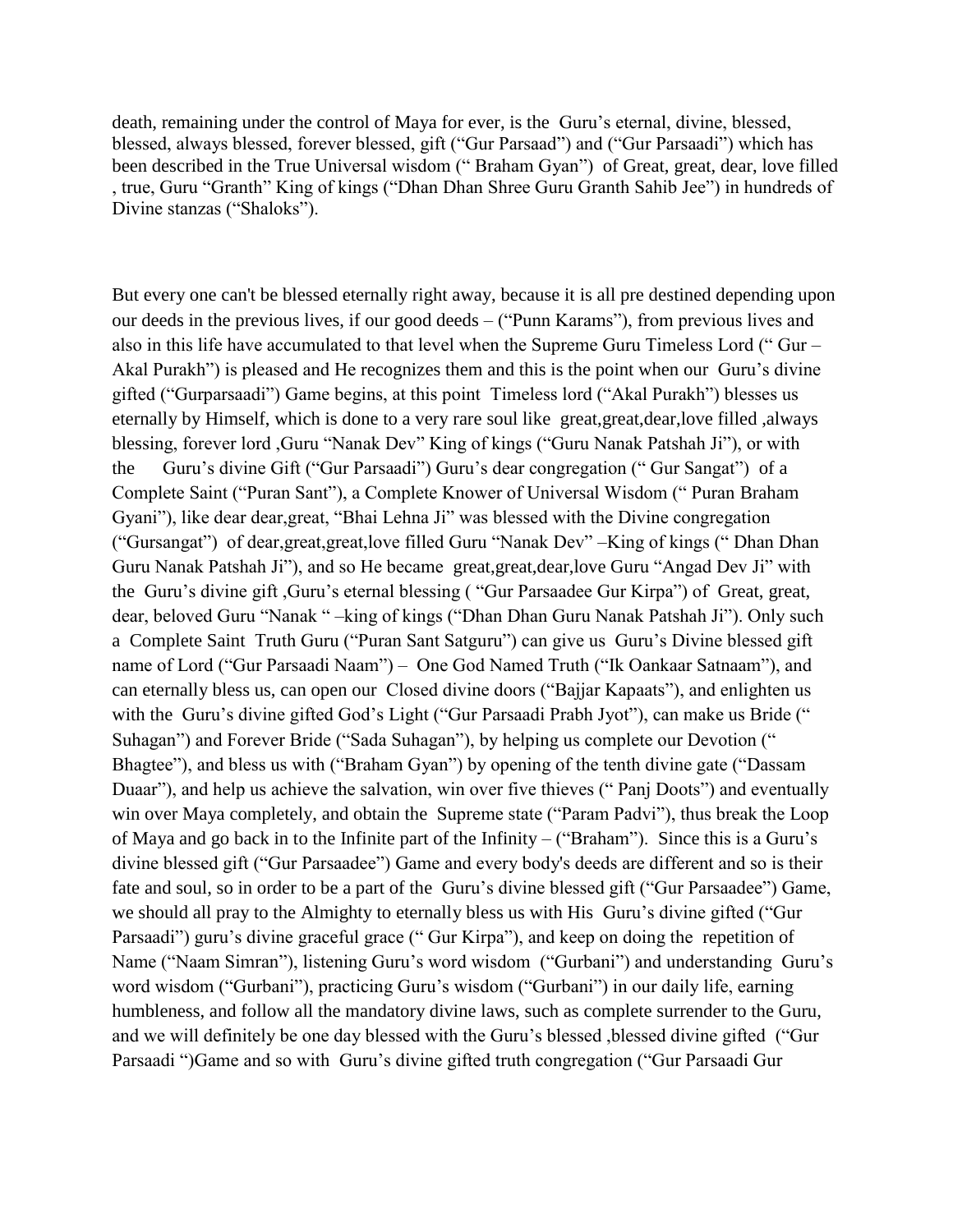death, remaining under the control of Maya for ever, is the Guru's eternal, divine, blessed, blessed, always blessed, forever blessed, gift ("Gur Parsaad") and ("Gur Parsaadi") which has been described in the True Universal wisdom (" Braham Gyan") of Great, great, dear, love filled , true, Guru "Granth" King of kings ("Dhan Dhan Shree Guru Granth Sahib Jee") in hundreds of Divine stanzas ("Shaloks").

But every one can't be blessed eternally right away, because it is all pre destined depending upon our deeds in the previous lives, if our good deeds – ("Punn Karams"), from previous lives and also in this life have accumulated to that level when the Supreme Guru Timeless Lord (" Gur – Akal Purakh") is pleased and He recognizes them and this is the point when our Guru's divine gifted ("Gurparsaadi") Game begins, at this point Timeless lord ("Akal Purakh") blesses us eternally by Himself, which is done to a very rare soul like great,great,dear,love filled ,always blessing, forever lord ,Guru "Nanak Dev" King of kings ("Guru Nanak Patshah Ji"), or with the Guru's divine Gift ("Gur Parsaadi") Guru's dear congregation (" Gur Sangat") of a Complete Saint ("Puran Sant"), a Complete Knower of Universal Wisdom (" Puran Braham Gyani"), like dear dear,great, "Bhai Lehna Ji" was blessed with the Divine congregation ("Gursangat") of dear,great,great,love filled Guru "Nanak Dev" –King of kings (" Dhan Dhan Guru Nanak Patshah Ji"), and so He became great,great,dear,love Guru "Angad Dev Ji" with the Guru's divine gift ,Guru's eternal blessing ( "Gur Parsaadee Gur Kirpa") of Great, great, dear, beloved Guru "Nanak " –king of kings ("Dhan Dhan Guru Nanak Patshah Ji"). Only such a Complete Saint Truth Guru ("Puran Sant Satguru") can give us Guru's Divine blessed gift name of Lord ("Gur Parsaadi Naam") – One God Named Truth ("Ik Oankaar Satnaam"), and can eternally bless us, can open our Closed divine doors ("Bajjar Kapaats"), and enlighten us with the Guru's divine gifted God's Light ("Gur Parsaadi Prabh Jyot"), can make us Bride (" Suhagan") and Forever Bride ("Sada Suhagan"), by helping us complete our Devotion (" Bhagtee"), and bless us with ("Braham Gyan") by opening of the tenth divine gate ("Dassam Duaar"), and help us achieve the salvation, win over five thieves (" Panj Doots") and eventually win over Maya completely, and obtain the Supreme state ("Param Padvi"), thus break the Loop of Maya and go back in to the Infinite part of the Infinity – ("Braham"). Since this is a Guru's divine blessed gift ("Gur Parsaadee") Game and every body's deeds are different and so is their fate and soul, so in order to be a part of the Guru's divine blessed gift ("Gur Parsaadee") Game, we should all pray to the Almighty to eternally bless us with His Guru's divine gifted ("Gur Parsaadi") guru's divine graceful grace (" Gur Kirpa"), and keep on doing the repetition of Name ("Naam Simran"), listening Guru's word wisdom ("Gurbani") and understanding Guru's word wisdom ("Gurbani"), practicing Guru's wisdom ("Gurbani") in our daily life, earning humbleness, and follow all the mandatory divine laws, such as complete surrender to the Guru, and we will definitely be one day blessed with the Guru's blessed ,blessed divine gifted ("Gur Parsaadi ")Game and so with Guru's divine gifted truth congregation ("Gur Parsaadi Gur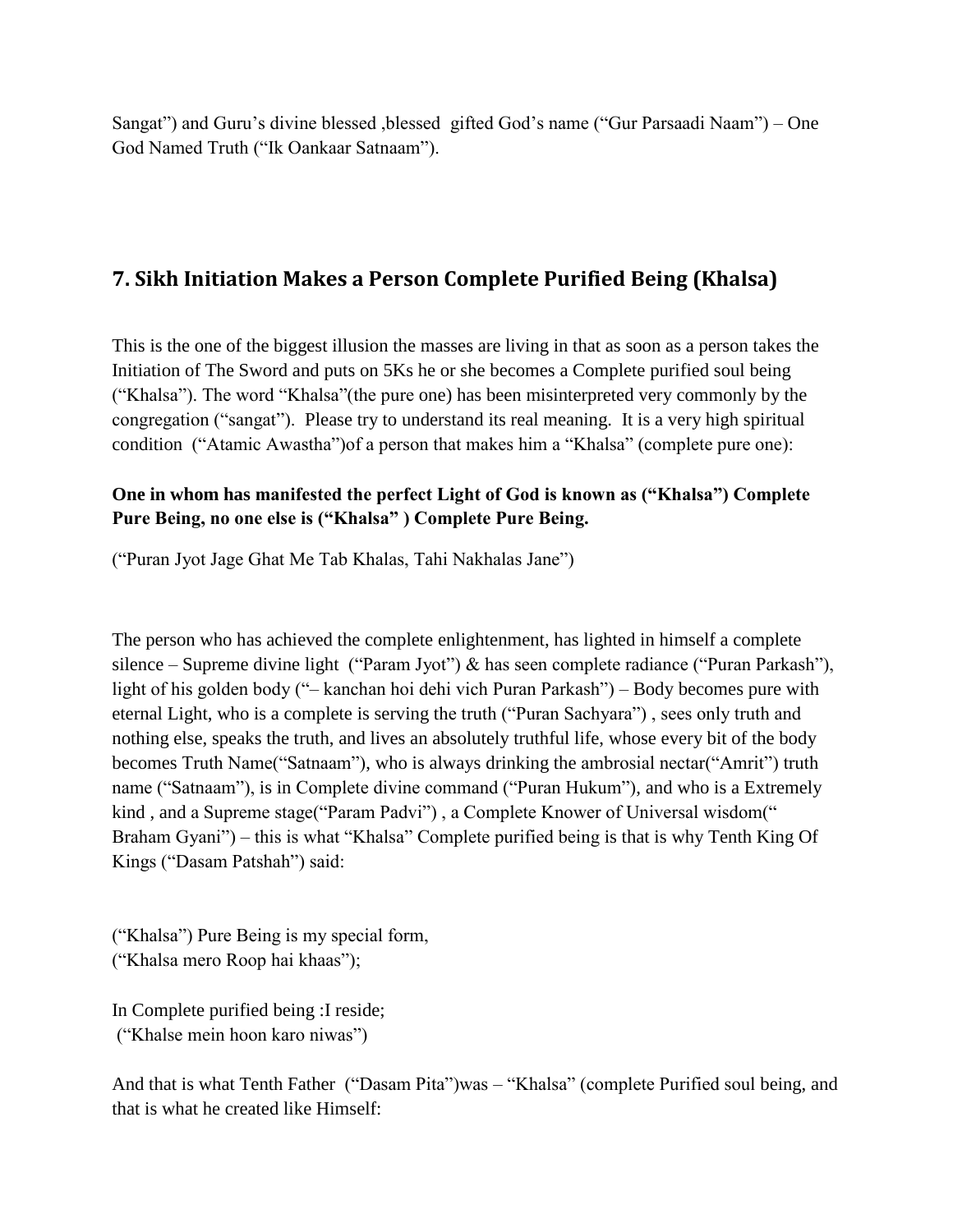Sangat") and Guru's divine blessed ,blessed gifted God's name ("Gur Parsaadi Naam") – One God Named Truth ("Ik Oankaar Satnaam").

## 7. Sikh Initiation Makes a Person Complete Purified Being (Khalsa)

This is the one of the biggest illusion the masses are living in that as soon as a person takes the Initiation of The Sword and puts on 5Ks he or she becomes a Complete purified soul being ("Khalsa"). The word "Khalsa"(the pure one) has been misinterpreted very commonly by the congregation ("sangat"). Please try to understand its real meaning. It is a very high spiritual condition ("Atamic Awastha")of a person that makes him a "Khalsa" (complete pure one):

**One in whom has manifested the perfect Light of God is known as ("Khalsa") Complete Pure Being, no one else is ("Khalsa" ) Complete Pure Being.**

("Puran Jyot Jage Ghat Me Tab Khalas, Tahi Nakhalas Jane")

The person who has achieved the complete enlightenment, has lighted in himself a complete silence – Supreme divine light ("Param Jyot") & has seen complete radiance ("Puran Parkash"), light of his golden body ("– kanchan hoi dehi vich Puran Parkash") – Body becomes pure with eternal Light, who is a complete is serving the truth ("Puran Sachyara") , sees only truth and nothing else, speaks the truth, and lives an absolutely truthful life, whose every bit of the body becomes Truth Name("Satnaam"), who is always drinking the ambrosial nectar("Amrit") truth name ("Satnaam"), is in Complete divine command ("Puran Hukum"), and who is a Extremely kind , and a Supreme stage("Param Padvi") , a Complete Knower of Universal wisdom(" Braham Gyani") – this is what "Khalsa" Complete purified being is that is why Tenth King Of Kings ("Dasam Patshah") said:

("Khalsa") Pure Being is my special form,
("Khalsa mero Roop hai khaas");

In Complete purified being :I reside;
("Khalse mein hoon karo niwas")

And that is what Tenth Father ("Dasam Pita")was – "Khalsa" (complete Purified soul being, and that is what he created like Himself: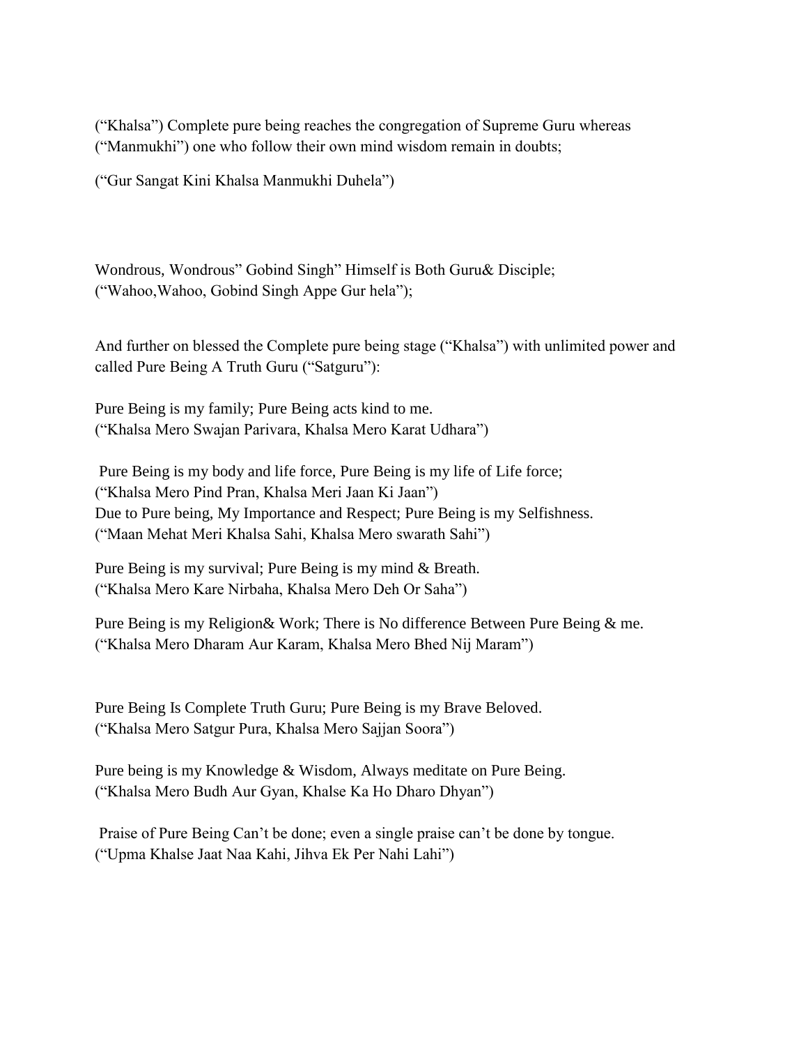("Khalsa") Complete pure being reaches the congregation of Supreme Guru whereas ("Manmukhi") one who follow their own mind wisdom remain in doubts;

("Gur Sangat Kini Khalsa Manmukhi Duhela")

Wondrous, Wondrous" Gobind Singh" Himself is Both Guru& Disciple;
("Wahoo,Wahoo, Gobind Singh Appe Gur hela");

And further on blessed the Complete pure being stage ("Khalsa") with unlimited power and called Pure Being A Truth Guru ("Satguru"):

Pure Being is my family; Pure Being acts kind to me.
("Khalsa Mero Swajan Parivara, Khalsa Mero Karat Udhara")

Pure Being is my body and life force, Pure Being is my life of Life force;
("Khalsa Mero Pind Pran, Khalsa Meri Jaan Ki Jaan")
Due to Pure being, My Importance and Respect; Pure Being is my Selfishness.
("Maan Mehat Meri Khalsa Sahi, Khalsa Mero swarath Sahi")

Pure Being is my survival; Pure Being is my mind & Breath.
("Khalsa Mero Kare Nirbaha, Khalsa Mero Deh Or Saha")

Pure Being is my Religion& Work; There is No difference Between Pure Being & me.
("Khalsa Mero Dharam Aur Karam, Khalsa Mero Bhed Nij Maram")

Pure Being Is Complete Truth Guru; Pure Being is my Brave Beloved.
("Khalsa Mero Satgur Pura, Khalsa Mero Sajjan Soora")

Pure being is my Knowledge & Wisdom, Always meditate on Pure Being.
("Khalsa Mero Budh Aur Gyan, Khalse Ka Ho Dharo Dhyan")

Praise of Pure Being Can't be done; even a single praise can't be done by tongue.
("Upma Khalse Jaat Naa Kahi, Jihva Ek Per Nahi Lahi")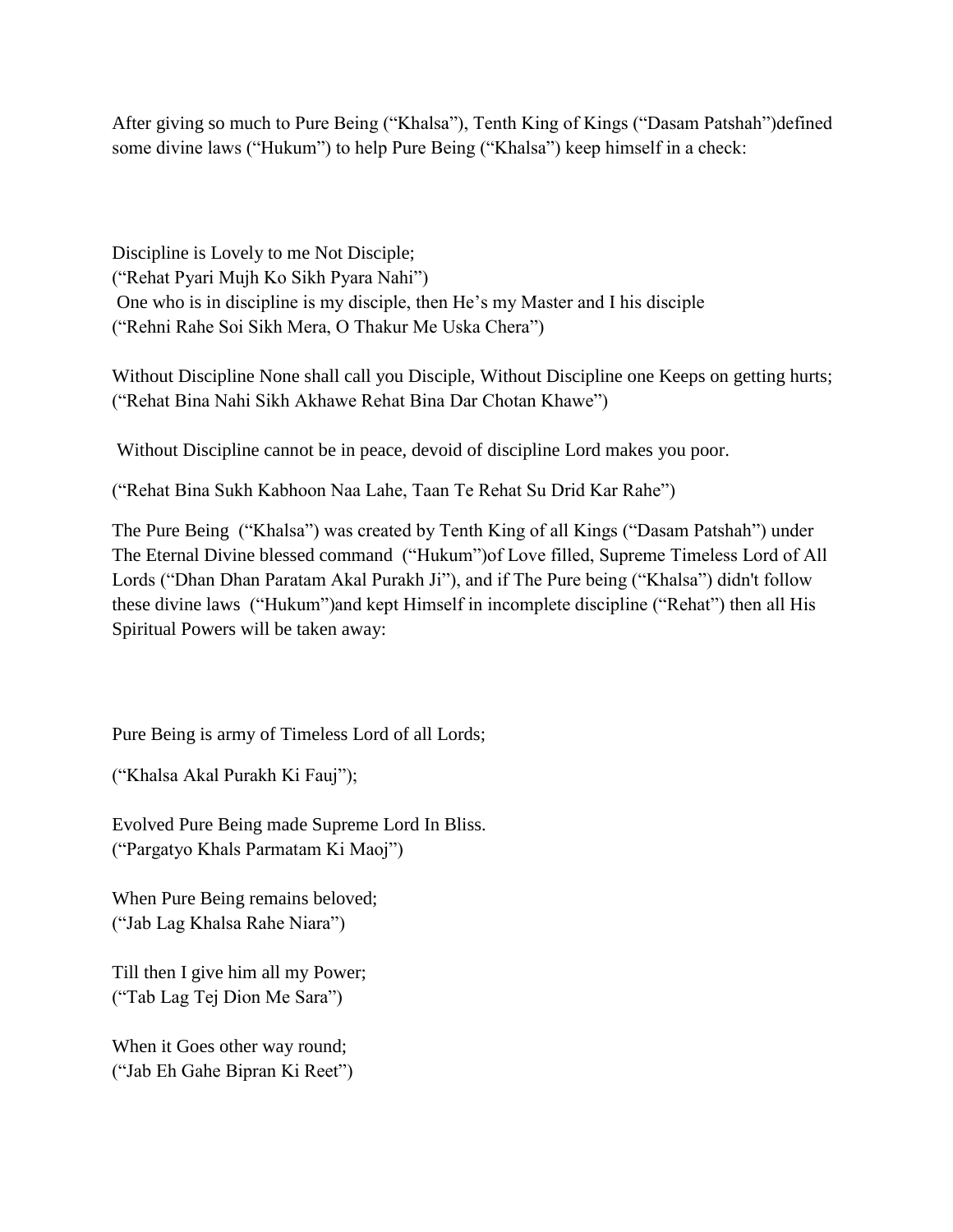After giving so much to Pure Being ("Khalsa"), Tenth King of Kings ("Dasam Patshah")defined some divine laws ("Hukum") to help Pure Being ("Khalsa") keep himself in a check:

Discipline is Lovely to me Not Disciple;  
("Rehat Pyari Mujh Ko Sikh Pyara Nahi")  
One who is in discipline is my disciple, then He's my Master and I his disciple  
("Rehni Rahe Soi Sikh Mera, O Thakur Me Uska Chera")

Without Discipline None shall call you Disciple, Without Discipline one Keeps on getting hurts;  
("Rehat Bina Nahi Sikh Akhawe Rehat Bina Dar Chotan Khawe")

Without Discipline cannot be in peace, devoid of discipline Lord makes you poor.

("Rehat Bina Sukh Kabhoon Naa Lahe, Taan Te Rehat Su Drid Kar Rahe")

The Pure Being ("Khalsa") was created by Tenth King of all Kings ("Dasam Patshah") under The Eternal Divine blessed command ("Hukum")of Love filled, Supreme Timeless Lord of All Lords ("Dhan Dhan Paratam Akal Purakh Ji"), and if The Pure being ("Khalsa") didn't follow these divine laws ("Hukum")and kept Himself in incomplete discipline ("Rehat") then all His Spiritual Powers will be taken away:

Pure Being is army of Timeless Lord of all Lords;

("Khalsa Akal Purakh Ki Fauj");

Evolved Pure Being made Supreme Lord In Bliss.  
("Pargatyo Khals Parmatam Ki Maoj")

When Pure Being remains beloved;  
("Jab Lag Khalsa Rahe Niara")

Till then I give him all my Power;  
("Tab Lag Tej Dion Me Sara")

When it Goes other way round;  
("Jab Eh Gahe Bipran Ki Reet")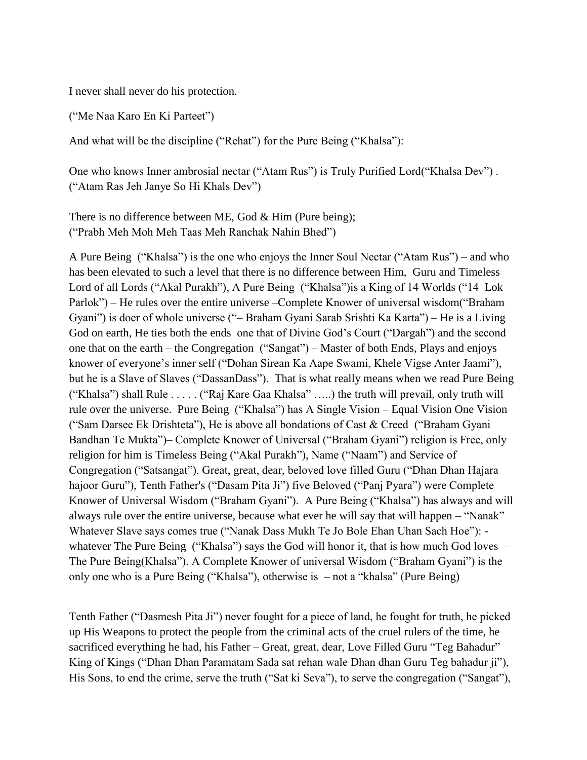I never shall never do his protection.

("Me Naa Karo En Ki Parteet")

And what will be the discipline ("Rehat") for the Pure Being ("Khalsa"):

One who knows Inner ambrosial nectar ("Atam Rus") is Truly Purified Lord("Khalsa Dev") .
("Atam Ras Jeh Janye So Hi Khals Dev")

There is no difference between ME, God & Him (Pure being);
("Prabh Meh Moh Meh Taas Meh Ranchak Nahin Bhed")

A Pure Being ("Khalsa") is the one who enjoys the Inner Soul Nectar ("Atam Rus") – and who has been elevated to such a level that there is no difference between Him, Guru and Timeless Lord of all Lords ("Akal Purakh"), A Pure Being ("Khalsa")is a King of 14 Worlds ("14 Lok Parlok") – He rules over the entire universe –Complete Knower of universal wisdom("Braham Gyani") is doer of whole universe ("– Braham Gyani Sarab Srishti Ka Karta") – He is a Living God on earth, He ties both the ends one that of Divine God's Court ("Dargah") and the second one that on the earth – the Congregation ("Sangat") – Master of both Ends, Plays and enjoys knower of everyone's inner self ("Dohan Sirean Ka Aape Swami, Khele Vigse Anter Jaami"), but he is a Slave of Slaves ("DassanDass"). That is what really means when we read Pure Being ("Khalsa") shall Rule . . . . . ("Raj Kare Gaa Khalsa" …..) the truth will prevail, only truth will rule over the universe. Pure Being ("Khalsa") has A Single Vision – Equal Vision One Vision ("Sam Darsee Ek Drishteta"), He is above all bondations of Cast & Creed ("Braham Gyani Bandhan Te Mukta")– Complete Knower of Universal ("Braham Gyani") religion is Free, only religion for him is Timeless Being ("Akal Purakh"), Name ("Naam") and Service of Congregation ("Satsangat"). Great, great, dear, beloved love filled Guru ("Dhan Dhan Hajara hajoor Guru"), Tenth Father's ("Dasam Pita Ji") five Beloved ("Panj Pyara") were Complete Knower of Universal Wisdom ("Braham Gyani"). A Pure Being ("Khalsa") has always and will always rule over the entire universe, because what ever he will say that will happen – "Nanak" Whatever Slave says comes true ("Nanak Dass Mukh Te Jo Bole Ehan Uhan Sach Hoe"): - whatever The Pure Being ("Khalsa") says the God will honor it, that is how much God loves – The Pure Being(Khalsa"). A Complete Knower of universal Wisdom ("Braham Gyani") is the only one who is a Pure Being ("Khalsa"), otherwise is – not a "khalsa" (Pure Being)

Tenth Father ("Dasmesh Pita Ji") never fought for a piece of land, he fought for truth, he picked up His Weapons to protect the people from the criminal acts of the cruel rulers of the time, he sacrificed everything he had, his Father – Great, great, dear, Love Filled Guru "Teg Bahadur" King of Kings ("Dhan Dhan Paramatam Sada sat rehan wale Dhan dhan Guru Teg bahadur ji"), His Sons, to end the crime, serve the truth ("Sat ki Seva"), to serve the congregation ("Sangat"),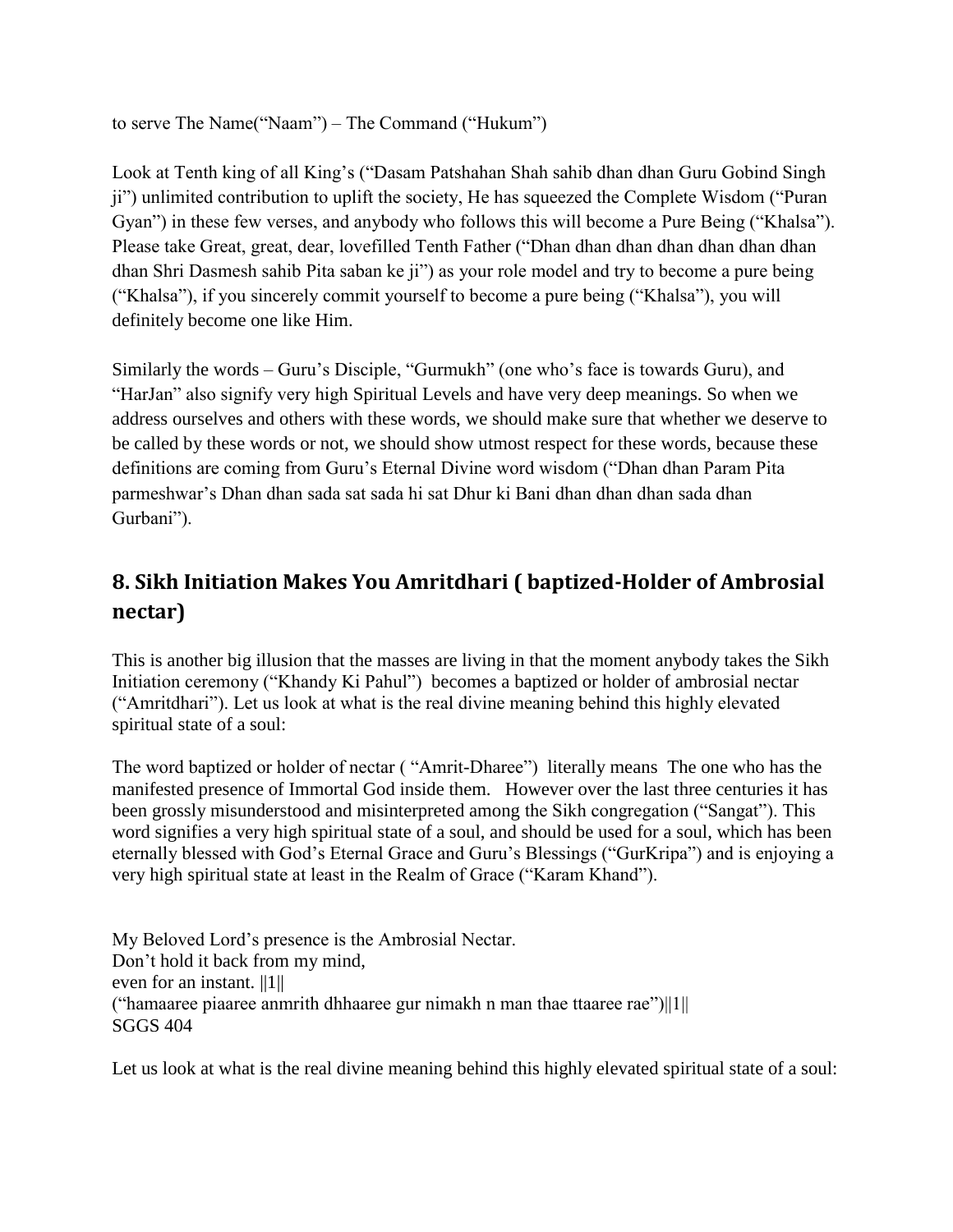to serve The Name("Naam") – The Command ("Hukum")

Look at Tenth king of all King's ("Dasam Patshahan Shah sahib dhan dhan Guru Gobind Singh ji") unlimited contribution to uplift the society, He has squeezed the Complete Wisdom ("Puran Gyan") in these few verses, and anybody who follows this will become a Pure Being ("Khalsa"). Please take Great, great, dear, lovefilled Tenth Father ("Dhan dhan dhan dhan dhan dhan dhan dhan Shri Dasmesh sahib Pita saban ke ji") as your role model and try to become a pure being ("Khalsa"), if you sincerely commit yourself to become a pure being ("Khalsa"), you will definitely become one like Him.

Similarly the words – Guru's Disciple, "Gurmukh" (one who's face is towards Guru), and "HarJan" also signify very high Spiritual Levels and have very deep meanings. So when we address ourselves and others with these words, we should make sure that whether we deserve to be called by these words or not, we should show utmost respect for these words, because these definitions are coming from Guru's Eternal Divine word wisdom ("Dhan dhan Param Pita parmeshwar's Dhan dhan sada sat sada hi sat Dhur ki Bani dhan dhan dhan sada dhan Gurbani").

## 8. Sikh Initiation Makes You Amritdhari ( baptized-Holder of Ambrosial nectar)

This is another big illusion that the masses are living in that the moment anybody takes the Sikh Initiation ceremony ("Khandy Ki Pahul") becomes a baptized or holder of ambrosial nectar ("Amritdhari"). Let us look at what is the real divine meaning behind this highly elevated spiritual state of a soul:

The word baptized or holder of nectar ( "Amrit-Dharee") literally means The one who has the manifested presence of Immortal God inside them. However over the last three centuries it has been grossly misunderstood and misinterpreted among the Sikh congregation ("Sangat"). This word signifies a very high spiritual state of a soul, and should be used for a soul, which has been eternally blessed with God's Eternal Grace and Guru's Blessings ("GurKripa") and is enjoying a very high spiritual state at least in the Realm of Grace ("Karam Khand").

My Beloved Lord's presence is the Ambrosial Nectar.  
Don't hold it back from my mind,  
even for an instant. ||1||  
("hamaaree piaaree anmrith dhhaaree gur nimakh n man thae ttaaree rae")||1||  
SGGS 404

Let us look at what is the real divine meaning behind this highly elevated spiritual state of a soul: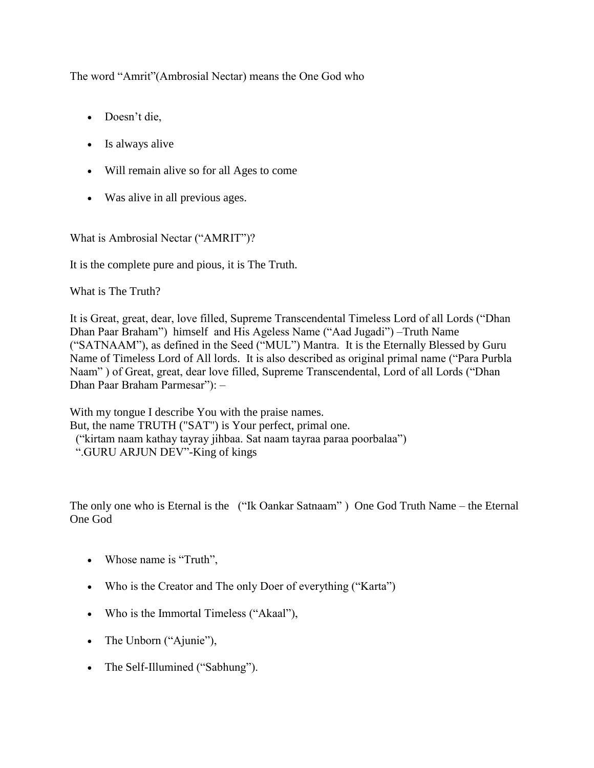The word "Amrit"(Ambrosial Nectar) means the One God who

- Doesn't die,
- Is always alive
- Will remain alive so for all Ages to come
- Was alive in all previous ages.

What is Ambrosial Nectar ("AMRIT")?

It is the complete pure and pious, it is The Truth.

What is The Truth?

It is Great, great, dear, love filled, Supreme Transcendental Timeless Lord of all Lords ("Dhan Dhan Paar Braham") himself and His Ageless Name ("Aad Jugadi") –Truth Name ("SATNAAM"), as defined in the Seed ("MUL") Mantra. It is the Eternally Blessed by Guru Name of Timeless Lord of All lords. It is also described as original primal name ("Para Purbla Naam" ) of Great, great, dear love filled, Supreme Transcendental, Lord of all Lords ("Dhan Dhan Paar Braham Parmesar"): –

With my tongue I describe You with the praise names.
But, the name TRUTH ("SAT") is Your perfect, primal one.
("kirtam naam kathay tayray jihbaa. Sat naam tayraa paraa poorbalaa")
".GURU ARJUN DEV"-King of kings

The only one who is Eternal is the ("Ik Oankar Satnaam" ) One God Truth Name – the Eternal One God

- Whose name is "Truth",
- Who is the Creator and The only Doer of everything ("Karta")
- Who is the Immortal Timeless ("Akaal"),
- The Unborn ("Ajunie"),
- The Self-Illumined ("Sabhung").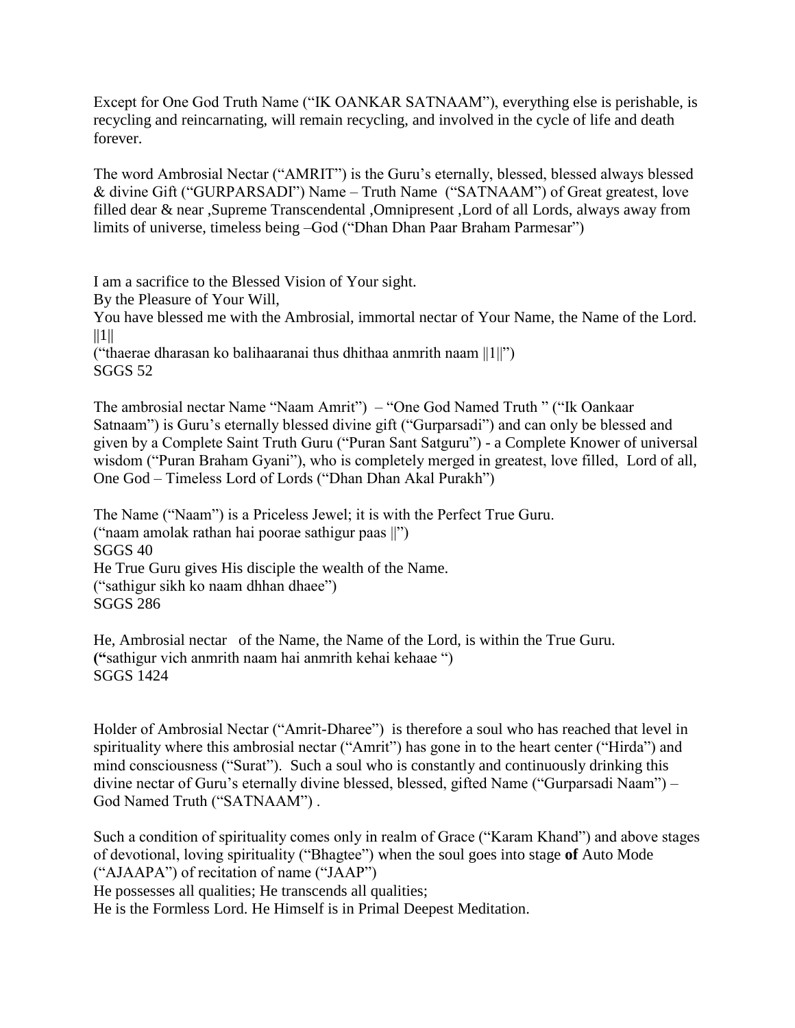Except for One God Truth Name ("IK OANKAR SATNAAM"), everything else is perishable, is recycling and reincarnating, will remain recycling, and involved in the cycle of life and death forever.

The word Ambrosial Nectar ("AMRIT") is the Guru's eternally, blessed, blessed always blessed & divine Gift ("GURPARSADI") Name – Truth Name ("SATNAAM") of Great greatest, love filled dear & near ,Supreme Transcendental ,Omnipresent ,Lord of all Lords, always away from limits of universe, timeless being –God ("Dhan Dhan Paar Braham Parmesar")

I am a sacrifice to the Blessed Vision of Your sight.
By the Pleasure of Your Will,
You have blessed me with the Ambrosial, immortal nectar of Your Name, the Name of the Lord. ||1||
("thaerae dharasan ko balihaaranai thus dhithaa anmrith naam ||1||")
SGGS 52

The ambrosial nectar Name "Naam Amrit") – "One God Named Truth " ("Ik Oankaar Satnaam") is Guru's eternally blessed divine gift ("Gurparsadi") and can only be blessed and given by a Complete Saint Truth Guru ("Puran Sant Satguru") - a Complete Knower of universal wisdom ("Puran Braham Gyani"), who is completely merged in greatest, love filled, Lord of all, One God – Timeless Lord of Lords ("Dhan Dhan Akal Purakh")

The Name ("Naam") is a Priceless Jewel; it is with the Perfect True Guru.
("naam amolak rathan hai poorae sathigur paas ||")
SGGS 40
He True Guru gives His disciple the wealth of the Name.
("sathigur sikh ko naam dhhan dhaee")
SGGS 286

He, Ambrosial nectar of the Name, the Name of the Lord, is within the True Guru.
**("**sathigur vich anmrith naam hai anmrith kehai kehaae ")
SGGS 1424

Holder of Ambrosial Nectar ("Amrit-Dharee") is therefore a soul who has reached that level in spirituality where this ambrosial nectar ("Amrit") has gone in to the heart center ("Hirda") and mind consciousness ("Surat"). Such a soul who is constantly and continuously drinking this divine nectar of Guru's eternally divine blessed, blessed, gifted Name ("Gurparsadi Naam") – God Named Truth ("SATNAAM") .

Such a condition of spirituality comes only in realm of Grace ("Karam Khand") and above stages of devotional, loving spirituality ("Bhagtee") when the soul goes into stage **of** Auto Mode ("AJAAPA") of recitation of name ("JAAP")
He possesses all qualities; He transcends all qualities;
He is the Formless Lord. He Himself is in Primal Deepest Meditation.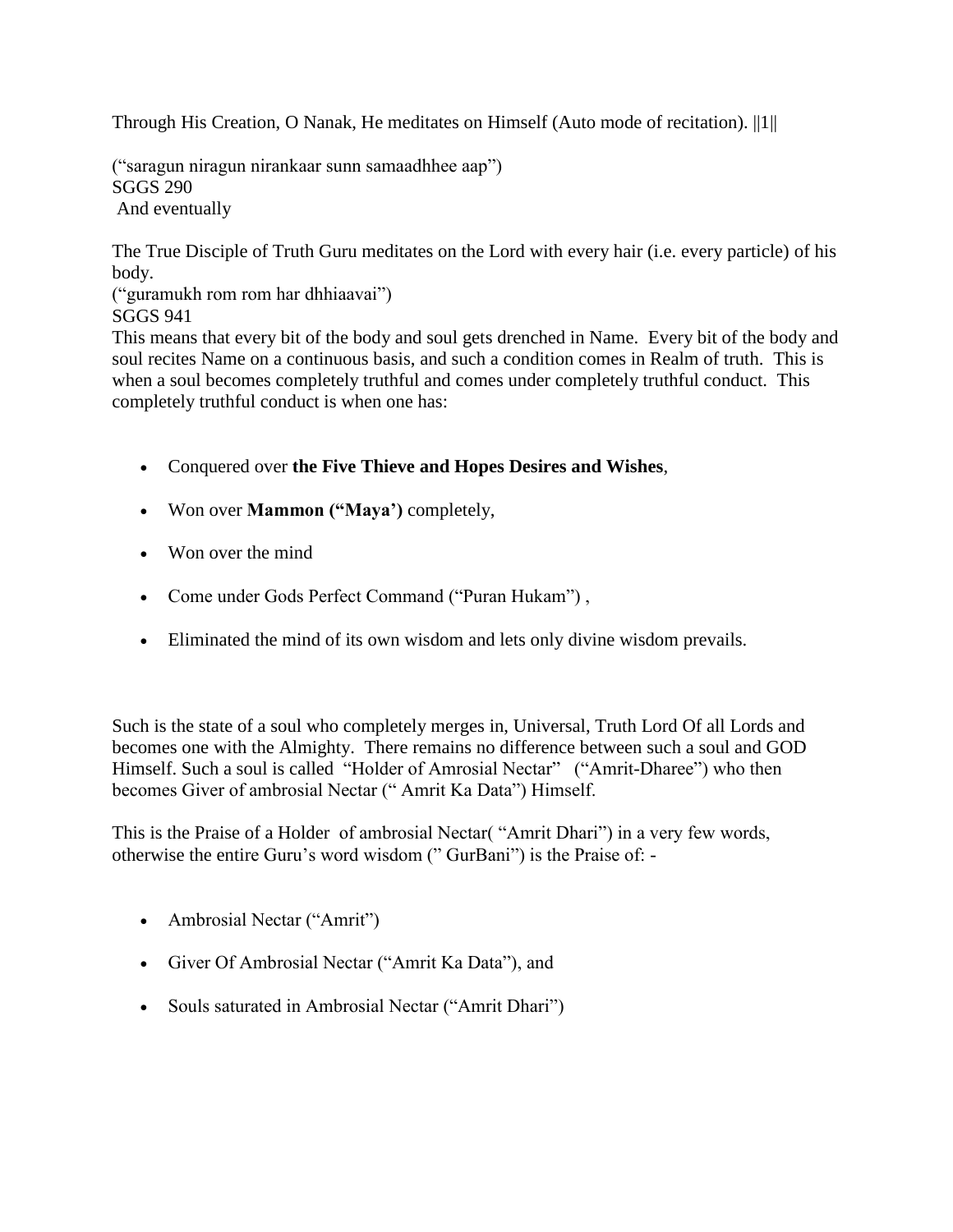Through His Creation, O Nanak, He meditates on Himself (Auto mode of recitation). ||1||

("saragun niragun nirankaar sunn samaadhhee aap")
SGGS 290
And eventually

The True Disciple of Truth Guru meditates on the Lord with every hair (i.e. every particle) of his body.
("guramukh rom rom har dhhiaavai")
SGGS 941
This means that every bit of the body and soul gets drenched in Name. Every bit of the body and soul recites Name on a continuous basis, and such a condition comes in Realm of truth. This is when a soul becomes completely truthful and comes under completely truthful conduct. This completely truthful conduct is when one has:

- Conquered over **the Five Thieve and Hopes Desires and Wishes**,
- Won over **Mammon ("Maya')** completely,
- Won over the mind
- Come under Gods Perfect Command ("Puran Hukam") ,
- Eliminated the mind of its own wisdom and lets only divine wisdom prevails.

Such is the state of a soul who completely merges in, Universal, Truth Lord Of all Lords and becomes one with the Almighty. There remains no difference between such a soul and GOD Himself. Such a soul is called "Holder of Amrosial Nectar" ("Amrit-Dharee") who then becomes Giver of ambrosial Nectar (" Amrit Ka Data") Himself.

This is the Praise of a Holder of ambrosial Nectar( "Amrit Dhari") in a very few words, otherwise the entire Guru's word wisdom (" GurBani") is the Praise of: -

- Ambrosial Nectar ("Amrit")
- Giver Of Ambrosial Nectar ("Amrit Ka Data"), and
- Souls saturated in Ambrosial Nectar ("Amrit Dhari")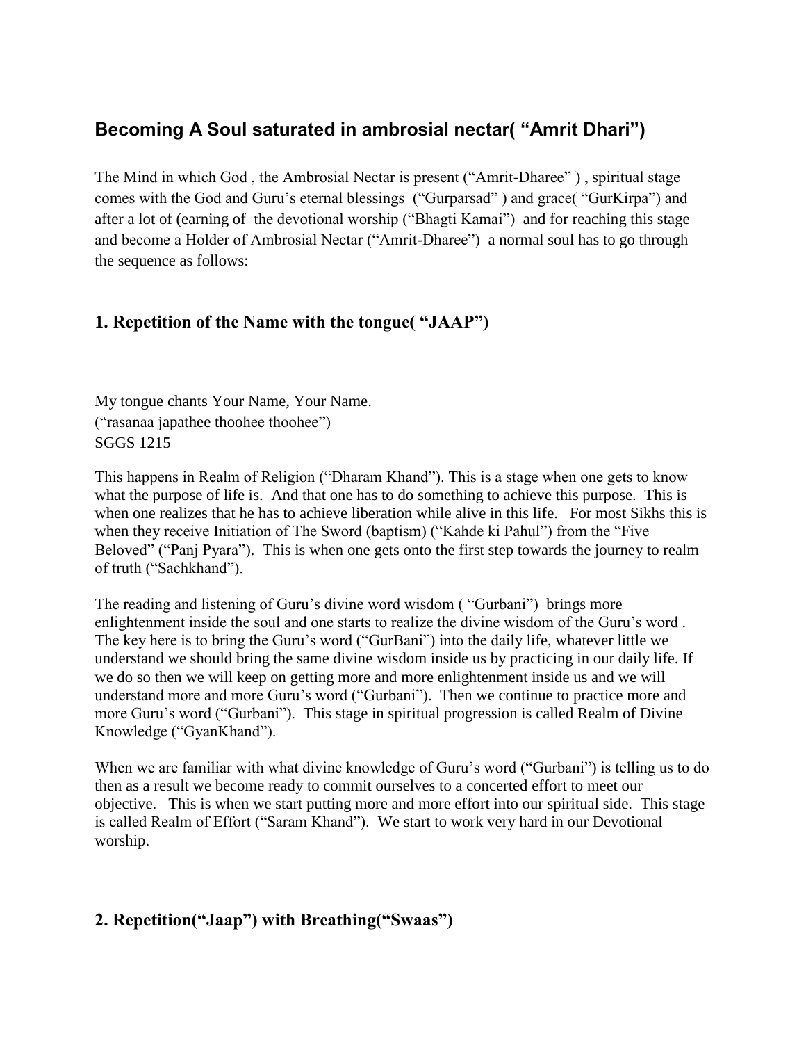## Becoming A Soul saturated in ambrosial nectar( "Amrit Dhari")

The Mind in which God , the Ambrosial Nectar is present ("Amrit-Dharee" ) , spiritual stage comes with the God and Guru's eternal blessings ("Gurparsad" ) and grace( "GurKirpa") and after a lot of (earning of the devotional worship ("Bhagti Kamai") and for reaching this stage and become a Holder of Ambrosial Nectar ("Amrit-Dharee") a normal soul has to go through the sequence as follows:

### 1. Repetition of the Name with the tongue( "JAAP")

My tongue chants Your Name, Your Name.
("rasanaa japathee thoohee thoohee")
SGGS 1215

This happens in Realm of Religion ("Dharam Khand"). This is a stage when one gets to know what the purpose of life is. And that one has to do something to achieve this purpose. This is when one realizes that he has to achieve liberation while alive in this life. For most Sikhs this is when they receive Initiation of The Sword (baptism) ("Kahde ki Pahul") from the "Five Beloved" ("Panj Pyara"). This is when one gets onto the first step towards the journey to realm of truth ("Sachkhand").

The reading and listening of Guru's divine word wisdom ( "Gurbani") brings more enlightenment inside the soul and one starts to realize the divine wisdom of the Guru's word . The key here is to bring the Guru's word ("GurBani") into the daily life, whatever little we understand we should bring the same divine wisdom inside us by practicing in our daily life. If we do so then we will keep on getting more and more enlightenment inside us and we will understand more and more Guru's word ("Gurbani"). Then we continue to practice more and more Guru's word ("Gurbani"). This stage in spiritual progression is called Realm of Divine Knowledge ("GyanKhand").

When we are familiar with what divine knowledge of Guru's word ("Gurbani") is telling us to do then as a result we become ready to commit ourselves to a concerted effort to meet our objective. This is when we start putting more and more effort into our spiritual side. This stage is called Realm of Effort ("Saram Khand"). We start to work very hard in our Devotional worship.

### 2. Repetition("Jaap") with Breathing("Swaas")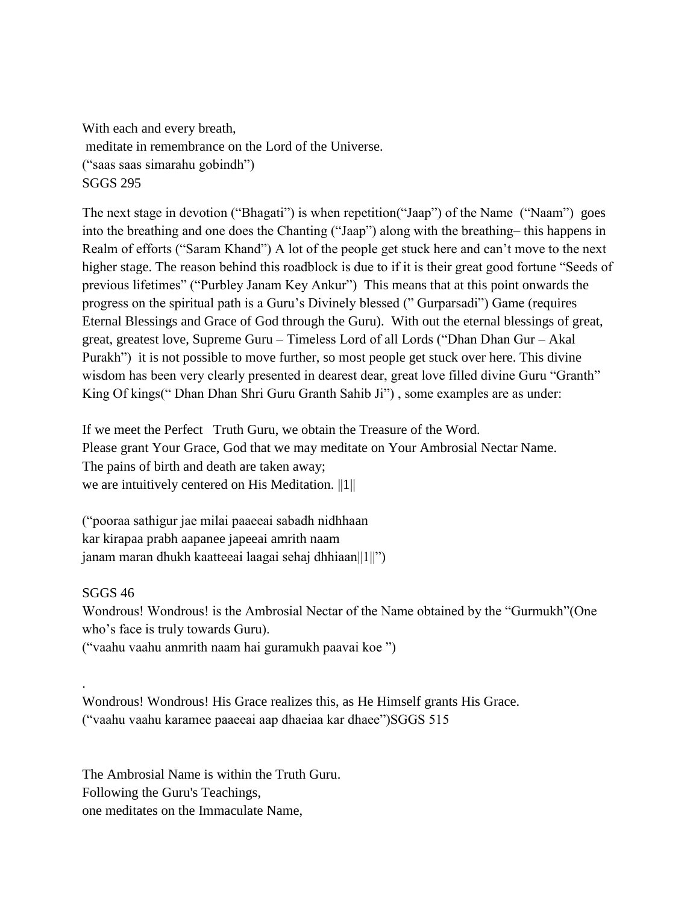With each and every breath,
meditate in remembrance on the Lord of the Universe.
("saas saas simarahu gobindh")
SGGS 295

The next stage in devotion ("Bhagati") is when repetition("Jaap") of the Name ("Naam") goes into the breathing and one does the Chanting ("Jaap") along with the breathing– this happens in Realm of efforts ("Saram Khand") A lot of the people get stuck here and can't move to the next higher stage. The reason behind this roadblock is due to if it is their great good fortune "Seeds of previous lifetimes" ("Purbley Janam Key Ankur") This means that at this point onwards the progress on the spiritual path is a Guru's Divinely blessed (" Gurparsadi") Game (requires Eternal Blessings and Grace of God through the Guru). With out the eternal blessings of great, great, greatest love, Supreme Guru – Timeless Lord of all Lords ("Dhan Dhan Gur – Akal Purakh") it is not possible to move further, so most people get stuck over here. This divine wisdom has been very clearly presented in dearest dear, great love filled divine Guru "Granth" King Of kings(" Dhan Dhan Shri Guru Granth Sahib Ji") , some examples are as under:

If we meet the Perfect Truth Guru, we obtain the Treasure of the Word.
Please grant Your Grace, God that we may meditate on Your Ambrosial Nectar Name.
The pains of birth and death are taken away;
we are intuitively centered on His Meditation. ||1||

("pooraa sathigur jae milai paaeeai sabadh nidhhaan
kar kirapaa prabh aapanee japeeai amrith naam
janam maran dhukh kaatteeai laagai sehaj dhhiaan||1||")

SGGS 46
Wondrous! Wondrous! is the Ambrosial Nectar of the Name obtained by the "Gurmukh"(One who's face is truly towards Guru).
("vaahu vaahu anmrith naam hai guramukh paavai koe ")

.
Wondrous! Wondrous! His Grace realizes this, as He Himself grants His Grace.
("vaahu vaahu karamee paaeeai aap dhaeiaa kar dhaee")SGGS 515

The Ambrosial Name is within the Truth Guru.
Following the Guru's Teachings,
one meditates on the Immaculate Name,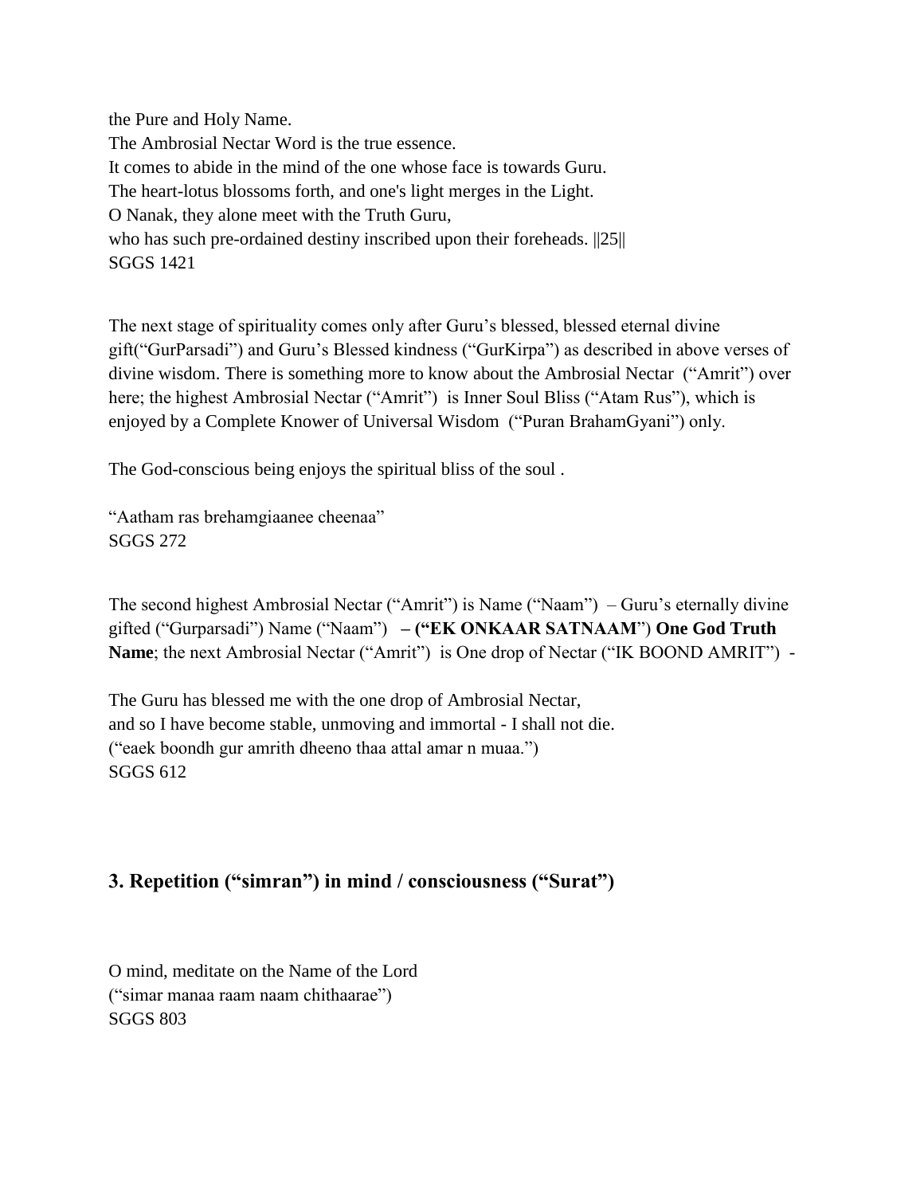the Pure and Holy Name.
The Ambrosial Nectar Word is the true essence.
It comes to abide in the mind of the one whose face is towards Guru.
The heart-lotus blossoms forth, and one's light merges in the Light.
O Nanak, they alone meet with the Truth Guru,
who has such pre-ordained destiny inscribed upon their foreheads. ||25||
SGGS 1421

The next stage of spirituality comes only after Guru's blessed, blessed eternal divine gift("GurParsadi") and Guru's Blessed kindness ("GurKirpa") as described in above verses of divine wisdom. There is something more to know about the Ambrosial Nectar ("Amrit") over here; the highest Ambrosial Nectar ("Amrit") is Inner Soul Bliss ("Atam Rus"), which is enjoyed by a Complete Knower of Universal Wisdom ("Puran BrahamGyani") only.

The God-conscious being enjoys the spiritual bliss of the soul .

"Aatham ras brehamgiaanee cheenaa"
SGGS 272

The second highest Ambrosial Nectar ("Amrit") is Name ("Naam") – Guru's eternally divine gifted ("Gurparsadi") Name ("Naam") **– ("EK ONKAAR SATNAAM") One God Truth Name**; the next Ambrosial Nectar ("Amrit") is One drop of Nectar ("IK BOOND AMRIT") -

The Guru has blessed me with the one drop of Ambrosial Nectar,
and so I have become stable, unmoving and immortal - I shall not die.
("eaek boondh gur amrith dheeno thaa attal amar n muaa.")
SGGS 612

## 3. Repetition ("simran") in mind / consciousness ("Surat")

O mind, meditate on the Name of the Lord
("simar manaa raam naam chithaarae")
SGGS 803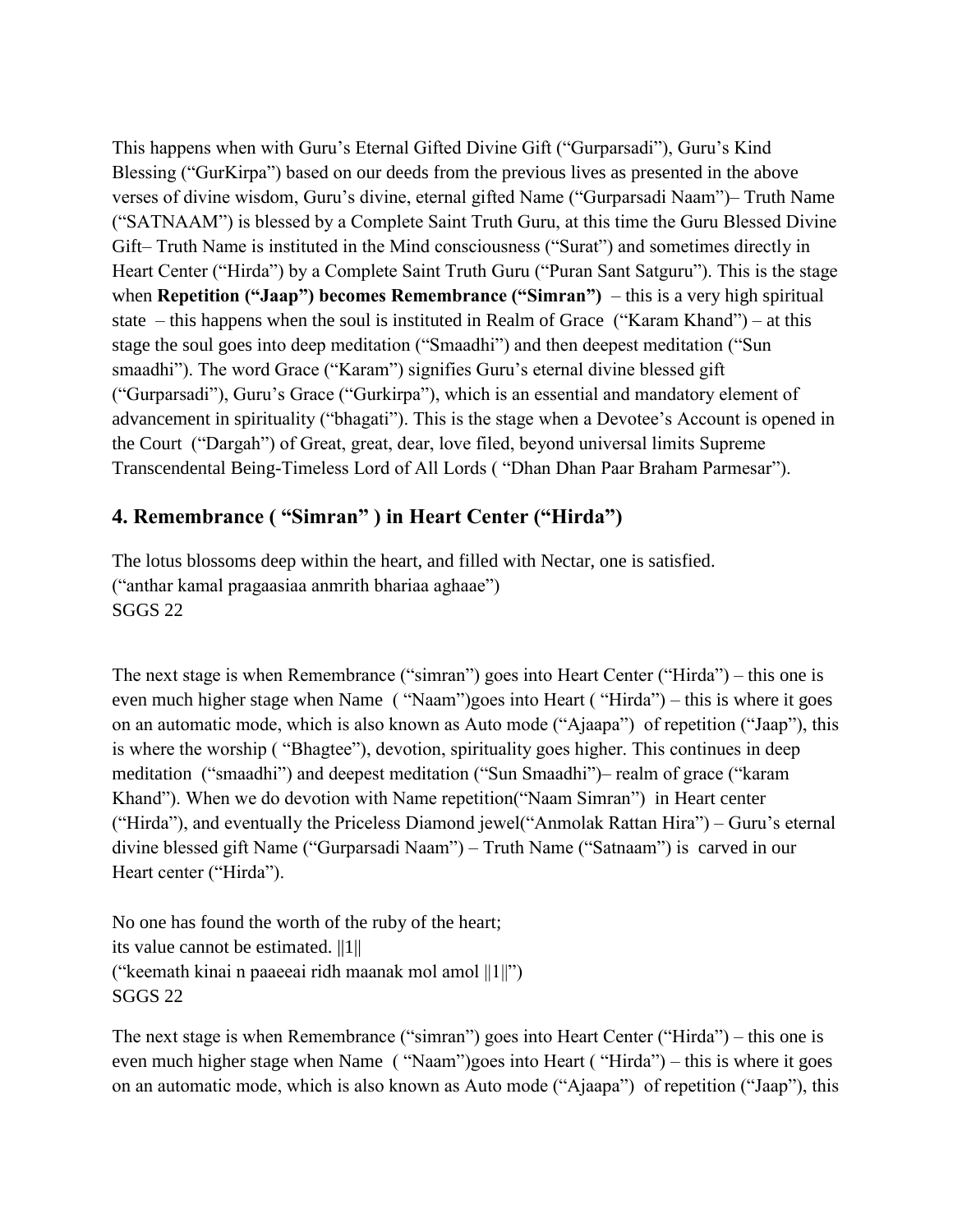This happens when with Guru's Eternal Gifted Divine Gift ("Gurparsadi"), Guru's Kind Blessing ("GurKirpa") based on our deeds from the previous lives as presented in the above verses of divine wisdom, Guru's divine, eternal gifted Name ("Gurparsadi Naam")– Truth Name ("SATNAAM") is blessed by a Complete Saint Truth Guru, at this time the Guru Blessed Divine Gift– Truth Name is instituted in the Mind consciousness ("Surat") and sometimes directly in Heart Center ("Hirda") by a Complete Saint Truth Guru ("Puran Sant Satguru"). This is the stage when **Repetition ("Jaap") becomes Remembrance ("Simran")** – this is a very high spiritual state – this happens when the soul is instituted in Realm of Grace ("Karam Khand") – at this stage the soul goes into deep meditation ("Smaadhi") and then deepest meditation ("Sun smaadhi"). The word Grace ("Karam") signifies Guru's eternal divine blessed gift ("Gurparsadi"), Guru's Grace ("Gurkirpa"), which is an essential and mandatory element of advancement in spirituality ("bhagati"). This is the stage when a Devotee's Account is opened in the Court ("Dargah") of Great, great, dear, love filed, beyond universal limits Supreme Transcendental Being-Timeless Lord of All Lords ( "Dhan Dhan Paar Braham Parmesar").

## 4. Remembrance ( "Simran" ) in Heart Center ("Hirda")

The lotus blossoms deep within the heart, and filled with Nectar, one is satisfied.
("anthar kamal pragaasiaa anmrith bhariaa aghaae")
SGGS 22

The next stage is when Remembrance ("simran") goes into Heart Center ("Hirda") – this one is even much higher stage when Name ( "Naam")goes into Heart ( "Hirda") – this is where it goes on an automatic mode, which is also known as Auto mode ("Ajaapa") of repetition ("Jaap"), this is where the worship ( "Bhagtee"), devotion, spirituality goes higher. This continues in deep meditation ("smaadhi") and deepest meditation ("Sun Smaadhi")– realm of grace ("karam Khand"). When we do devotion with Name repetition("Naam Simran") in Heart center ("Hirda"), and eventually the Priceless Diamond jewel("Anmolak Rattan Hira") – Guru's eternal divine blessed gift Name ("Gurparsadi Naam") – Truth Name ("Satnaam") is carved in our Heart center ("Hirda").

No one has found the worth of the ruby of the heart;
its value cannot be estimated. ||1||
("keemath kinai n paaeeai ridh maanak mol amol ||1||")
SGGS 22

The next stage is when Remembrance ("simran") goes into Heart Center ("Hirda") – this one is even much higher stage when Name ( "Naam")goes into Heart ( "Hirda") – this is where it goes on an automatic mode, which is also known as Auto mode ("Ajaapa") of repetition ("Jaap"), this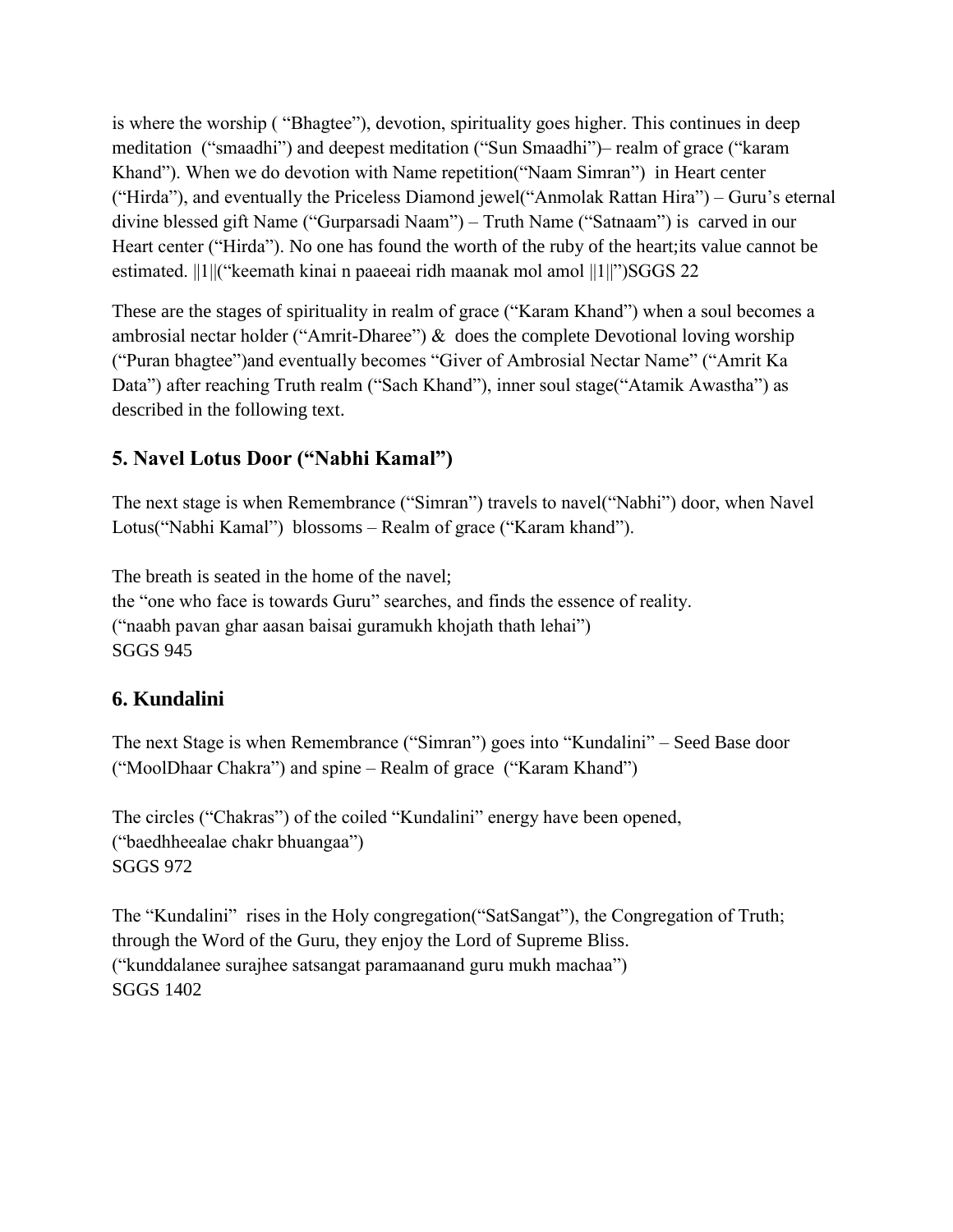is where the worship ( "Bhagtee"), devotion, spirituality goes higher. This continues in deep meditation ("smaadhi") and deepest meditation ("Sun Smaadhi")– realm of grace ("karam Khand"). When we do devotion with Name repetition("Naam Simran") in Heart center ("Hirda"), and eventually the Priceless Diamond jewel("Anmolak Rattan Hira") – Guru's eternal divine blessed gift Name ("Gurparsadi Naam") – Truth Name ("Satnaam") is carved in our Heart center ("Hirda"). No one has found the worth of the ruby of the heart;its value cannot be estimated. ||1||("keemath kinai n paaeeai ridh maanak mol amol ||1||")SGGS 22

These are the stages of spirituality in realm of grace ("Karam Khand") when a soul becomes a ambrosial nectar holder ("Amrit-Dharee") & does the complete Devotional loving worship ("Puran bhagtee")and eventually becomes "Giver of Ambrosial Nectar Name" ("Amrit Ka Data") after reaching Truth realm ("Sach Khand"), inner soul stage("Atamik Awastha") as described in the following text.

## 5. Navel Lotus Door ("Nabhi Kamal")

The next stage is when Remembrance ("Simran") travels to navel("Nabhi") door, when Navel Lotus("Nabhi Kamal") blossoms – Realm of grace ("Karam khand").

The breath is seated in the home of the navel;
the "one who face is towards Guru" searches, and finds the essence of reality.
("naabh pavan ghar aasan baisai guramukh khojath thath lehai")
SGGS 945

## 6. Kundalini

The next Stage is when Remembrance ("Simran") goes into "Kundalini" – Seed Base door ("MoolDhaar Chakra") and spine – Realm of grace ("Karam Khand")

The circles ("Chakras") of the coiled "Kundalini" energy have been opened,
("baedhheealae chakr bhuangaa")
SGGS 972

The "Kundalini" rises in the Holy congregation("SatSangat"), the Congregation of Truth;
through the Word of the Guru, they enjoy the Lord of Supreme Bliss.
("kunddalanee surajhee satsangat paramaanand guru mukh machaa")
SGGS 1402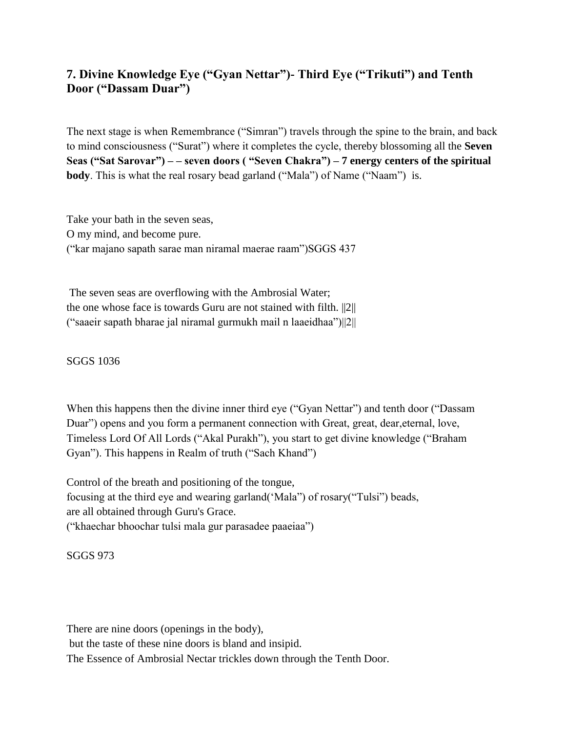### 7. Divine Knowledge Eye ("Gyan Nettar")- Third Eye ("Trikuti") and Tenth Door ("Dassam Duar")

The next stage is when Remembrance ("Simran") travels through the spine to the brain, and back to mind consciousness ("Surat") where it completes the cycle, thereby blossoming all the **Seven Seas ("Sat Sarovar") – – seven doors ( "Seven Chakra") – 7 energy centers of the spiritual body**. This is what the real rosary bead garland ("Mala") of Name ("Naam") is.

Take your bath in the seven seas,
O my mind, and become pure.
("kar majano sapath sarae man niramal maerae raam")SGGS 437

The seven seas are overflowing with the Ambrosial Water;
the one whose face is towards Guru are not stained with filth. ||2||
("saaeir sapath bharae jal niramal gurmukh mail n laaeidhaa")||2||

SGGS 1036

When this happens then the divine inner third eye ("Gyan Nettar") and tenth door ("Dassam Duar") opens and you form a permanent connection with Great, great, dear,eternal, love, Timeless Lord Of All Lords ("Akal Purakh"), you start to get divine knowledge ("Braham Gyan"). This happens in Realm of truth ("Sach Khand")

Control of the breath and positioning of the tongue,
focusing at the third eye and wearing garland('Mala") of rosary("Tulsi") beads,
are all obtained through Guru's Grace.
("khaechar bhoochar tulsi mala gur parasadee paaeiaa")

SGGS 973

There are nine doors (openings in the body),
but the taste of these nine doors is bland and insipid.
The Essence of Ambrosial Nectar trickles down through the Tenth Door.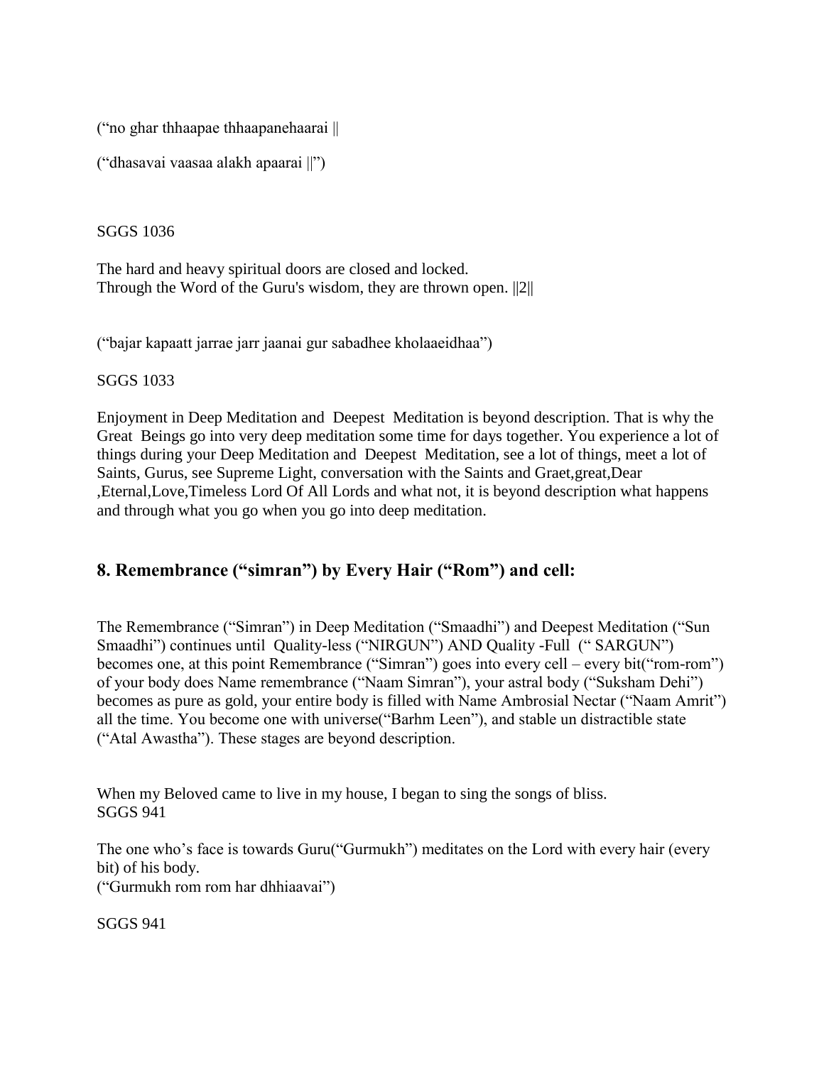("no ghar thhaapae thhaapanehaarai ||

("dhasavai vaasaa alakh apaarai ||")

SGGS 1036

The hard and heavy spiritual doors are closed and locked.
Through the Word of the Guru's wisdom, they are thrown open. ||2||

("bajar kapaatt jarrae jarr jaanai gur sabadhee kholaaeidhaa")

SGGS 1033

Enjoyment in Deep Meditation and Deepest Meditation is beyond description. That is why the Great Beings go into very deep meditation some time for days together. You experience a lot of things during your Deep Meditation and Deepest Meditation, see a lot of things, meet a lot of Saints, Gurus, see Supreme Light, conversation with the Saints and Graet,great,Dear ,Eternal,Love,Timeless Lord Of All Lords and what not, it is beyond description what happens and through what you go when you go into deep meditation.

## 8. Remembrance ("simran") by Every Hair ("Rom") and cell:

The Remembrance ("Simran") in Deep Meditation ("Smaadhi") and Deepest Meditation ("Sun Smaadhi") continues until Quality-less ("NIRGUN") AND Quality -Full (" SARGUN") becomes one, at this point Remembrance ("Simran") goes into every cell – every bit("rom-rom") of your body does Name remembrance ("Naam Simran"), your astral body ("Suksham Dehi") becomes as pure as gold, your entire body is filled with Name Ambrosial Nectar ("Naam Amrit") all the time. You become one with universe("Barhm Leen"), and stable un distractible state ("Atal Awastha"). These stages are beyond description.

When my Beloved came to live in my house, I began to sing the songs of bliss.
SGGS 941

The one who's face is towards Guru("Gurmukh") meditates on the Lord with every hair (every bit) of his body.
("Gurmukh rom rom har dhhiaavai")

SGGS 941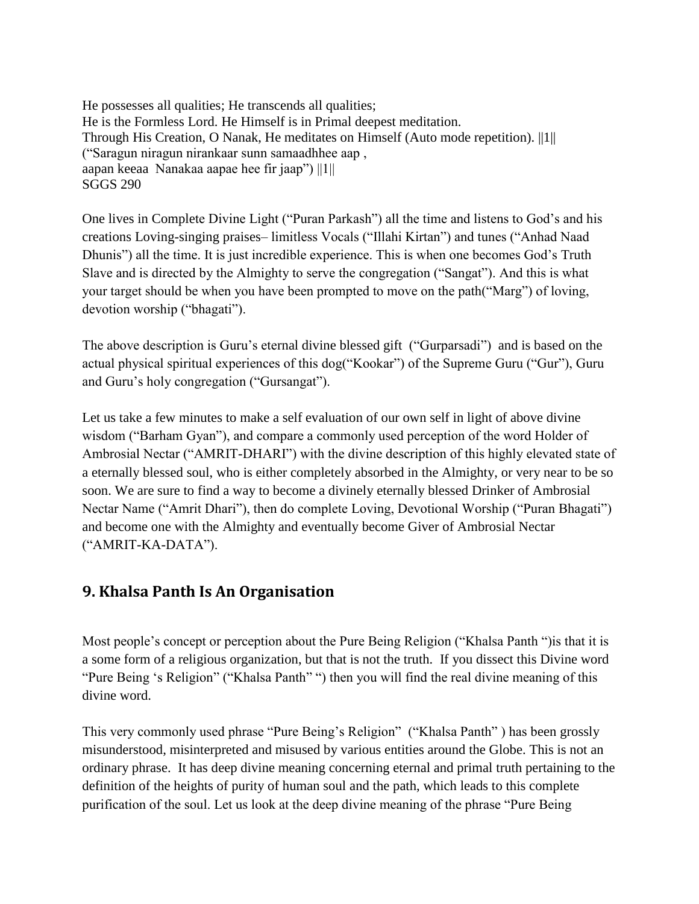He possesses all qualities; He transcends all qualities;
He is the Formless Lord. He Himself is in Primal deepest meditation.
Through His Creation, O Nanak, He meditates on Himself (Auto mode repetition). ||1||
("Saragun niragun nirankaar sunn samaadhhee aap ,
aapan keeaa Nanakaa aapae hee fir jaap") ||1||
SGGS 290

One lives in Complete Divine Light ("Puran Parkash") all the time and listens to God's and his creations Loving-singing praises– limitless Vocals ("Illahi Kirtan") and tunes ("Anhad Naad Dhunis") all the time. It is just incredible experience. This is when one becomes God's Truth Slave and is directed by the Almighty to serve the congregation ("Sangat"). And this is what your target should be when you have been prompted to move on the path("Marg") of loving, devotion worship ("bhagati").

The above description is Guru's eternal divine blessed gift ("Gurparsadi") and is based on the actual physical spiritual experiences of this dog("Kookar") of the Supreme Guru ("Gur"), Guru and Guru's holy congregation ("Gursangat").

Let us take a few minutes to make a self evaluation of our own self in light of above divine wisdom ("Barham Gyan"), and compare a commonly used perception of the word Holder of Ambrosial Nectar ("AMRIT-DHARI") with the divine description of this highly elevated state of a eternally blessed soul, who is either completely absorbed in the Almighty, or very near to be so soon. We are sure to find a way to become a divinely eternally blessed Drinker of Ambrosial Nectar Name ("Amrit Dhari"), then do complete Loving, Devotional Worship ("Puran Bhagati") and become one with the Almighty and eventually become Giver of Ambrosial Nectar ("AMRIT-KA-DATA").

## 9. Khalsa Panth Is An Organisation

Most people's concept or perception about the Pure Being Religion ("Khalsa Panth ")is that it is a some form of a religious organization, but that is not the truth. If you dissect this Divine word "Pure Being 's Religion" ("Khalsa Panth" ") then you will find the real divine meaning of this divine word.

This very commonly used phrase "Pure Being's Religion" ("Khalsa Panth" ) has been grossly misunderstood, misinterpreted and misused by various entities around the Globe. This is not an ordinary phrase. It has deep divine meaning concerning eternal and primal truth pertaining to the definition of the heights of purity of human soul and the path, which leads to this complete purification of the soul. Let us look at the deep divine meaning of the phrase "Pure Being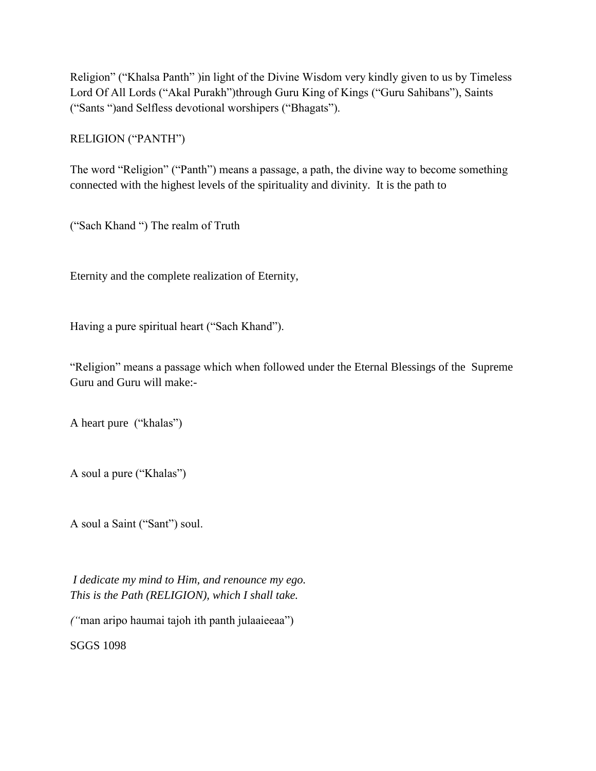Religion" ("Khalsa Panth" )in light of the Divine Wisdom very kindly given to us by Timeless Lord Of All Lords ("Akal Purakh")through Guru King of Kings ("Guru Sahibans"), Saints ("Sants ")and Selfless devotional worshipers ("Bhagats").

RELIGION ("PANTH")

The word "Religion" ("Panth") means a passage, a path, the divine way to become something connected with the highest levels of the spirituality and divinity. It is the path to

("Sach Khand ") The realm of Truth

Eternity and the complete realization of Eternity,

Having a pure spiritual heart ("Sach Khand").

"Religion" means a passage which when followed under the Eternal Blessings of the Supreme Guru and Guru will make:-

A heart pure ("khalas")

A soul a pure ("Khalas")

A soul a Saint ("Sant") soul.

*I dedicate my mind to Him, and renounce my ego.*
*This is the Path (RELIGION), which I shall take.*

*("*man aripo haumai tajoh ith panth julaaieeaa")

SGGS 1098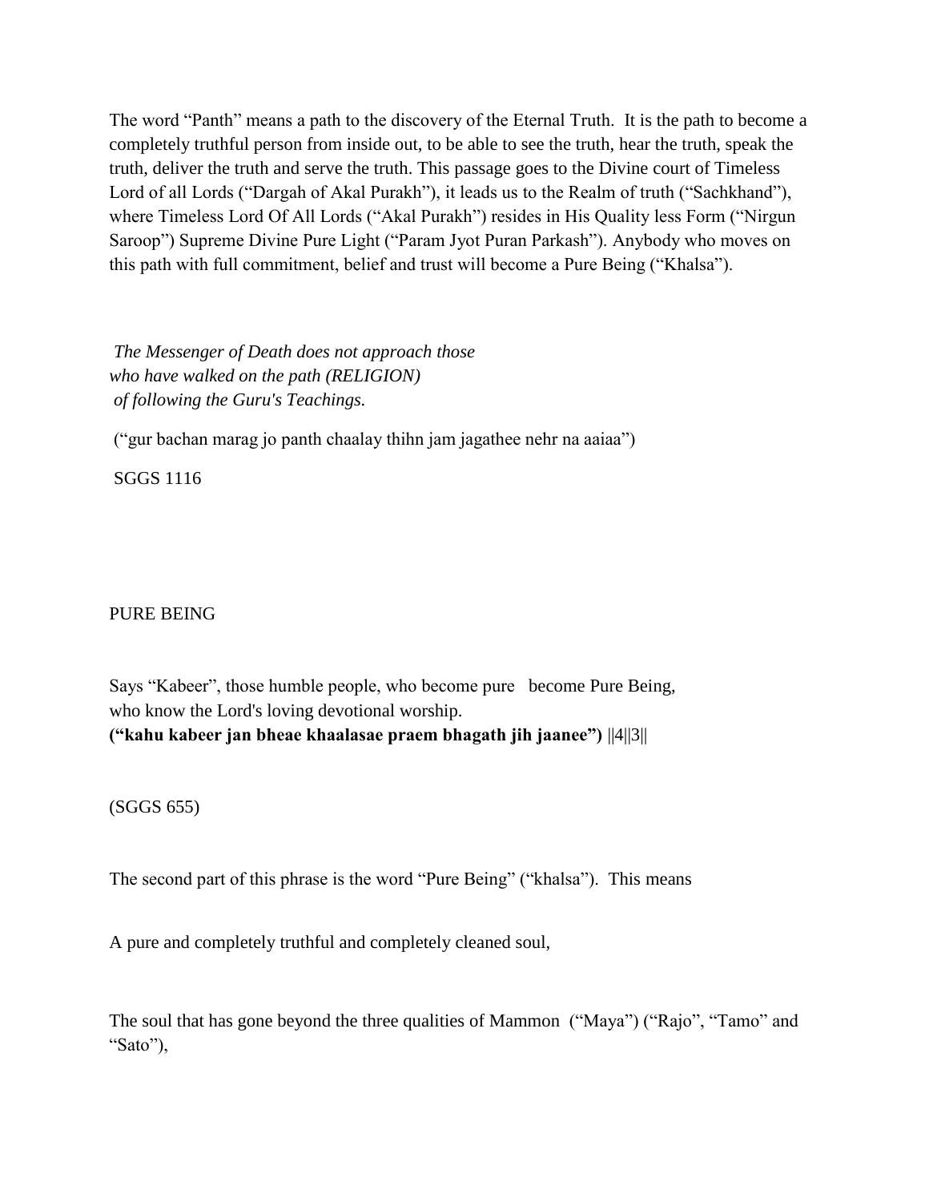The word "Panth" means a path to the discovery of the Eternal Truth. It is the path to become a completely truthful person from inside out, to be able to see the truth, hear the truth, speak the truth, deliver the truth and serve the truth. This passage goes to the Divine court of Timeless Lord of all Lords ("Dargah of Akal Purakh"), it leads us to the Realm of truth ("Sachkhand"), where Timeless Lord Of All Lords ("Akal Purakh") resides in His Quality less Form ("Nirgun Saroop") Supreme Divine Pure Light ("Param Jyot Puran Parkash"). Anybody who moves on this path with full commitment, belief and trust will become a Pure Being ("Khalsa").

*The Messenger of Death does not approach those*
*who have walked on the path (RELIGION)*
*of following the Guru's Teachings.*

("gur bachan marag jo panth chaalay thihn jam jagathee nehr na aaiaa")

SGGS 1116

PURE BEING

Says "Kabeer", those humble people, who become pure become Pure Being,
who know the Lord's loving devotional worship.
**("kahu kabeer jan bheae khaalasae praem bhagath jih jaanee")** ||4||3||

(SGGS 655)

The second part of this phrase is the word "Pure Being" ("khalsa"). This means

A pure and completely truthful and completely cleaned soul,

The soul that has gone beyond the three qualities of Mammon ("Maya") ("Rajo", "Tamo" and "Sato"),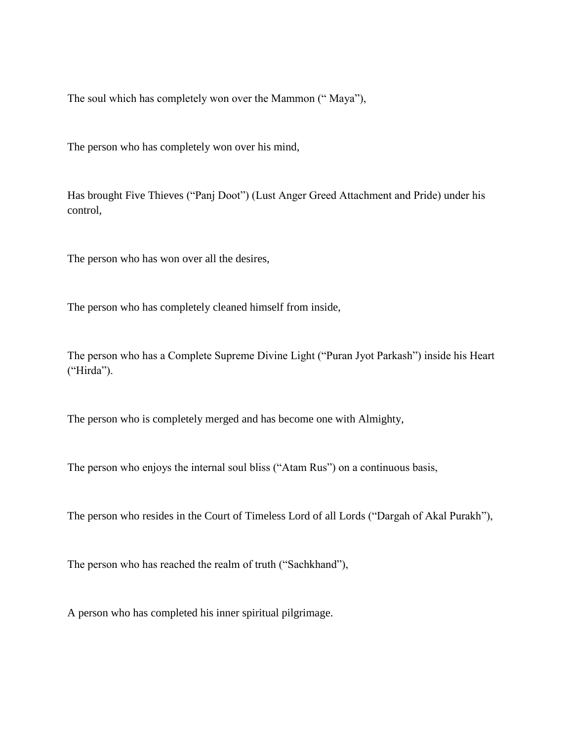The soul which has completely won over the Mammon (“ Maya”),

The person who has completely won over his mind,

Has brought Five Thieves (“Panj Doot”) (Lust Anger Greed Attachment and Pride) under his control,

The person who has won over all the desires,

The person who has completely cleaned himself from inside,

The person who has a Complete Supreme Divine Light (“Puran Jyot Parkash”) inside his Heart (“Hirda”).

The person who is completely merged and has become one with Almighty,

The person who enjoys the internal soul bliss (“Atam Rus”) on a continuous basis,

The person who resides in the Court of Timeless Lord of all Lords (“Dargah of Akal Purakh”),

The person who has reached the realm of truth (“Sachkhand”),

A person who has completed his inner spiritual pilgrimage.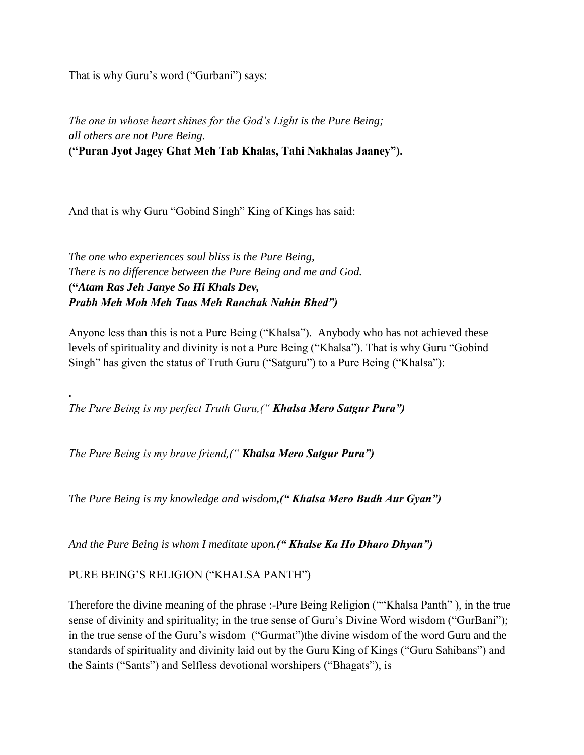That is why Guru's word ("Gurbani") says:

*The one in whose heart shines for the God's Light is the Pure Being;*
*all others are not Pure Being.*
**("Puran Jyot Jagey Ghat Meh Tab Khalas, Tahi Nakhalas Jaaney").**

And that is why Guru "Gobind Singh" King of Kings has said:

*The one who experiences soul bliss is the Pure Being,*
*There is no difference between the Pure Being and me and God.*
**("*Atam Ras Jeh Janye So Hi Khals Dev,*
*Prabh Meh Moh Meh Taas Meh Ranchak Nahin Bhed")***

Anyone less than this is not a Pure Being ("Khalsa"). Anybody who has not achieved these levels of spirituality and divinity is not a Pure Being ("Khalsa"). That is why Guru "Gobind Singh" has given the status of Truth Guru ("Satguru") to a Pure Being ("Khalsa"):

.
*The Pure Being is my perfect Truth Guru,(" **Khalsa Mero Satgur Pura")***

*The Pure Being is my brave friend,(" **Khalsa Mero Satgur Pura")***

*The Pure Being is my knowledge and wisdom**,(" Khalsa Mero Budh Aur Gyan")***

*And the Pure Being is whom I meditate upon**.(" Khalse Ka Ho Dharo Dhyan")***

PURE BEING'S RELIGION ("KHALSA PANTH")

Therefore the divine meaning of the phrase :-Pure Being Religion (""Khalsa Panth" ), in the true sense of divinity and spirituality; in the true sense of Guru's Divine Word wisdom ("GurBani"); in the true sense of the Guru's wisdom ("Gurmat")the divine wisdom of the word Guru and the standards of spirituality and divinity laid out by the Guru King of Kings ("Guru Sahibans") and the Saints ("Sants") and Selfless devotional worshipers ("Bhagats"), is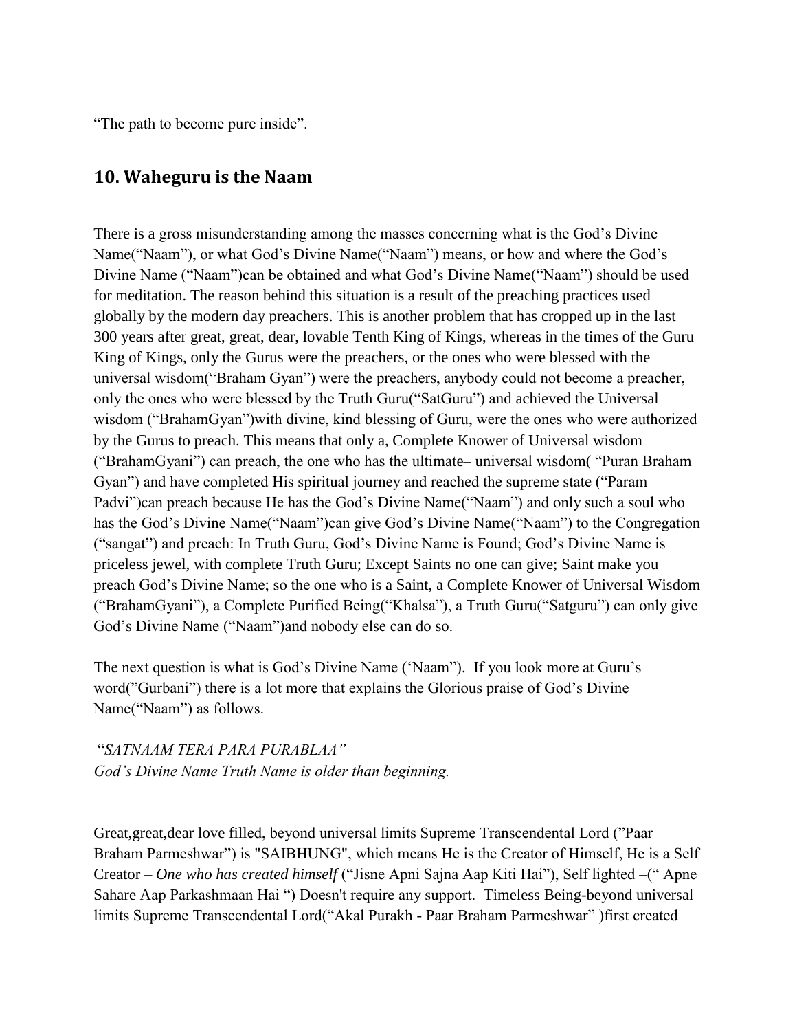"The path to become pure inside".

## 10. Waheguru is the Naam

There is a gross misunderstanding among the masses concerning what is the God's Divine Name("Naam"), or what God's Divine Name("Naam") means, or how and where the God's Divine Name ("Naam")can be obtained and what God's Divine Name("Naam") should be used for meditation. The reason behind this situation is a result of the preaching practices used globally by the modern day preachers. This is another problem that has cropped up in the last 300 years after great, great, dear, lovable Tenth King of Kings, whereas in the times of the Guru King of Kings, only the Gurus were the preachers, or the ones who were blessed with the universal wisdom("Braham Gyan") were the preachers, anybody could not become a preacher, only the ones who were blessed by the Truth Guru("SatGuru") and achieved the Universal wisdom ("BrahamGyan")with divine, kind blessing of Guru, were the ones who were authorized by the Gurus to preach. This means that only a, Complete Knower of Universal wisdom ("BrahamGyani") can preach, the one who has the ultimate– universal wisdom( "Puran Braham Gyan") and have completed His spiritual journey and reached the supreme state ("Param Padvi")can preach because He has the God's Divine Name("Naam") and only such a soul who has the God's Divine Name("Naam")can give God's Divine Name("Naam") to the Congregation ("sangat") and preach: In Truth Guru, God's Divine Name is Found; God's Divine Name is priceless jewel, with complete Truth Guru; Except Saints no one can give; Saint make you preach God's Divine Name; so the one who is a Saint, a Complete Knower of Universal Wisdom ("BrahamGyani"), a Complete Purified Being("Khalsa"), a Truth Guru("Satguru") can only give God's Divine Name ("Naam")and nobody else can do so.

The next question is what is God's Divine Name ('Naam"). If you look more at Guru's word("Gurbani") there is a lot more that explains the Glorious praise of God's Divine Name("Naam") as follows.

*"SATNAAM TERA PARA PURABLAA"*
*God's Divine Name Truth Name is older than beginning.*

Great,great,dear love filled, beyond universal limits Supreme Transcendental Lord ("Paar Braham Parmeshwar") is "SAIBHUNG", which means He is the Creator of Himself, He is a Self Creator – *One who has created himself* ("Jisne Apni Sajna Aap Kiti Hai"), Self lighted –(" Apne Sahare Aap Parkashmaan Hai ") Doesn't require any support. Timeless Being-beyond universal limits Supreme Transcendental Lord("Akal Purakh - Paar Braham Parmeshwar" )first created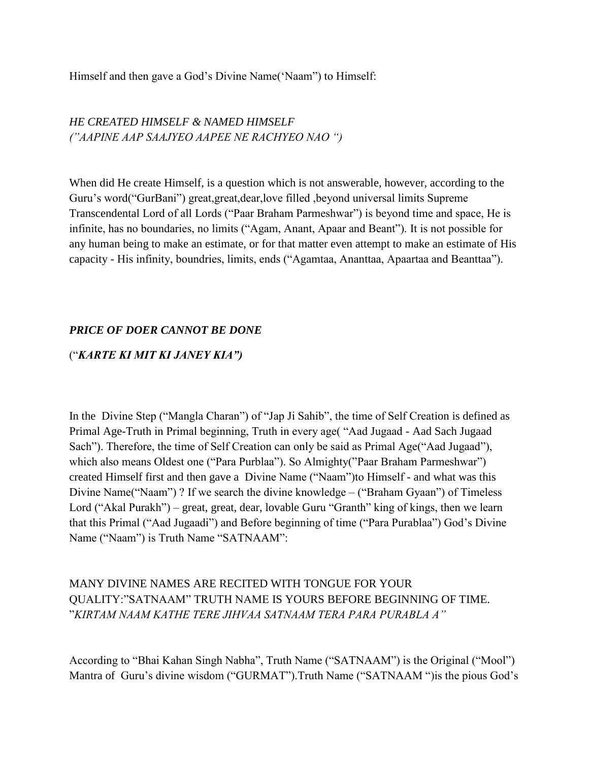Himself and then gave a God's Divine Name('Naam") to Himself:

*HE CREATED HIMSELF & NAMED HIMSELF*
*("AAPINE AAP SAAJYEO AAPEE NE RACHYEO NAO ")*

When did He create Himself, is a question which is not answerable, however, according to the Guru's word("GurBani") great,great,dear,love filled ,beyond universal limits Supreme Transcendental Lord of all Lords ("Paar Braham Parmeshwar") is beyond time and space, He is infinite, has no boundaries, no limits ("Agam, Anant, Apaar and Beant"). It is not possible for any human being to make an estimate, or for that matter even attempt to make an estimate of His capacity - His infinity, boundries, limits, ends ("Agamtaa, Ananttaa, Apaartaa and Beanttaa").

***PRICE OF DOER CANNOT BE DONE***

(“***KARTE KI MIT KI JANEY KIA")***

In the Divine Step ("Mangla Charan") of "Jap Ji Sahib", the time of Self Creation is defined as Primal Age-Truth in Primal beginning, Truth in every age( "Aad Jugaad - Aad Sach Jugaad Sach"). Therefore, the time of Self Creation can only be said as Primal Age("Aad Jugaad"), which also means Oldest one ("Para Purblaa"). So Almighty("Paar Braham Parmeshwar") created Himself first and then gave a Divine Name ("Naam")to Himself - and what was this Divine Name("Naam") ? If we search the divine knowledge – ("Braham Gyaan") of Timeless Lord ("Akal Purakh") – great, great, dear, lovable Guru "Granth" king of kings, then we learn that this Primal ("Aad Jugaadi") and Before beginning of time ("Para Purablaa") God's Divine Name ("Naam") is Truth Name "SATNAAM":

MANY DIVINE NAMES ARE RECITED WITH TONGUE FOR YOUR QUALITY:"SATNAAM" TRUTH NAME IS YOURS BEFORE BEGINNING OF TIME. "*KIRTAM NAAM KATHE TERE JIHVAA SATNAAM TERA PARA PURABLA A"*

According to "Bhai Kahan Singh Nabha", Truth Name ("SATNAAM") is the Original ("Mool") Mantra of Guru's divine wisdom ("GURMAT").Truth Name ("SATNAAM ")is the pious God's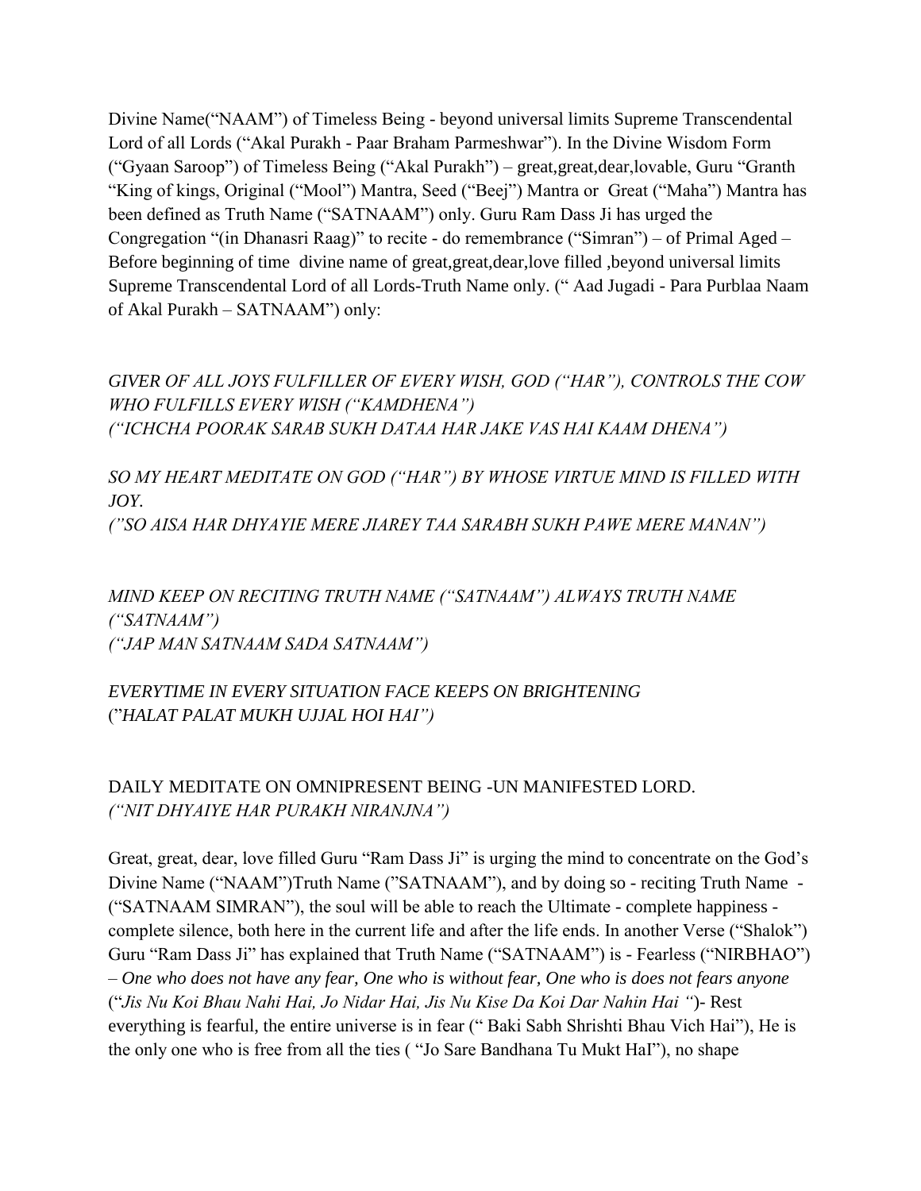Divine Name("NAAM") of Timeless Being - beyond universal limits Supreme Transcendental Lord of all Lords ("Akal Purakh - Paar Braham Parmeshwar"). In the Divine Wisdom Form ("Gyaan Saroop") of Timeless Being ("Akal Purakh") – great,great,dear,lovable, Guru "Granth "King of kings, Original ("Mool") Mantra, Seed ("Beej") Mantra or Great ("Maha") Mantra has been defined as Truth Name ("SATNAAM") only. Guru Ram Dass Ji has urged the Congregation "(in Dhanasri Raag)" to recite - do remembrance ("Simran") – of Primal Aged – Before beginning of time divine name of great,great,dear,love filled ,beyond universal limits Supreme Transcendental Lord of all Lords-Truth Name only. (" Aad Jugadi - Para Purblaa Naam of Akal Purakh – SATNAAM") only:

*GIVER OF ALL JOYS FULFILLER OF EVERY WISH, GOD ("HAR"), CONTROLS THE COW WHO FULFILLS EVERY WISH ("KAMDHENA")*
*("ICHCHA POORAK SARAB SUKH DATAA HAR JAKE VAS HAI KAAM DHENA")*

*SO MY HEART MEDITATE ON GOD ("HAR") BY WHOSE VIRTUE MIND IS FILLED WITH JOY.*
*("SO AISA HAR DHYAYIE MERE JIAREY TAA SARABH SUKH PAWE MERE MANAN")*

*MIND KEEP ON RECITING TRUTH NAME ("SATNAAM") ALWAYS TRUTH NAME ("SATNAAM")*
*("JAP MAN SATNAAM SADA SATNAAM")*

*EVERYTIME IN EVERY SITUATION FACE KEEPS ON BRIGHTENING*
*("HALAT PALAT MUKH UJJAL HOI HAI")*

DAILY MEDITATE ON OMNIPRESENT BEING -UN MANIFESTED LORD.
*("NIT DHYAIYE HAR PURAKH NIRANJNA")*

Great, great, dear, love filled Guru "Ram Dass Ji" is urging the mind to concentrate on the God's Divine Name ("NAAM")Truth Name ("SATNAAM"), and by doing so - reciting Truth Name - ("SATNAAM SIMRAN"), the soul will be able to reach the Ultimate - complete happiness - complete silence, both here in the current life and after the life ends. In another Verse ("Shalok") Guru "Ram Dass Ji" has explained that Truth Name ("SATNAAM") is - Fearless ("NIRBHAO") – *One who does not have any fear, One who is without fear, One who is does not fears anyone* ("*Jis Nu Koi Bhau Nahi Hai, Jo Nidar Hai, Jis Nu Kise Da Koi Dar Nahin Hai "*)- Rest everything is fearful, the entire universe is in fear (" Baki Sabh Shrishti Bhau Vich Hai"), He is the only one who is free from all the ties ( "Jo Sare Bandhana Tu Mukt HaI"), no shape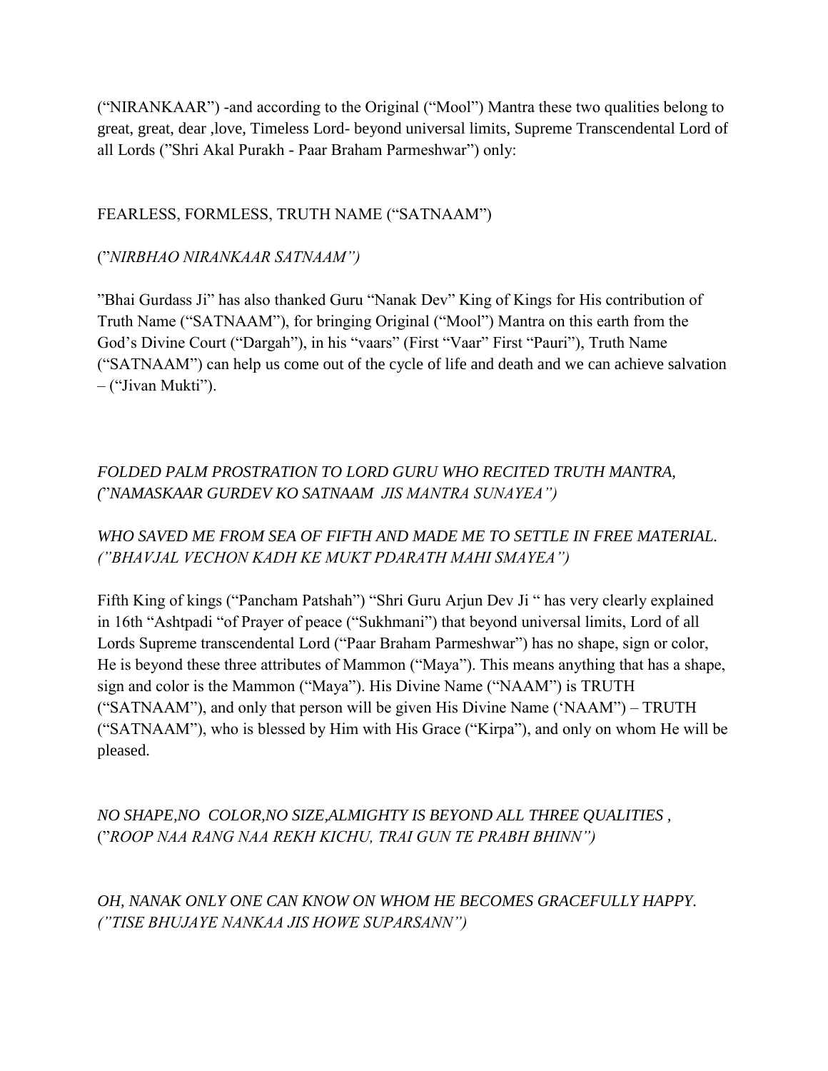("NIRANKAAR") -and according to the Original ("Mool") Mantra these two qualities belong to great, great, dear ,love, Timeless Lord- beyond universal limits, Supreme Transcendental Lord of all Lords ("Shri Akal Purakh - Paar Braham Parmeshwar") only:

FEARLESS, FORMLESS, TRUTH NAME ("SATNAAM")

("*NIRBHAO NIRANKAAR SATNAAM")*

"Bhai Gurdass Ji" has also thanked Guru "Nanak Dev" King of Kings for His contribution of Truth Name ("SATNAAM"), for bringing Original ("Mool") Mantra on this earth from the God's Divine Court ("Dargah"), in his "vaars" (First "Vaar" First "Pauri"), Truth Name ("SATNAAM") can help us come out of the cycle of life and death and we can achieve salvation – ("Jivan Mukti").

*FOLDED PALM PROSTRATION TO LORD GURU WHO RECITED TRUTH MANTRA, ("NAMASKAAR GURDEV KO SATNAAM JIS MANTRA SUNAYEA")*

*WHO SAVED ME FROM SEA OF FIFTH AND MADE ME TO SETTLE IN FREE MATERIAL. ("BHAVJAL VECHON KADH KE MUKT PDARATH MAHI SMAYEA")*

Fifth King of kings ("Pancham Patshah") "Shri Guru Arjun Dev Ji " has very clearly explained in 16th "Ashtpadi "of Prayer of peace ("Sukhmani") that beyond universal limits, Lord of all Lords Supreme transcendental Lord ("Paar Braham Parmeshwar") has no shape, sign or color, He is beyond these three attributes of Mammon ("Maya"). This means anything that has a shape, sign and color is the Mammon ("Maya"). His Divine Name ("NAAM") is TRUTH ("SATNAAM"), and only that person will be given His Divine Name ('NAAM") – TRUTH ("SATNAAM"), who is blessed by Him with His Grace ("Kirpa"), and only on whom He will be pleased.

*NO SHAPE,NO COLOR,NO SIZE,ALMIGHTY IS BEYOND ALL THREE QUALITIES , ("ROOP NAA RANG NAA REKH KICHU, TRAI GUN TE PRABH BHINN")*

*OH, NANAK ONLY ONE CAN KNOW ON WHOM HE BECOMES GRACEFULLY HAPPY. ("TISE BHUJAYE NANKAA JIS HOWE SUPARSANN")*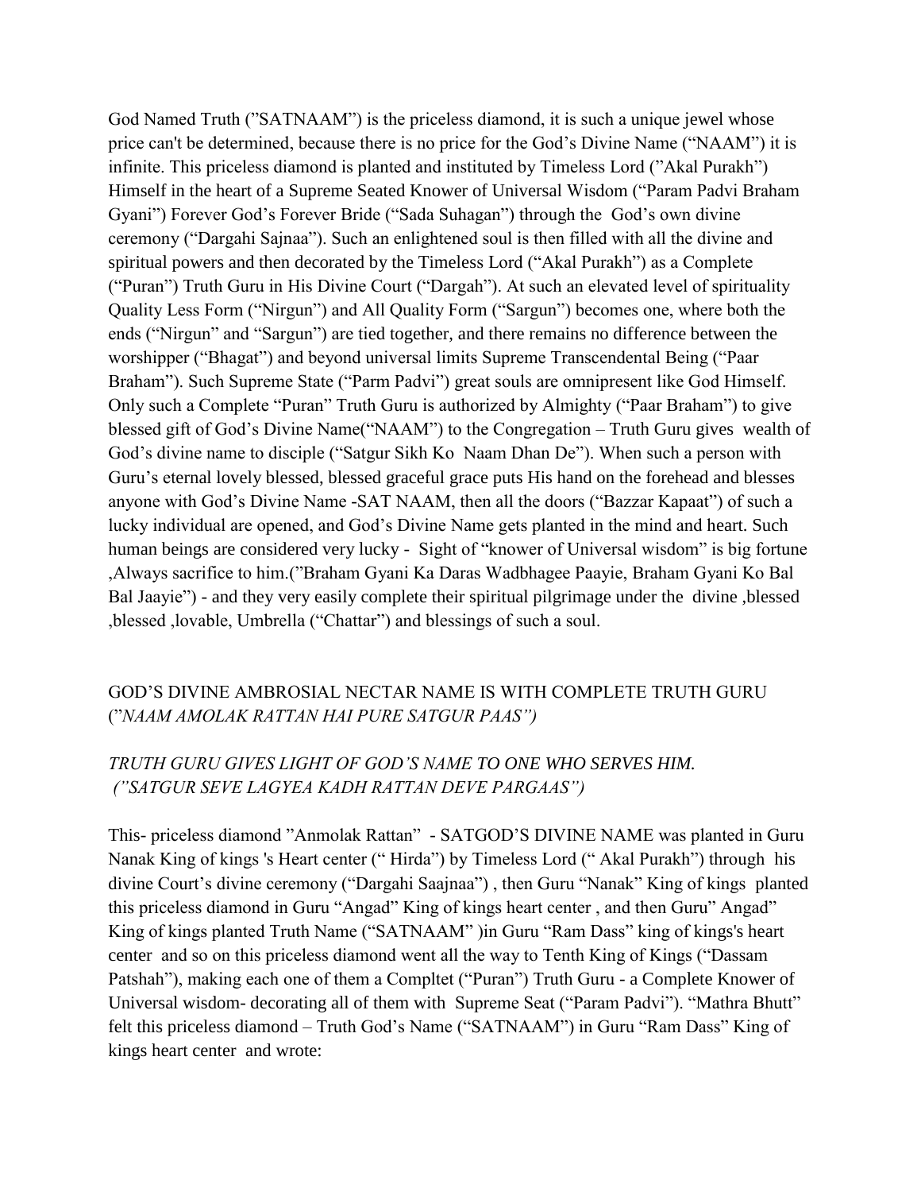God Named Truth (”SATNAAM”) is the priceless diamond, it is such a unique jewel whose price can't be determined, because there is no price for the God’s Divine Name (“NAAM”) it is infinite. This priceless diamond is planted and instituted by Timeless Lord (”Akal Purakh”) Himself in the heart of a Supreme Seated Knower of Universal Wisdom (“Param Padvi Braham Gyani”) Forever God’s Forever Bride (“Sada Suhagan”) through the God’s own divine ceremony (“Dargahi Sajnaa”). Such an enlightened soul is then filled with all the divine and spiritual powers and then decorated by the Timeless Lord (“Akal Purakh”) as a Complete (“Puran”) Truth Guru in His Divine Court (“Dargah”). At such an elevated level of spirituality Quality Less Form (“Nirgun”) and All Quality Form (“Sargun”) becomes one, where both the ends (“Nirgun” and “Sargun”) are tied together, and there remains no difference between the worshipper (“Bhagat”) and beyond universal limits Supreme Transcendental Being (“Paar Braham”). Such Supreme State (“Parm Padvi”) great souls are omnipresent like God Himself. Only such a Complete “Puran” Truth Guru is authorized by Almighty (“Paar Braham”) to give blessed gift of God’s Divine Name(“NAAM”) to the Congregation – Truth Guru gives wealth of God’s divine name to disciple (“Satgur Sikh Ko Naam Dhan De”). When such a person with Guru’s eternal lovely blessed, blessed graceful grace puts His hand on the forehead and blesses anyone with God’s Divine Name -SAT NAAM, then all the doors (“Bazzar Kapaat”) of such a lucky individual are opened, and God’s Divine Name gets planted in the mind and heart. Such human beings are considered very lucky - Sight of “knower of Universal wisdom” is big fortune ,Always sacrifice to him.(”Braham Gyani Ka Daras Wadbhagee Paayie, Braham Gyani Ko Bal Bal Jaayie”) - and they very easily complete their spiritual pilgrimage under the divine ,blessed ,blessed ,lovable, Umbrella (“Chattar”) and blessings of such a soul.

GOD’S DIVINE AMBROSIAL NECTAR NAME IS WITH COMPLETE TRUTH GURU (”*NAAM AMOLAK RATTAN HAI PURE SATGUR PAAS”)*

*TRUTH GURU GIVES LIGHT OF GOD’S NAME TO ONE WHO SERVES HIM. (”SATGUR SEVE LAGYEA KADH RATTAN DEVE PARGAAS”)*

This- priceless diamond ”Anmolak Rattan” - SATGOD’S DIVINE NAME was planted in Guru Nanak King of kings 's Heart center (“ Hirda”) by Timeless Lord (“ Akal Purakh”) through his divine Court’s divine ceremony (“Dargahi Saajnaa”) , then Guru “Nanak” King of kings planted this priceless diamond in Guru “Angad” King of kings heart center , and then Guru” Angad” King of kings planted Truth Name (“SATNAAM” )in Guru “Ram Dass” king of kings's heart center and so on this priceless diamond went all the way to Tenth King of Kings (“Dassam Patshah”), making each one of them a Compltet (“Puran”) Truth Guru - a Complete Knower of Universal wisdom- decorating all of them with Supreme Seat (“Param Padvi”). “Mathra Bhutt” felt this priceless diamond – Truth God’s Name (“SATNAAM”) in Guru “Ram Dass” King of kings heart center and wrote: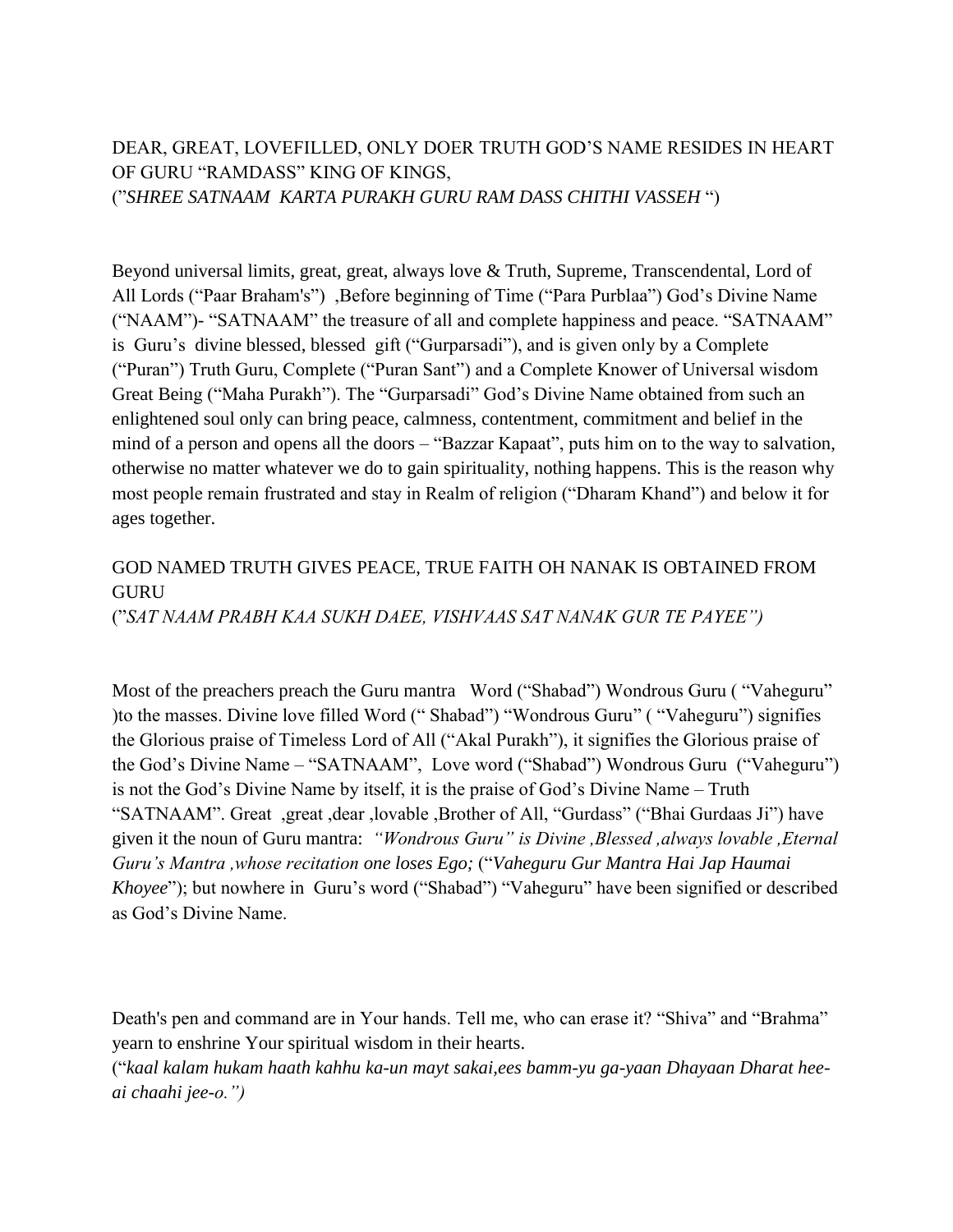DEAR, GREAT, LOVEFILLED, ONLY DOER TRUTH GOD'S NAME RESIDES IN HEART OF GURU "RAMDASS" KING OF KINGS,
("*SHREE SATNAAM KARTA PURAKH GURU RAM DASS CHITHI VASSEH* ")

Beyond universal limits, great, great, always love & Truth, Supreme, Transcendental, Lord of All Lords ("Paar Braham's") ,Before beginning of Time ("Para Purblaa") God's Divine Name ("NAAM")- "SATNAAM" the treasure of all and complete happiness and peace. "SATNAAM" is Guru's divine blessed, blessed gift ("Gurparsadi"), and is given only by a Complete ("Puran") Truth Guru, Complete ("Puran Sant") and a Complete Knower of Universal wisdom Great Being ("Maha Purakh"). The "Gurparsadi" God's Divine Name obtained from such an enlightened soul only can bring peace, calmness, contentment, commitment and belief in the mind of a person and opens all the doors – "Bazzar Kapaat", puts him on to the way to salvation, otherwise no matter whatever we do to gain spirituality, nothing happens. This is the reason why most people remain frustrated and stay in Realm of religion ("Dharam Khand") and below it for ages together.

GOD NAMED TRUTH GIVES PEACE, TRUE FAITH OH NANAK IS OBTAINED FROM GURU
("*SAT NAAM PRABH KAA SUKH DAEE, VISHVAAS SAT NANAK GUR TE PAYEE")*

Most of the preachers preach the Guru mantra Word ("Shabad") Wondrous Guru ( "Vaheguru" )to the masses. Divine love filled Word (" Shabad") "Wondrous Guru" ( "Vaheguru") signifies the Glorious praise of Timeless Lord of All ("Akal Purakh"), it signifies the Glorious praise of the God's Divine Name – "SATNAAM", Love word ("Shabad") Wondrous Guru ("Vaheguru") is not the God's Divine Name by itself, it is the praise of God's Divine Name – Truth "SATNAAM". Great ,great ,dear ,lovable ,Brother of All, "Gurdass" ("Bhai Gurdaas Ji") have given it the noun of Guru mantra: *"Wondrous Guru" is Divine ,Blessed ,always lovable ,Eternal Guru's Mantra ,whose recitation one loses Ego;* ("*Vaheguru Gur Mantra Hai Jap Haumai Khoyee*"); but nowhere in Guru's word ("Shabad") "Vaheguru" have been signified or described as God's Divine Name.

Death's pen and command are in Your hands. Tell me, who can erase it? "Shiva" and "Brahma" yearn to enshrine Your spiritual wisdom in their hearts.
("*kaal kalam hukam haath kahhu ka-un mayt sakai,ees bamm-yu ga-yaan Dhayaan Dharat hee-ai chaahi jee-o.")*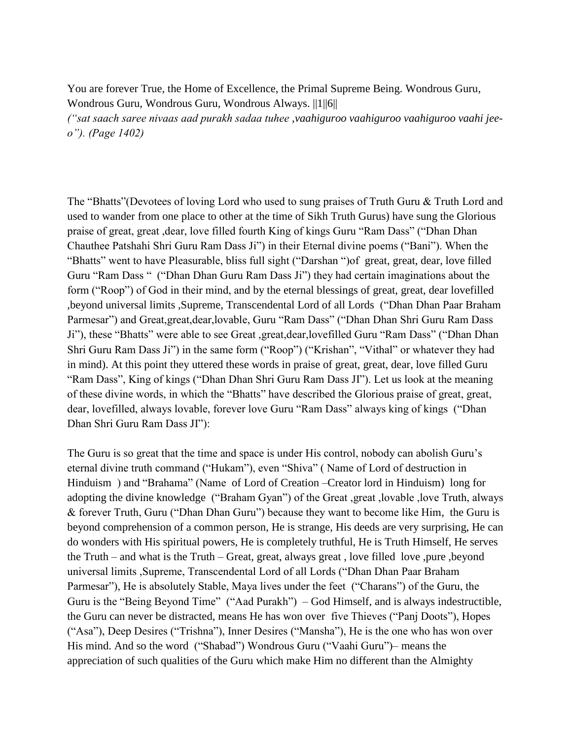You are forever True, the Home of Excellence, the Primal Supreme Being. Wondrous Guru, Wondrous Guru, Wondrous Guru, Wondrous Always. ||1||6||
*("sat saach saree nivaas aad purakh sadaa tuhee ,vaahiguroo vaahiguroo vaahiguroo vaahi jee-o"). (Page 1402)*

The "Bhatts"(Devotees of loving Lord who used to sung praises of Truth Guru & Truth Lord and used to wander from one place to other at the time of Sikh Truth Gurus) have sung the Glorious praise of great, great ,dear, love filled fourth King of kings Guru "Ram Dass" ("Dhan Dhan Chauthee Patshahi Shri Guru Ram Dass Ji") in their Eternal divine poems ("Bani"). When the "Bhatts" went to have Pleasurable, bliss full sight ("Darshan ")of great, great, dear, love filled Guru "Ram Dass " ("Dhan Dhan Guru Ram Dass Ji") they had certain imaginations about the form ("Roop") of God in their mind, and by the eternal blessings of great, great, dear lovefilled ,beyond universal limits ,Supreme, Transcendental Lord of all Lords ("Dhan Dhan Paar Braham Parmesar") and Great,great,dear,lovable, Guru "Ram Dass" ("Dhan Dhan Shri Guru Ram Dass Ji"), these "Bhatts" were able to see Great ,great,dear,lovefilled Guru "Ram Dass" ("Dhan Dhan Shri Guru Ram Dass Ji") in the same form ("Roop") ("Krishan", "Vithal" or whatever they had in mind). At this point they uttered these words in praise of great, great, dear, love filled Guru "Ram Dass", King of kings ("Dhan Dhan Shri Guru Ram Dass JI"). Let us look at the meaning of these divine words, in which the "Bhatts" have described the Glorious praise of great, great, dear, lovefilled, always lovable, forever love Guru "Ram Dass" always king of kings ("Dhan Dhan Shri Guru Ram Dass JI"):

The Guru is so great that the time and space is under His control, nobody can abolish Guru's eternal divine truth command ("Hukam"), even "Shiva" ( Name of Lord of destruction in Hinduism ) and "Brahama" (Name of Lord of Creation –Creator lord in Hinduism) long for adopting the divine knowledge ("Braham Gyan") of the Great ,great ,lovable ,love Truth, always & forever Truth, Guru ("Dhan Dhan Guru") because they want to become like Him, the Guru is beyond comprehension of a common person, He is strange, His deeds are very surprising, He can do wonders with His spiritual powers, He is completely truthful, He is Truth Himself, He serves the Truth – and what is the Truth – Great, great, always great , love filled love ,pure ,beyond universal limits ,Supreme, Transcendental Lord of all Lords ("Dhan Dhan Paar Braham Parmesar"), He is absolutely Stable, Maya lives under the feet ("Charans") of the Guru, the Guru is the "Being Beyond Time" ("Aad Purakh") – God Himself, and is always indestructible, the Guru can never be distracted, means He has won over five Thieves ("Panj Doots"), Hopes ("Asa"), Deep Desires ("Trishna"), Inner Desires ("Mansha"), He is the one who has won over His mind. And so the word ("Shabad") Wondrous Guru ("Vaahi Guru")– means the appreciation of such qualities of the Guru which make Him no different than the Almighty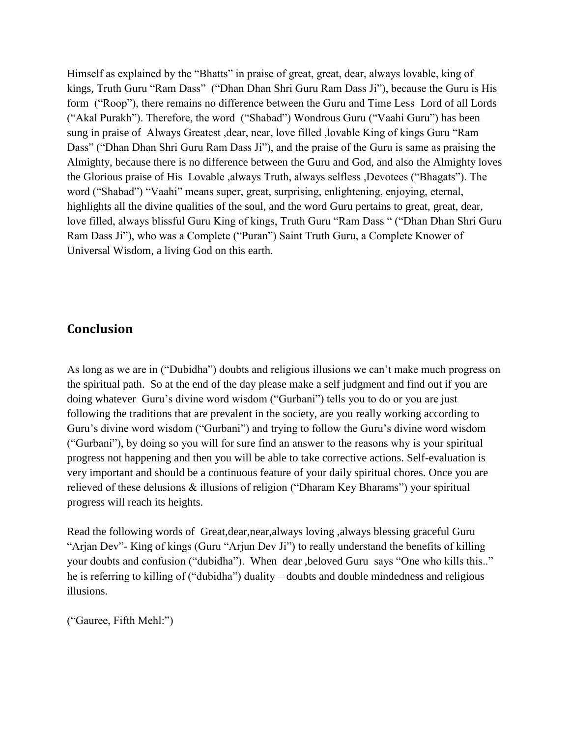Himself as explained by the "Bhatts" in praise of great, great, dear, always lovable, king of kings, Truth Guru "Ram Dass" ("Dhan Dhan Shri Guru Ram Dass Ji"), because the Guru is His form ("Roop"), there remains no difference between the Guru and Time Less Lord of all Lords ("Akal Purakh"). Therefore, the word ("Shabad") Wondrous Guru ("Vaahi Guru") has been sung in praise of Always Greatest ,dear, near, love filled ,lovable King of kings Guru "Ram Dass" ("Dhan Dhan Shri Guru Ram Dass Ji"), and the praise of the Guru is same as praising the Almighty, because there is no difference between the Guru and God, and also the Almighty loves the Glorious praise of His Lovable ,always Truth, always selfless ,Devotees ("Bhagats"). The word ("Shabad") "Vaahi" means super, great, surprising, enlightening, enjoying, eternal, highlights all the divine qualities of the soul, and the word Guru pertains to great, great, dear, love filled, always blissful Guru King of kings, Truth Guru "Ram Dass " ("Dhan Dhan Shri Guru Ram Dass Ji"), who was a Complete ("Puran") Saint Truth Guru, a Complete Knower of Universal Wisdom, a living God on this earth.

## Conclusion

As long as we are in ("Dubidha") doubts and religious illusions we can't make much progress on the spiritual path. So at the end of the day please make a self judgment and find out if you are doing whatever Guru's divine word wisdom ("Gurbani") tells you to do or you are just following the traditions that are prevalent in the society, are you really working according to Guru's divine word wisdom ("Gurbani") and trying to follow the Guru's divine word wisdom ("Gurbani"), by doing so you will for sure find an answer to the reasons why is your spiritual progress not happening and then you will be able to take corrective actions. Self-evaluation is very important and should be a continuous feature of your daily spiritual chores. Once you are relieved of these delusions & illusions of religion ("Dharam Key Bharams") your spiritual progress will reach its heights.

Read the following words of Great,dear,near,always loving ,always blessing graceful Guru "Arjan Dev"- King of kings (Guru "Arjun Dev Ji") to really understand the benefits of killing your doubts and confusion ("dubidha"). When dear ,beloved Guru says "One who kills this.." he is referring to killing of ("dubidha") duality – doubts and double mindedness and religious illusions.

("Gauree, Fifth Mehl:")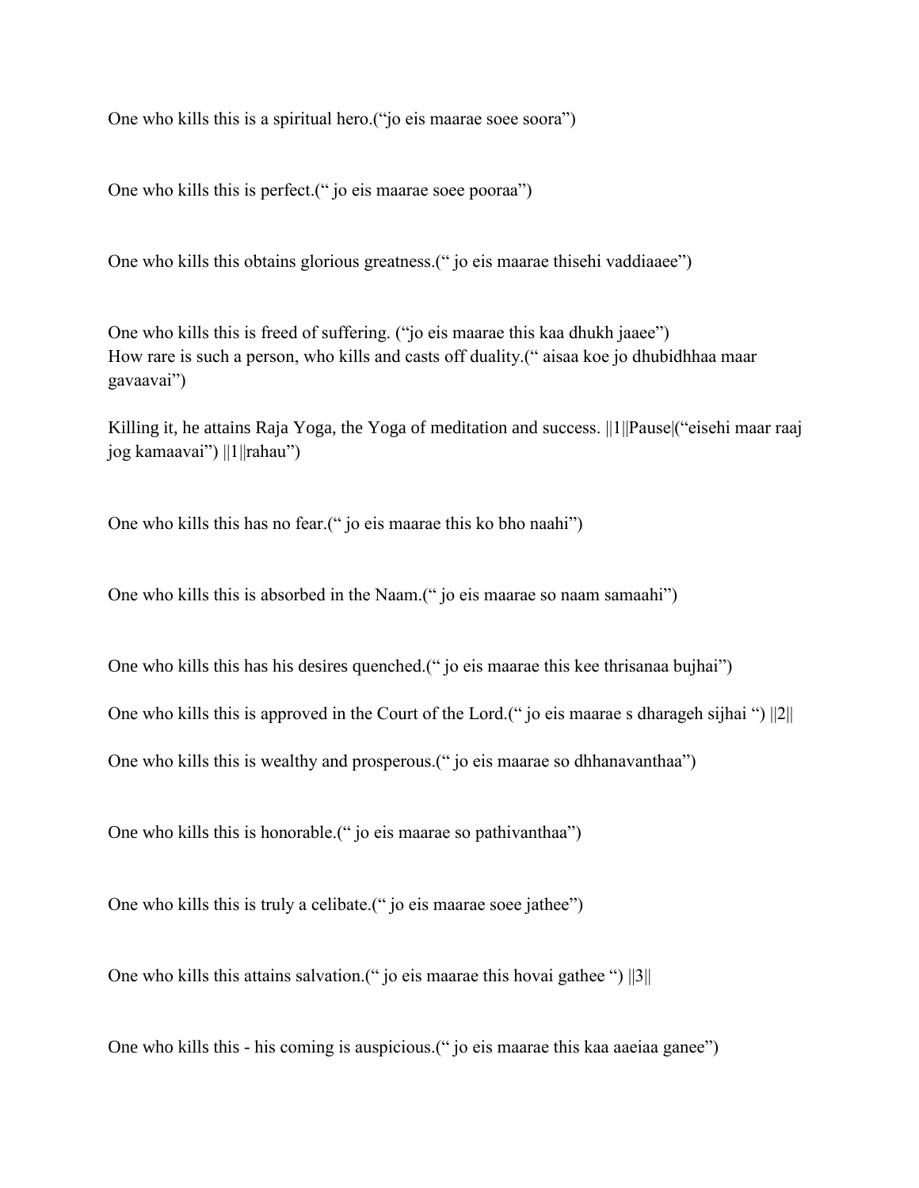One who kills this is a spiritual hero.("jo eis maarae soee soora")

One who kills this is perfect.(" jo eis maarae soee pooraa")

One who kills this obtains glorious greatness.(" jo eis maarae thisehi vaddiaaee")

One who kills this is freed of suffering. ("jo eis maarae this kaa dhukh jaaee")
How rare is such a person, who kills and casts off duality.(" aisaa koe jo dhubidhhaa maar gavaavai")

Killing it, he attains Raja Yoga, the Yoga of meditation and success. ||1||Pause|("eisehi maar raaj jog kamaavai") ||1||rahau")

One who kills this has no fear.(" jo eis maarae this ko bho naahi")

One who kills this is absorbed in the Naam.(" jo eis maarae so naam samaahi")

One who kills this has his desires quenched.(" jo eis maarae this kee thrisanaa bujhai")

One who kills this is approved in the Court of the Lord.(" jo eis maarae s dharageh sijhai ") ||2||

One who kills this is wealthy and prosperous.(" jo eis maarae so dhhanavanthaa")

One who kills this is honorable.(" jo eis maarae so pathivanthaa")

One who kills this is truly a celibate.(" jo eis maarae soee jathee")

One who kills this attains salvation.(" jo eis maarae this hovai gathee ") ||3||

One who kills this - his coming is auspicious.(" jo eis maarae this kaa aaeiaa ganee")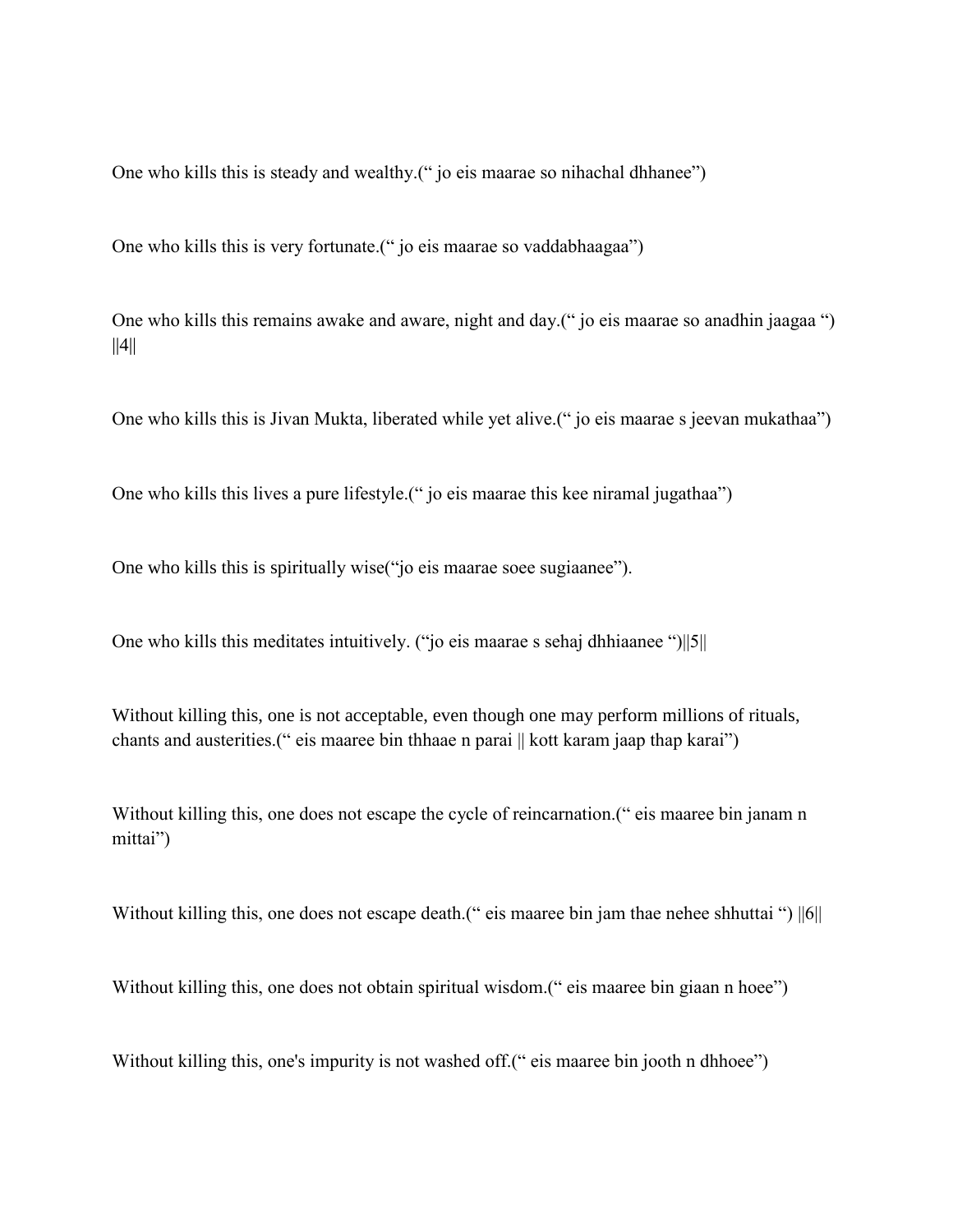One who kills this is steady and wealthy.(" jo eis maarae so nihachal dhhanee")

One who kills this is very fortunate.(" jo eis maarae so vaddabhaagaa")

One who kills this remains awake and aware, night and day.(" jo eis maarae so anadhin jaagaa ") ||4||

One who kills this is Jivan Mukta, liberated while yet alive.(" jo eis maarae s jeevan mukathaa")

One who kills this lives a pure lifestyle.(" jo eis maarae this kee niramal jugathaa")

One who kills this is spiritually wise("jo eis maarae soee sugiaanee").

One who kills this meditates intuitively. ("jo eis maarae s sehaj dhhiaanee ")||5||

Without killing this, one is not acceptable, even though one may perform millions of rituals, chants and austerities.(" eis maaree bin thhaae n parai || kott karam jaap thap karai")

Without killing this, one does not escape the cycle of reincarnation.(" eis maaree bin janam n mittai")

Without killing this, one does not escape death.(" eis maaree bin jam thae nehee shhuttai ") ||6||

Without killing this, one does not obtain spiritual wisdom.(" eis maaree bin giaan n hoee")

Without killing this, one's impurity is not washed off.(" eis maaree bin jooth n dhhoee")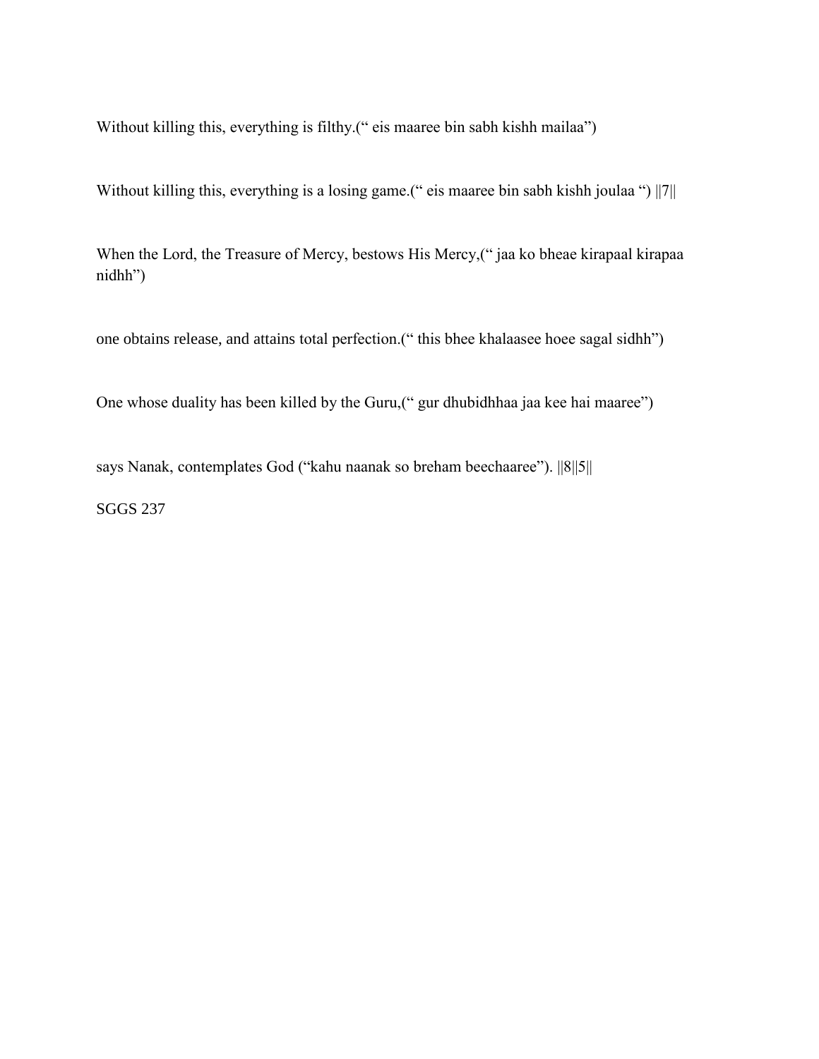Without killing this, everything is filthy.(" eis maaree bin sabh kishh mailaa")

Without killing this, everything is a losing game.(" eis maaree bin sabh kishh joulaa ") ||7||

When the Lord, the Treasure of Mercy, bestows His Mercy,(" jaa ko bheae kirapaal kirapaa nidhh")

one obtains release, and attains total perfection.(" this bhee khalaasee hoee sagal sidhh")

One whose duality has been killed by the Guru,(" gur dhubidhhaa jaa kee hai maaree")

says Nanak, contemplates God ("kahu naanak so breham beechaaree"). ||8||5||

SGGS 237